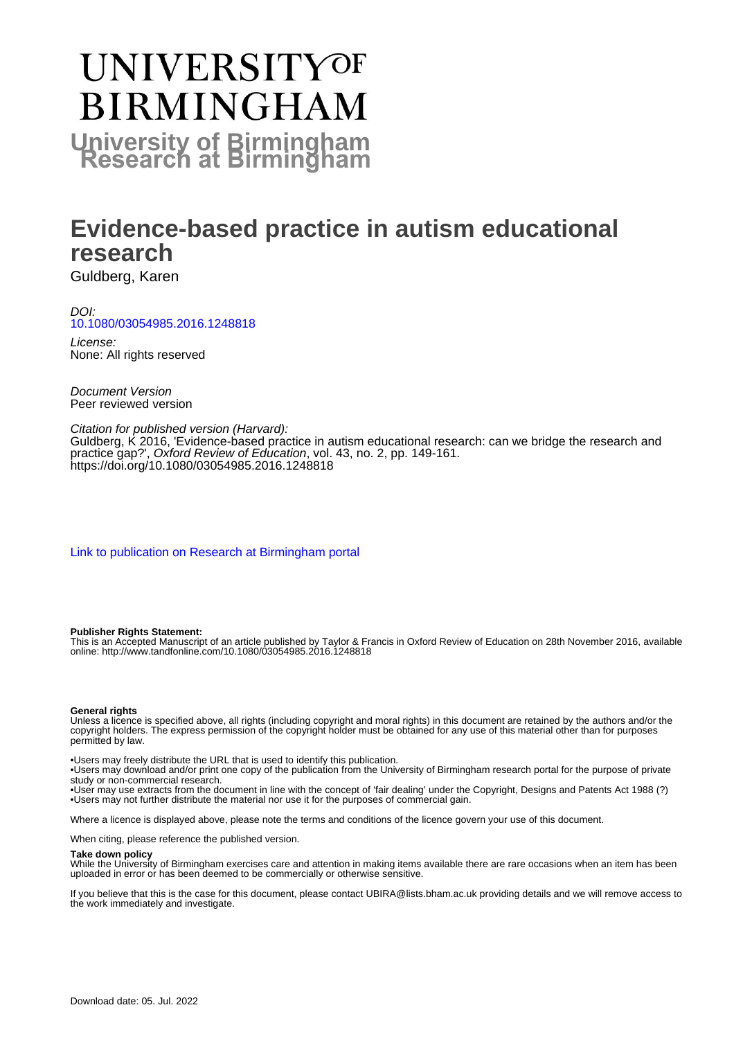# UNIVERSITY OF BIRMINGHAM

**University of Birmingham Research at Birmingham**

# Evidence-based practice in autism educational research

Guldberg, Karen

*DOI:*
10.1080/03054985.2016.1248818

*License:*
None: All rights reserved

*Document Version*
Peer reviewed version

*Citation for published version (Harvard):*
Guldberg, K 2016, 'Evidence-based practice in autism educational research: can we bridge the research and practice gap?', *Oxford Review of Education*, vol. 43, no. 2, pp. 149-161.
https://doi.org/10.1080/03054985.2016.1248818

Link to publication on Research at Birmingham portal

**Publisher Rights Statement:**
This is an Accepted Manuscript of an article published by Taylor & Francis in Oxford Review of Education on 28th November 2016, available online: http://www.tandfonline.com/10.1080/03054985.2016.1248818

**General rights**
Unless a licence is specified above, all rights (including copyright and moral rights) in this document are retained by the authors and/or the copyright holders. The express permission of the copyright holder must be obtained for any use of this material other than for purposes permitted by law.

•Users may freely distribute the URL that is used to identify this publication.
•Users may download and/or print one copy of the publication from the University of Birmingham research portal for the purpose of private study or non-commercial research.
•User may use extracts from the document in line with the concept of 'fair dealing' under the Copyright, Designs and Patents Act 1988 (?)
•Users may not further distribute the material nor use it for the purposes of commercial gain.

Where a licence is displayed above, please note the terms and conditions of the licence govern your use of this document.

When citing, please reference the published version.

**Take down policy**
While the University of Birmingham exercises care and attention in making items available there are rare occasions when an item has been uploaded in error or has been deemed to be commercially or otherwise sensitive.

If you believe that this is the case for this document, please contact UBIRA@lists.bham.ac.uk providing details and we will remove access to the work immediately and investigate.

Download date: 05. Jul. 2022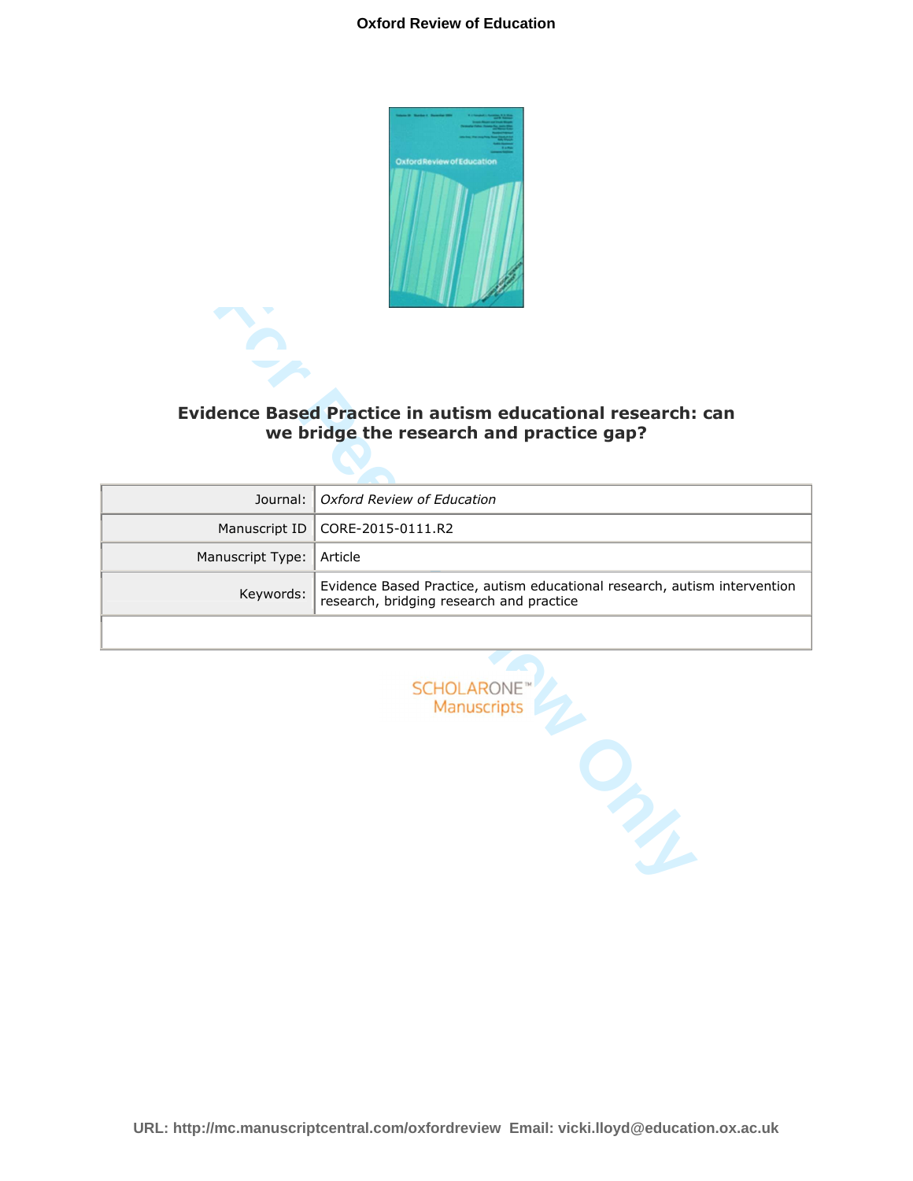# Evidence Based Practice in autism educational research: can we bridge the research and practice gap?

| | |
|---|---|
| Journal: | *Oxford Review of Education* |
| Manuscript ID | CORE-2015-0111.R2 |
| Manuscript Type: | Article |
| Keywords: | Evidence Based Practice, autism educational research, autism intervention research, bridging research and practice |
| | |

SCHOLARONE™
Manuscripts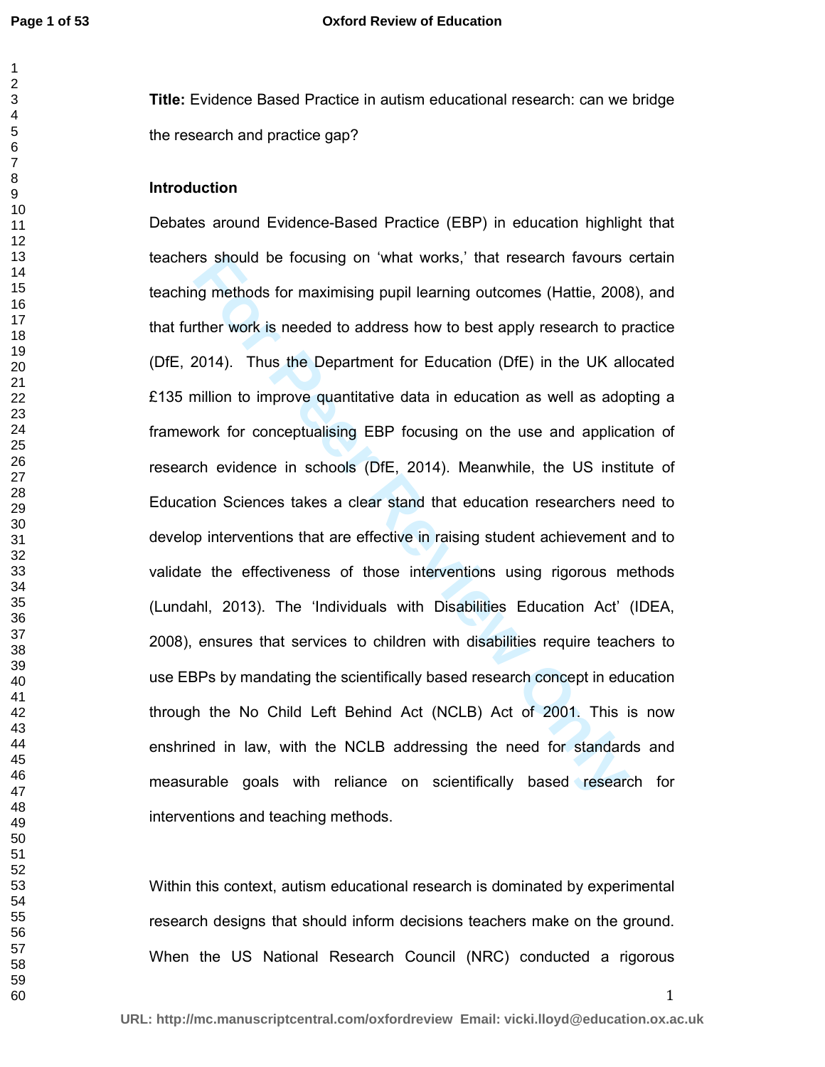**Title:** Evidence Based Practice in autism educational research: can we bridge the research and practice gap?

## Introduction

Debates around Evidence-Based Practice (EBP) in education highlight that teachers should be focusing on 'what works,' that research favours certain teaching methods for maximising pupil learning outcomes (Hattie, 2008), and that further work is needed to address how to best apply research to practice (DfE, 2014). Thus the Department for Education (DfE) in the UK allocated £135 million to improve quantitative data in education as well as adopting a framework for conceptualising EBP focusing on the use and application of research evidence in schools (DfE, 2014). Meanwhile, the US institute of Education Sciences takes a clear stand that education researchers need to develop interventions that are effective in raising student achievement and to validate the effectiveness of those interventions using rigorous methods (Lundahl, 2013). The 'Individuals with Disabilities Education Act' (IDEA, 2008), ensures that services to children with disabilities require teachers to use EBPs by mandating the scientifically based research concept in education through the No Child Left Behind Act (NCLB) Act of 2001. This is now enshrined in law, with the NCLB addressing the need for standards and measurable goals with reliance on scientifically based research for interventions and teaching methods.

Within this context, autism educational research is dominated by experimental research designs that should inform decisions teachers make on the ground. When the US National Research Council (NRC) conducted a rigorous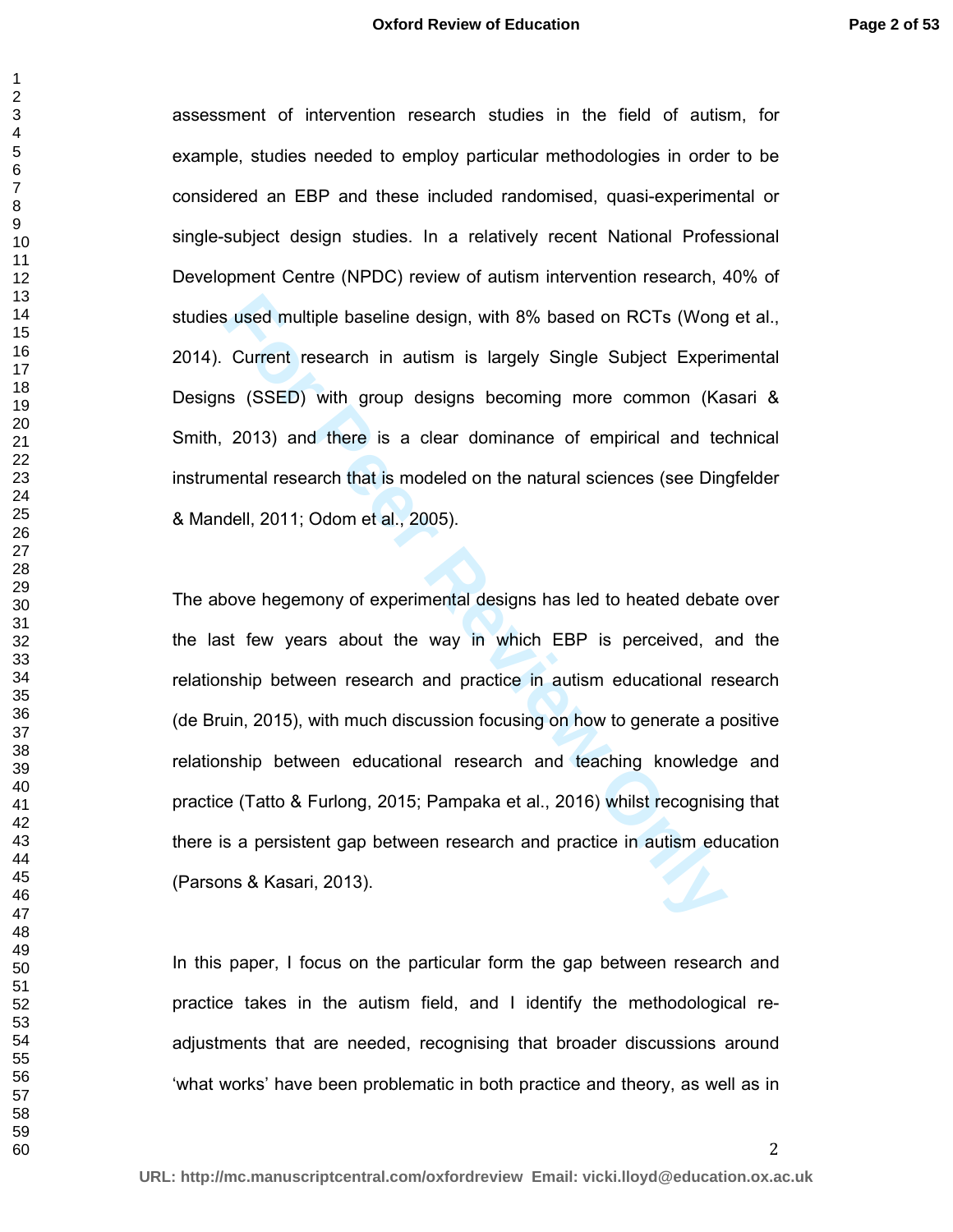assessment of intervention research studies in the field of autism, for example, studies needed to employ particular methodologies in order to be considered an EBP and these included randomised, quasi-experimental or single-subject design studies. In a relatively recent National Professional Development Centre (NPDC) review of autism intervention research, 40% of studies used multiple baseline design, with 8% based on RCTs (Wong et al., 2014). Current research in autism is largely Single Subject Experimental Designs (SSED) with group designs becoming more common (Kasari & Smith, 2013) and there is a clear dominance of empirical and technical instrumental research that is modeled on the natural sciences (see Dingfelder & Mandell, 2011; Odom et al., 2005).

The above hegemony of experimental designs has led to heated debate over the last few years about the way in which EBP is perceived, and the relationship between research and practice in autism educational research (de Bruin, 2015), with much discussion focusing on how to generate a positive relationship between educational research and teaching knowledge and practice (Tatto & Furlong, 2015; Pampaka et al., 2016) whilst recognising that there is a persistent gap between research and practice in autism education (Parsons & Kasari, 2013).

In this paper, I focus on the particular form the gap between research and practice takes in the autism field, and I identify the methodological re-adjustments that are needed, recognising that broader discussions around 'what works' have been problematic in both practice and theory, as well as in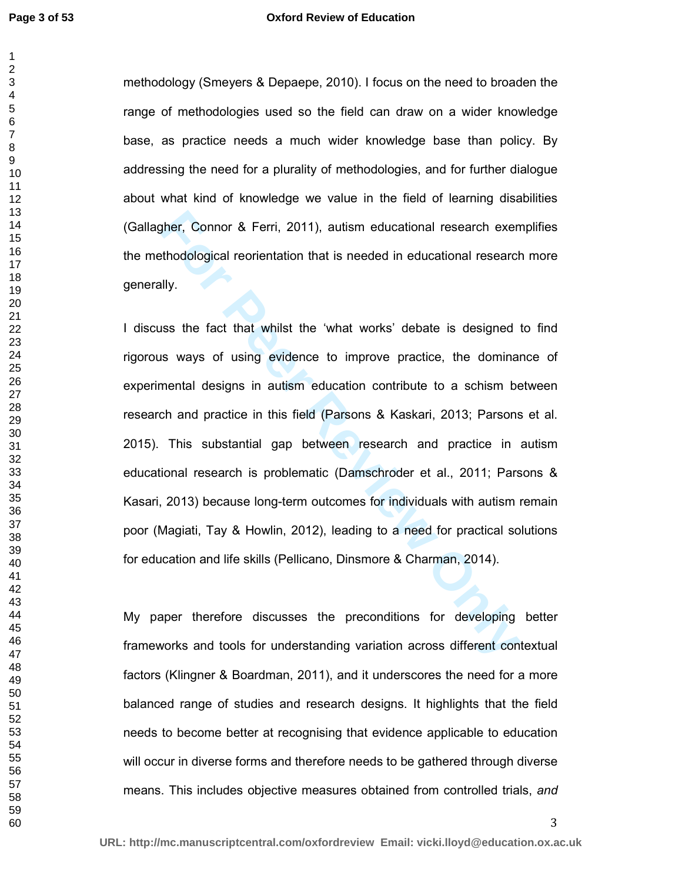methodology (Smeyers & Depaepe, 2010). I focus on the need to broaden the range of methodologies used so the field can draw on a wider knowledge base, as practice needs a much wider knowledge base than policy. By addressing the need for a plurality of methodologies, and for further dialogue about what kind of knowledge we value in the field of learning disabilities (Gallagher, Connor & Ferri, 2011), autism educational research exemplifies the methodological reorientation that is needed in educational research more generally.

I discuss the fact that whilst the 'what works' debate is designed to find rigorous ways of using evidence to improve practice, the dominance of experimental designs in autism education contribute to a schism between research and practice in this field (Parsons & Kaskari, 2013; Parsons et al. 2015). This substantial gap between research and practice in autism educational research is problematic (Damschroder et al., 2011; Parsons & Kasari, 2013) because long-term outcomes for individuals with autism remain poor (Magiati, Tay & Howlin, 2012), leading to a need for practical solutions for education and life skills (Pellicano, Dinsmore & Charman, 2014).

My paper therefore discusses the preconditions for developing better frameworks and tools for understanding variation across different contextual factors (Klingner & Boardman, 2011), and it underscores the need for a more balanced range of studies and research designs. It highlights that the field needs to become better at recognising that evidence applicable to education will occur in diverse forms and therefore needs to be gathered through diverse means. This includes objective measures obtained from controlled trials, *and*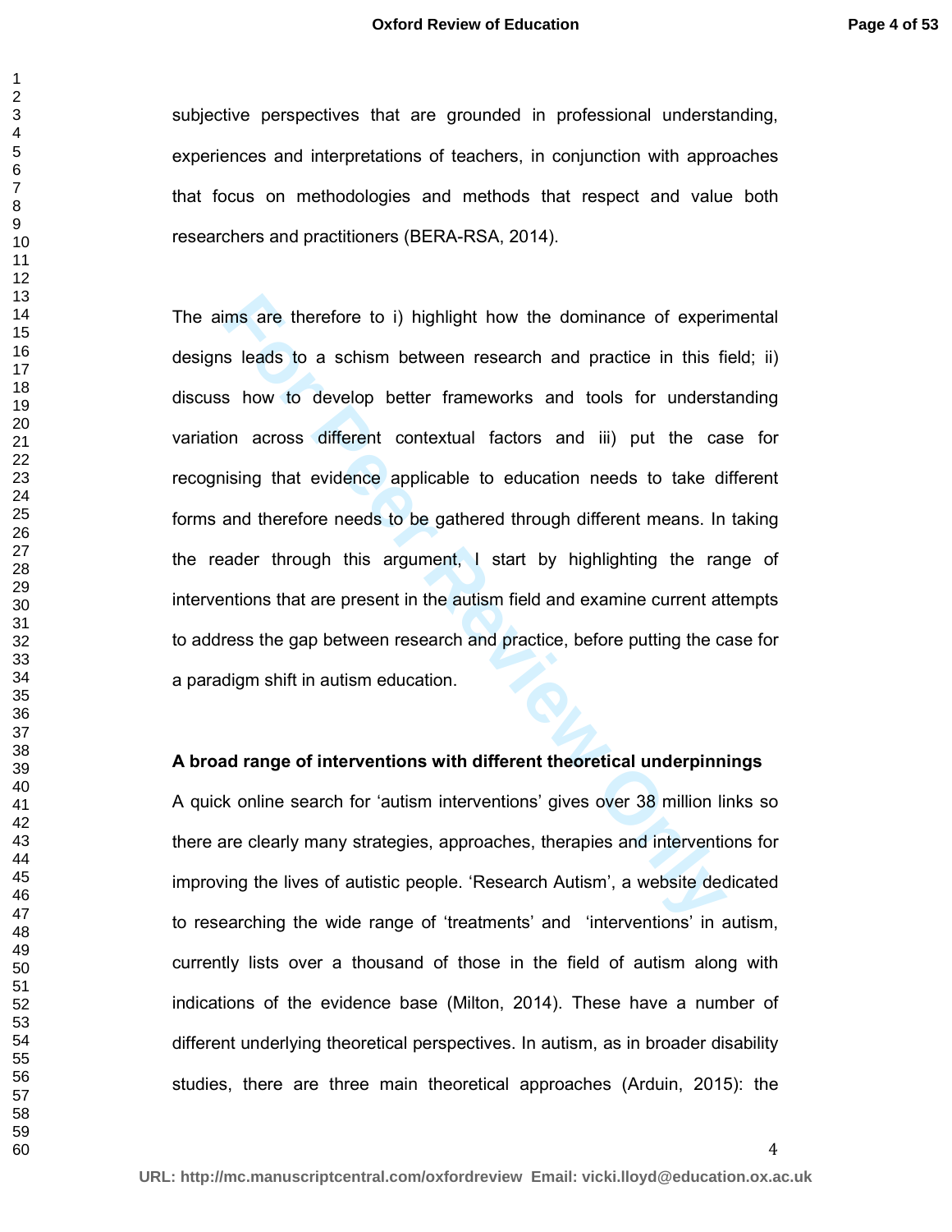subjective perspectives that are grounded in professional understanding, experiences and interpretations of teachers, in conjunction with approaches that focus on methodologies and methods that respect and value both researchers and practitioners (BERA-RSA, 2014).

The aims are therefore to i) highlight how the dominance of experimental designs leads to a schism between research and practice in this field; ii) discuss how to develop better frameworks and tools for understanding variation across different contextual factors and iii) put the case for recognising that evidence applicable to education needs to take different forms and therefore needs to be gathered through different means. In taking the reader through this argument, I start by highlighting the range of interventions that are present in the autism field and examine current attempts to address the gap between research and practice, before putting the case for a paradigm shift in autism education.

**A broad range of interventions with different theoretical underpinnings**

A quick online search for 'autism interventions' gives over 38 million links so there are clearly many strategies, approaches, therapies and interventions for improving the lives of autistic people. 'Research Autism', a website dedicated to researching the wide range of 'treatments' and 'interventions' in autism, currently lists over a thousand of those in the field of autism along with indications of the evidence base (Milton, 2014). These have a number of different underlying theoretical perspectives. In autism, as in broader disability studies, there are three main theoretical approaches (Arduin, 2015): the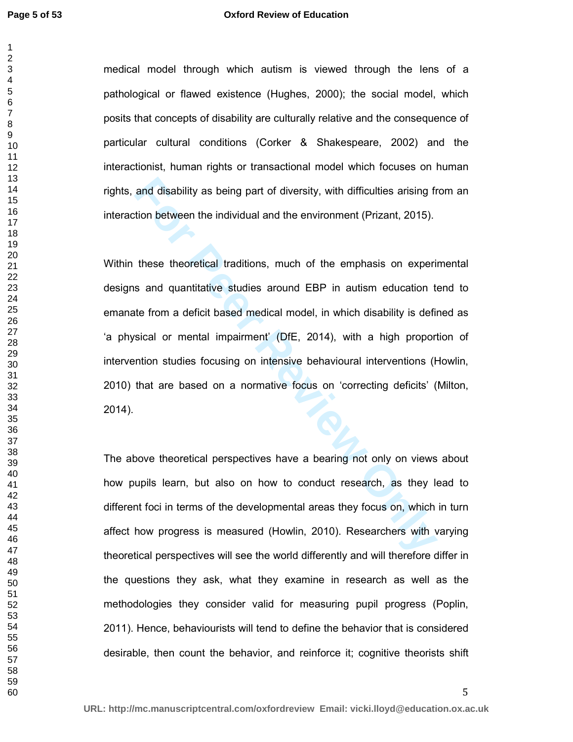medical model through which autism is viewed through the lens of a pathological or flawed existence (Hughes, 2000); the social model, which posits that concepts of disability are culturally relative and the consequence of particular cultural conditions (Corker & Shakespeare, 2002) and the interactionist, human rights or transactional model which focuses on human rights, and disability as being part of diversity, with difficulties arising from an interaction between the individual and the environment (Prizant, 2015).

Within these theoretical traditions, much of the emphasis on experimental designs and quantitative studies around EBP in autism education tend to emanate from a deficit based medical model, in which disability is defined as 'a physical or mental impairment' (DfE, 2014), with a high proportion of intervention studies focusing on intensive behavioural interventions (Howlin, 2010) that are based on a normative focus on 'correcting deficits' (Milton, 2014).

The above theoretical perspectives have a bearing not only on views about how pupils learn, but also on how to conduct research, as they lead to different foci in terms of the developmental areas they focus on, which in turn affect how progress is measured (Howlin, 2010). Researchers with varying theoretical perspectives will see the world differently and will therefore differ in the questions they ask, what they examine in research as well as the methodologies they consider valid for measuring pupil progress (Poplin, 2011). Hence, behaviourists will tend to define the behavior that is considered desirable, then count the behavior, and reinforce it; cognitive theorists shift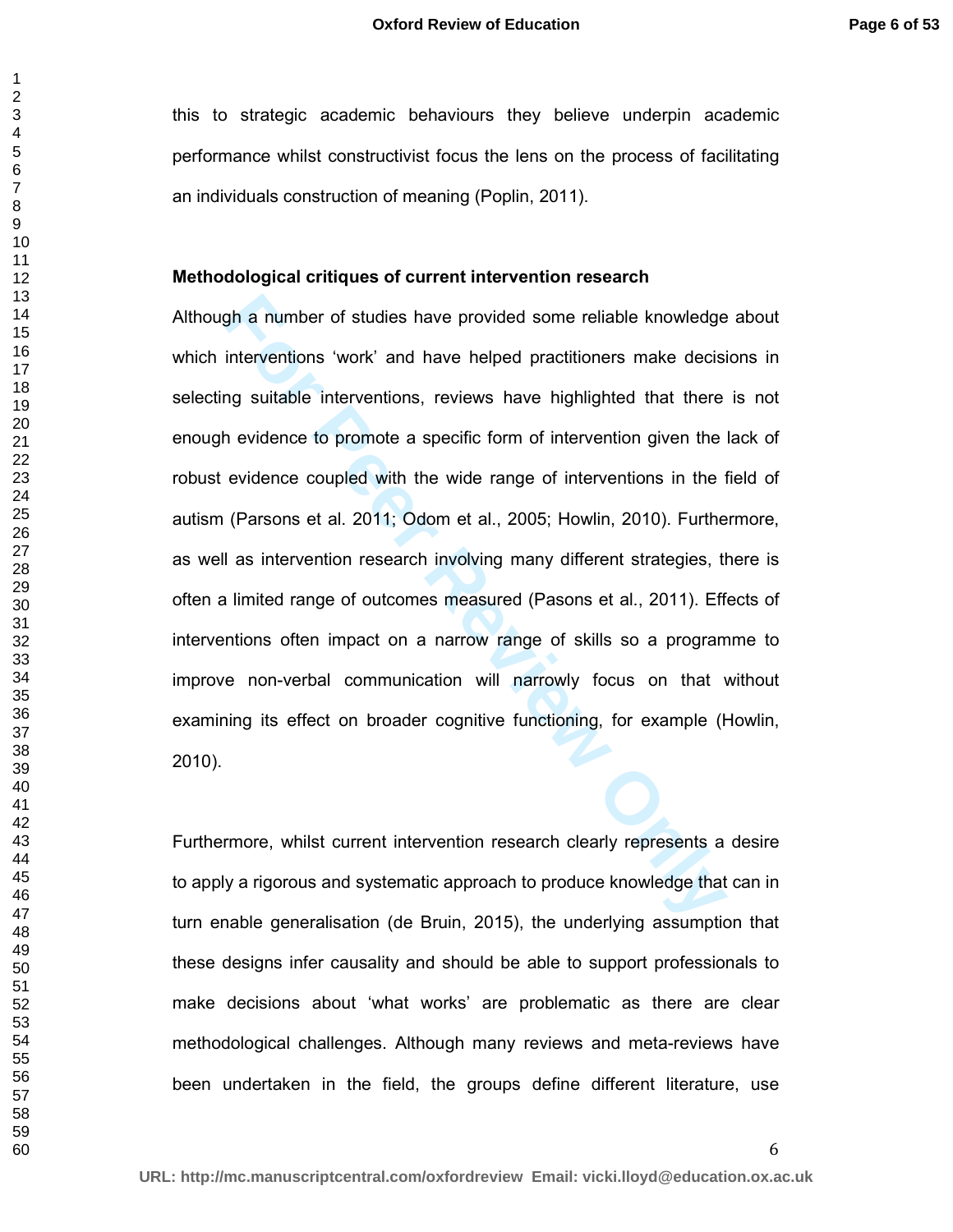this to strategic academic behaviours they believe underpin academic performance whilst constructivist focus the lens on the process of facilitating an individuals construction of meaning (Poplin, 2011).

**Methodological critiques of current intervention research**

Although a number of studies have provided some reliable knowledge about which interventions 'work' and have helped practitioners make decisions in selecting suitable interventions, reviews have highlighted that there is not enough evidence to promote a specific form of intervention given the lack of robust evidence coupled with the wide range of interventions in the field of autism (Parsons et al. 2011; Odom et al., 2005; Howlin, 2010). Furthermore, as well as intervention research involving many different strategies, there is often a limited range of outcomes measured (Pasons et al., 2011). Effects of interventions often impact on a narrow range of skills so a programme to improve non-verbal communication will narrowly focus on that without examining its effect on broader cognitive functioning, for example (Howlin, 2010).

Furthermore, whilst current intervention research clearly represents a desire to apply a rigorous and systematic approach to produce knowledge that can in turn enable generalisation (de Bruin, 2015), the underlying assumption that these designs infer causality and should be able to support professionals to make decisions about 'what works' are problematic as there are clear methodological challenges. Although many reviews and meta-reviews have been undertaken in the field, the groups define different literature, use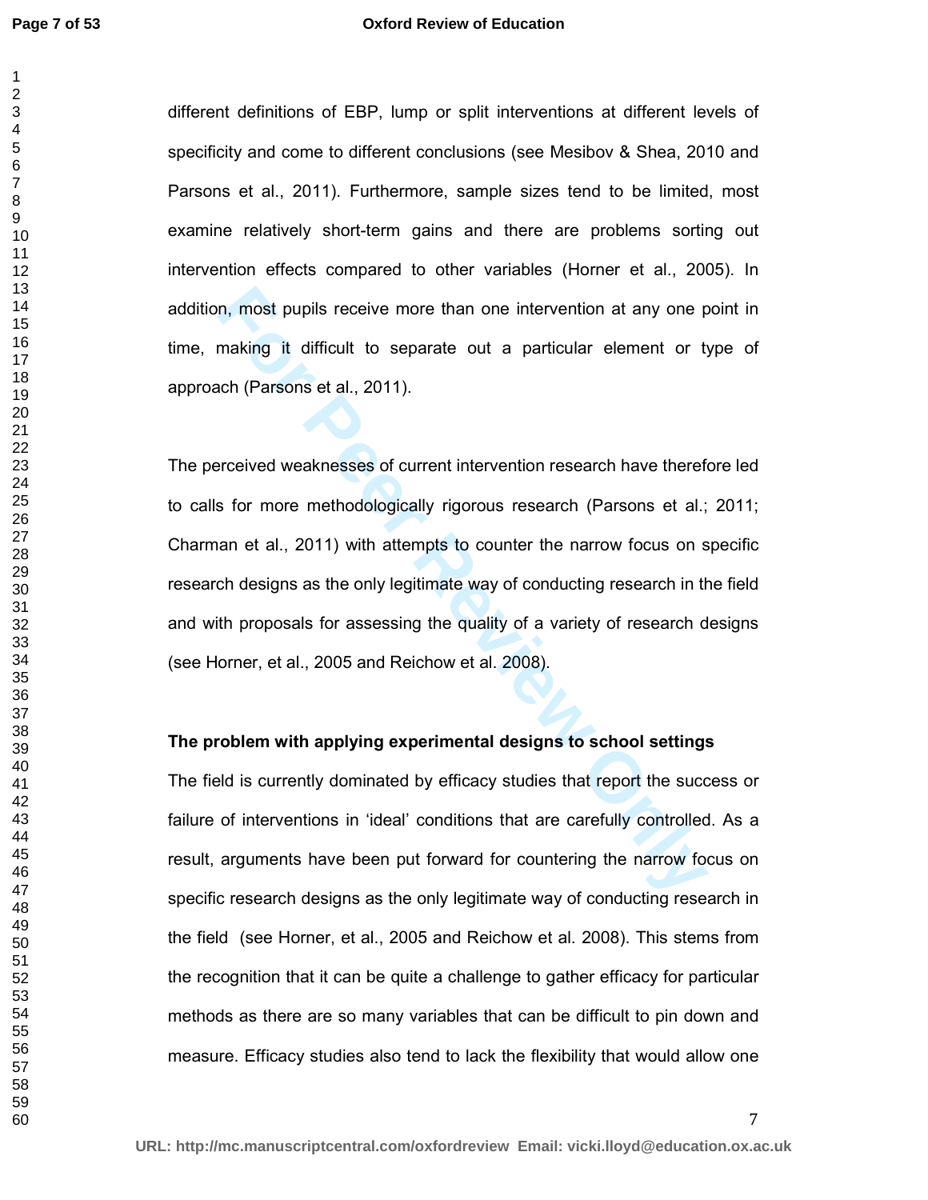different definitions of EBP, lump or split interventions at different levels of specificity and come to different conclusions (see Mesibov & Shea, 2010 and Parsons et al., 2011). Furthermore, sample sizes tend to be limited, most examine relatively short-term gains and there are problems sorting out intervention effects compared to other variables (Horner et al., 2005). In addition, most pupils receive more than one intervention at any one point in time, making it difficult to separate out a particular element or type of approach (Parsons et al., 2011).

The perceived weaknesses of current intervention research have therefore led to calls for more methodologically rigorous research (Parsons et al.; 2011; Charman et al., 2011) with attempts to counter the narrow focus on specific research designs as the only legitimate way of conducting research in the field and with proposals for assessing the quality of a variety of research designs (see Horner, et al., 2005 and Reichow et al. 2008).

**The problem with applying experimental designs to school settings**

The field is currently dominated by efficacy studies that report the success or failure of interventions in 'ideal' conditions that are carefully controlled. As a result, arguments have been put forward for countering the narrow focus on specific research designs as the only legitimate way of conducting research in the field (see Horner, et al., 2005 and Reichow et al. 2008). This stems from the recognition that it can be quite a challenge to gather efficacy for particular methods as there are so many variables that can be difficult to pin down and measure. Efficacy studies also tend to lack the flexibility that would allow one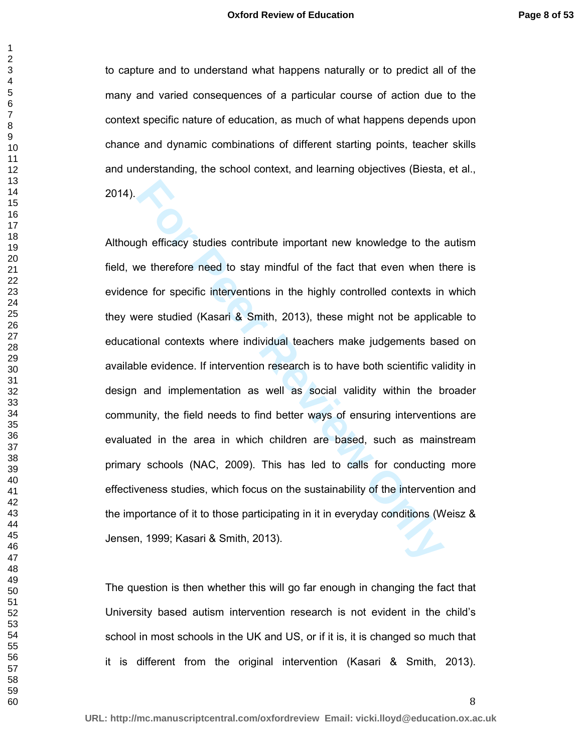to capture and to understand what happens naturally or to predict all of the many and varied consequences of a particular course of action due to the context specific nature of education, as much of what happens depends upon chance and dynamic combinations of different starting points, teacher skills and understanding, the school context, and learning objectives (Biesta, et al., 2014).

Although efficacy studies contribute important new knowledge to the autism field, we therefore need to stay mindful of the fact that even when there is evidence for specific interventions in the highly controlled contexts in which they were studied (Kasari & Smith, 2013), these might not be applicable to educational contexts where individual teachers make judgements based on available evidence. If intervention research is to have both scientific validity in design and implementation as well as social validity within the broader community, the field needs to find better ways of ensuring interventions are evaluated in the area in which children are based, such as mainstream primary schools (NAC, 2009). This has led to calls for conducting more effectiveness studies, which focus on the sustainability of the intervention and the importance of it to those participating in it in everyday conditions (Weisz & Jensen, 1999; Kasari & Smith, 2013).

The question is then whether this will go far enough in changing the fact that University based autism intervention research is not evident in the child's school in most schools in the UK and US, or if it is, it is changed so much that it is different from the original intervention (Kasari & Smith, 2013).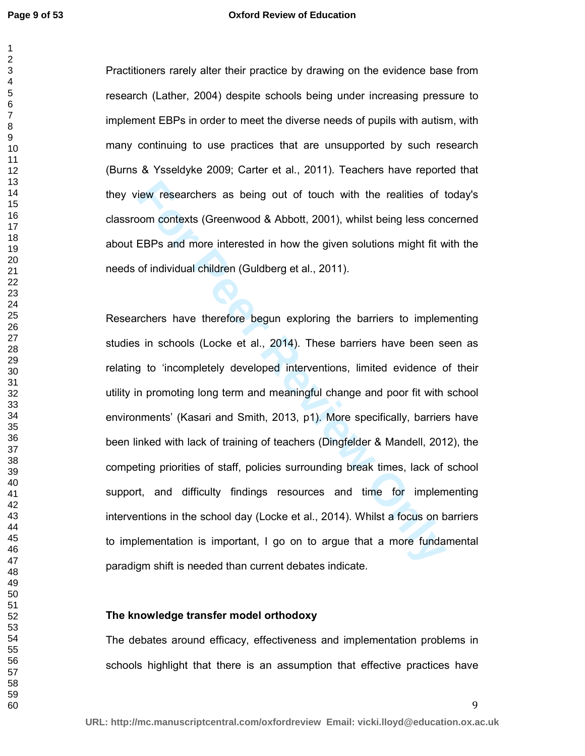Practitioners rarely alter their practice by drawing on the evidence base from research (Lather, 2004) despite schools being under increasing pressure to implement EBPs in order to meet the diverse needs of pupils with autism, with many continuing to use practices that are unsupported by such research (Burns & Ysseldyke 2009; Carter et al., 2011). Teachers have reported that they view researchers as being out of touch with the realities of today's classroom contexts (Greenwood & Abbott, 2001), whilst being less concerned about EBPs and more interested in how the given solutions might fit with the needs of individual children (Guldberg et al., 2011).

Researchers have therefore begun exploring the barriers to implementing studies in schools (Locke et al., 2014). These barriers have been seen as relating to 'incompletely developed interventions, limited evidence of their utility in promoting long term and meaningful change and poor fit with school environments' (Kasari and Smith, 2013, p1). More specifically, barriers have been linked with lack of training of teachers (Dingfelder & Mandell, 2012), the competing priorities of staff, policies surrounding break times, lack of school support, and difficulty findings resources and time for implementing interventions in the school day (Locke et al., 2014). Whilst a focus on barriers to implementation is important, I go on to argue that a more fundamental paradigm shift is needed than current debates indicate.

**The knowledge transfer model orthodoxy**

The debates around efficacy, effectiveness and implementation problems in schools highlight that there is an assumption that effective practices have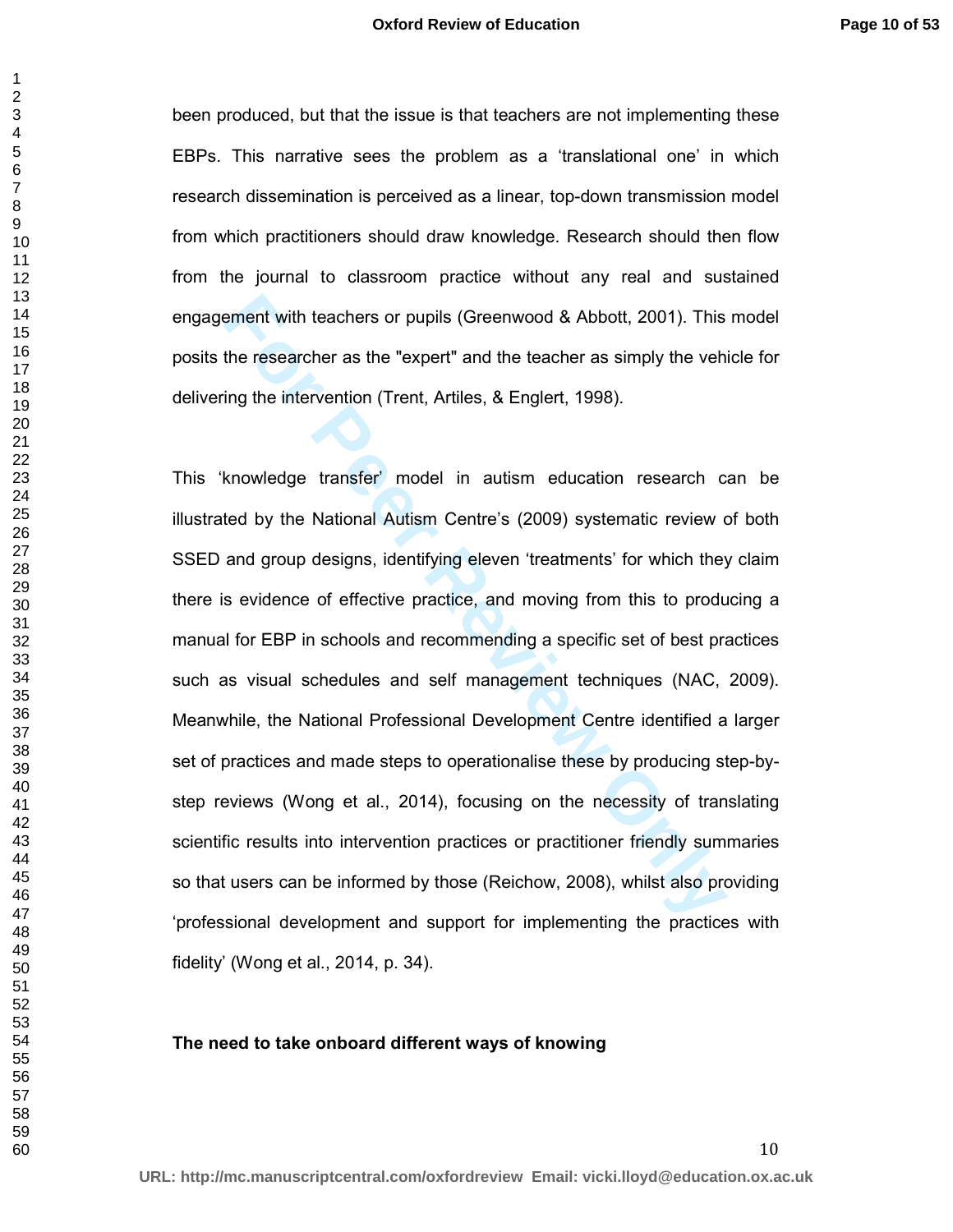been produced, but that the issue is that teachers are not implementing these EBPs. This narrative sees the problem as a 'translational one' in which research dissemination is perceived as a linear, top-down transmission model from which practitioners should draw knowledge. Research should then flow from the journal to classroom practice without any real and sustained engagement with teachers or pupils (Greenwood & Abbott, 2001). This model posits the researcher as the "expert" and the teacher as simply the vehicle for delivering the intervention (Trent, Artiles, & Englert, 1998).

This 'knowledge transfer' model in autism education research can be illustrated by the National Autism Centre's (2009) systematic review of both SSED and group designs, identifying eleven 'treatments' for which they claim there is evidence of effective practice, and moving from this to producing a manual for EBP in schools and recommending a specific set of best practices such as visual schedules and self management techniques (NAC, 2009). Meanwhile, the National Professional Development Centre identified a larger set of practices and made steps to operationalise these by producing step-by-step reviews (Wong et al., 2014), focusing on the necessity of translating scientific results into intervention practices or practitioner friendly summaries so that users can be informed by those (Reichow, 2008), whilst also providing 'professional development and support for implementing the practices with fidelity' (Wong et al., 2014, p. 34).

**The need to take onboard different ways of knowing**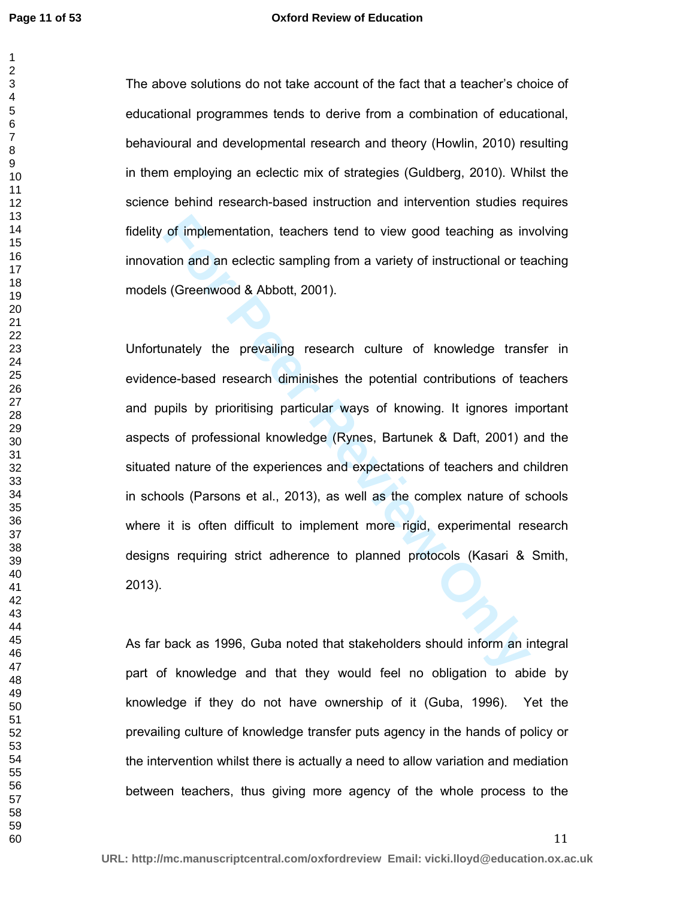The above solutions do not take account of the fact that a teacher's choice of educational programmes tends to derive from a combination of educational, behavioural and developmental research and theory (Howlin, 2010) resulting in them employing an eclectic mix of strategies (Guldberg, 2010). Whilst the science behind research-based instruction and intervention studies requires fidelity of implementation, teachers tend to view good teaching as involving innovation and an eclectic sampling from a variety of instructional or teaching models (Greenwood & Abbott, 2001).

Unfortunately the prevailing research culture of knowledge transfer in evidence-based research diminishes the potential contributions of teachers and pupils by prioritising particular ways of knowing. It ignores important aspects of professional knowledge (Rynes, Bartunek & Daft, 2001) and the situated nature of the experiences and expectations of teachers and children in schools (Parsons et al., 2013), as well as the complex nature of schools where it is often difficult to implement more rigid, experimental research designs requiring strict adherence to planned protocols (Kasari & Smith, 2013).

As far back as 1996, Guba noted that stakeholders should inform an integral part of knowledge and that they would feel no obligation to abide by knowledge if they do not have ownership of it (Guba, 1996). Yet the prevailing culture of knowledge transfer puts agency in the hands of policy or the intervention whilst there is actually a need to allow variation and mediation between teachers, thus giving more agency of the whole process to the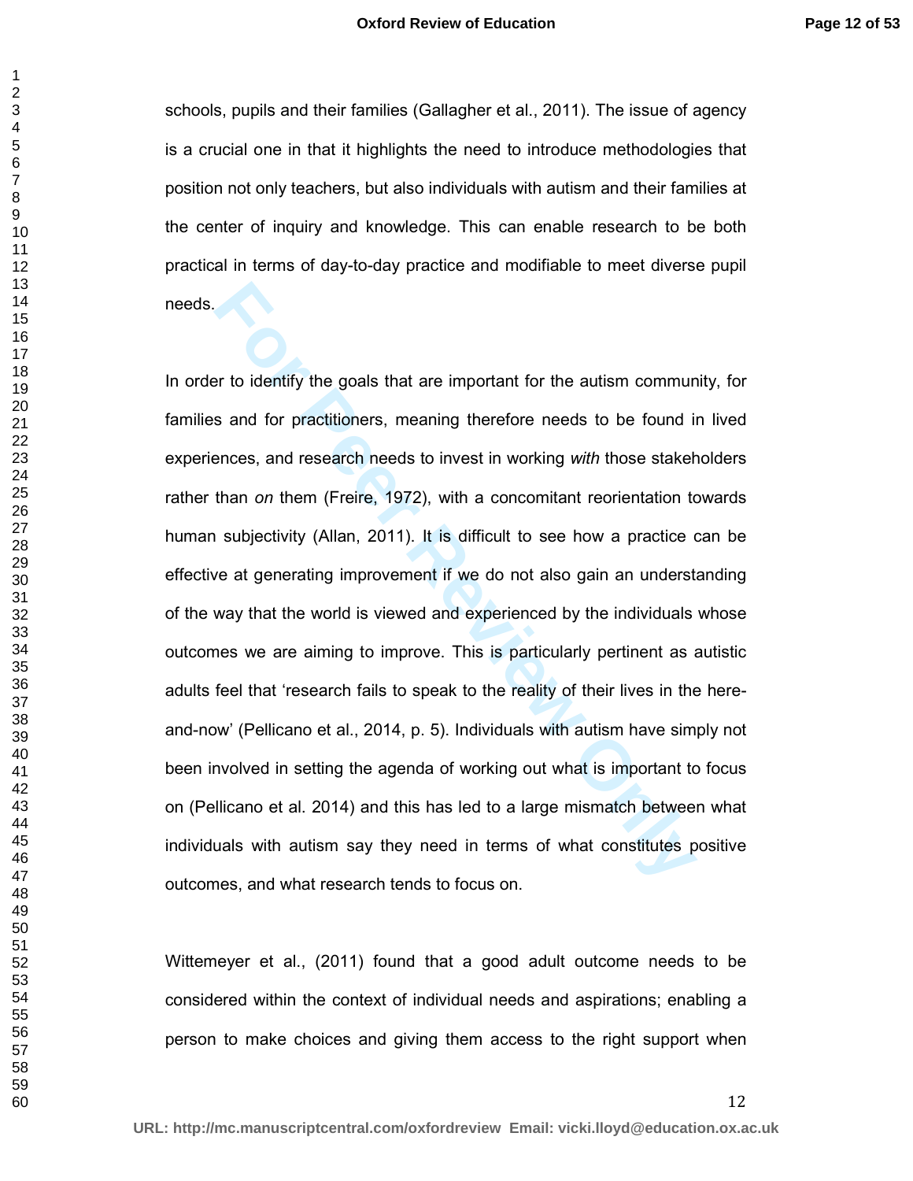schools, pupils and their families (Gallagher et al., 2011). The issue of agency is a crucial one in that it highlights the need to introduce methodologies that position not only teachers, but also individuals with autism and their families at the center of inquiry and knowledge. This can enable research to be both practical in terms of day-to-day practice and modifiable to meet diverse pupil needs.

In order to identify the goals that are important for the autism community, for families and for practitioners, meaning therefore needs to be found in lived experiences, and research needs to invest in working *with* those stakeholders rather than *on* them (Freire, 1972), with a concomitant reorientation towards human subjectivity (Allan, 2011). It is difficult to see how a practice can be effective at generating improvement if we do not also gain an understanding of the way that the world is viewed and experienced by the individuals whose outcomes we are aiming to improve. This is particularly pertinent as autistic adults feel that 'research fails to speak to the reality of their lives in the here-and-now' (Pellicano et al., 2014, p. 5). Individuals with autism have simply not been involved in setting the agenda of working out what is important to focus on (Pellicano et al. 2014) and this has led to a large mismatch between what individuals with autism say they need in terms of what constitutes positive outcomes, and what research tends to focus on.

Wittemeyer et al., (2011) found that a good adult outcome needs to be considered within the context of individual needs and aspirations; enabling a person to make choices and giving them access to the right support when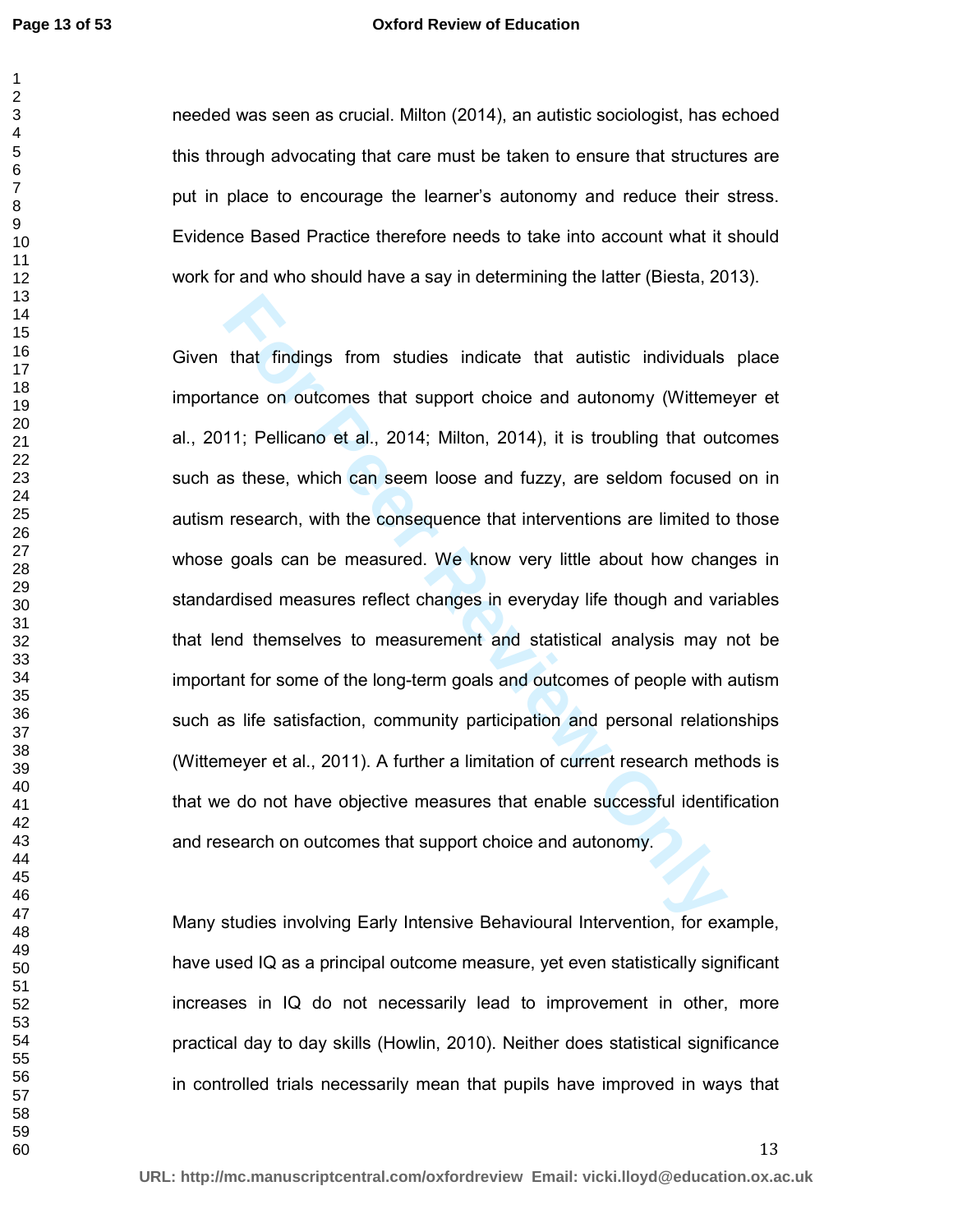needed was seen as crucial. Milton (2014), an autistic sociologist, has echoed this through advocating that care must be taken to ensure that structures are put in place to encourage the learner's autonomy and reduce their stress. Evidence Based Practice therefore needs to take into account what it should work for and who should have a say in determining the latter (Biesta, 2013).

Given that findings from studies indicate that autistic individuals place importance on outcomes that support choice and autonomy (Wittemeyer et al., 2011; Pellicano et al., 2014; Milton, 2014), it is troubling that outcomes such as these, which can seem loose and fuzzy, are seldom focused on in autism research, with the consequence that interventions are limited to those whose goals can be measured. We know very little about how changes in standardised measures reflect changes in everyday life though and variables that lend themselves to measurement and statistical analysis may not be important for some of the long-term goals and outcomes of people with autism such as life satisfaction, community participation and personal relationships (Wittemeyer et al., 2011). A further a limitation of current research methods is that we do not have objective measures that enable successful identification and research on outcomes that support choice and autonomy.

Many studies involving Early Intensive Behavioural Intervention, for example, have used IQ as a principal outcome measure, yet even statistically significant increases in IQ do not necessarily lead to improvement in other, more practical day to day skills (Howlin, 2010). Neither does statistical significance in controlled trials necessarily mean that pupils have improved in ways that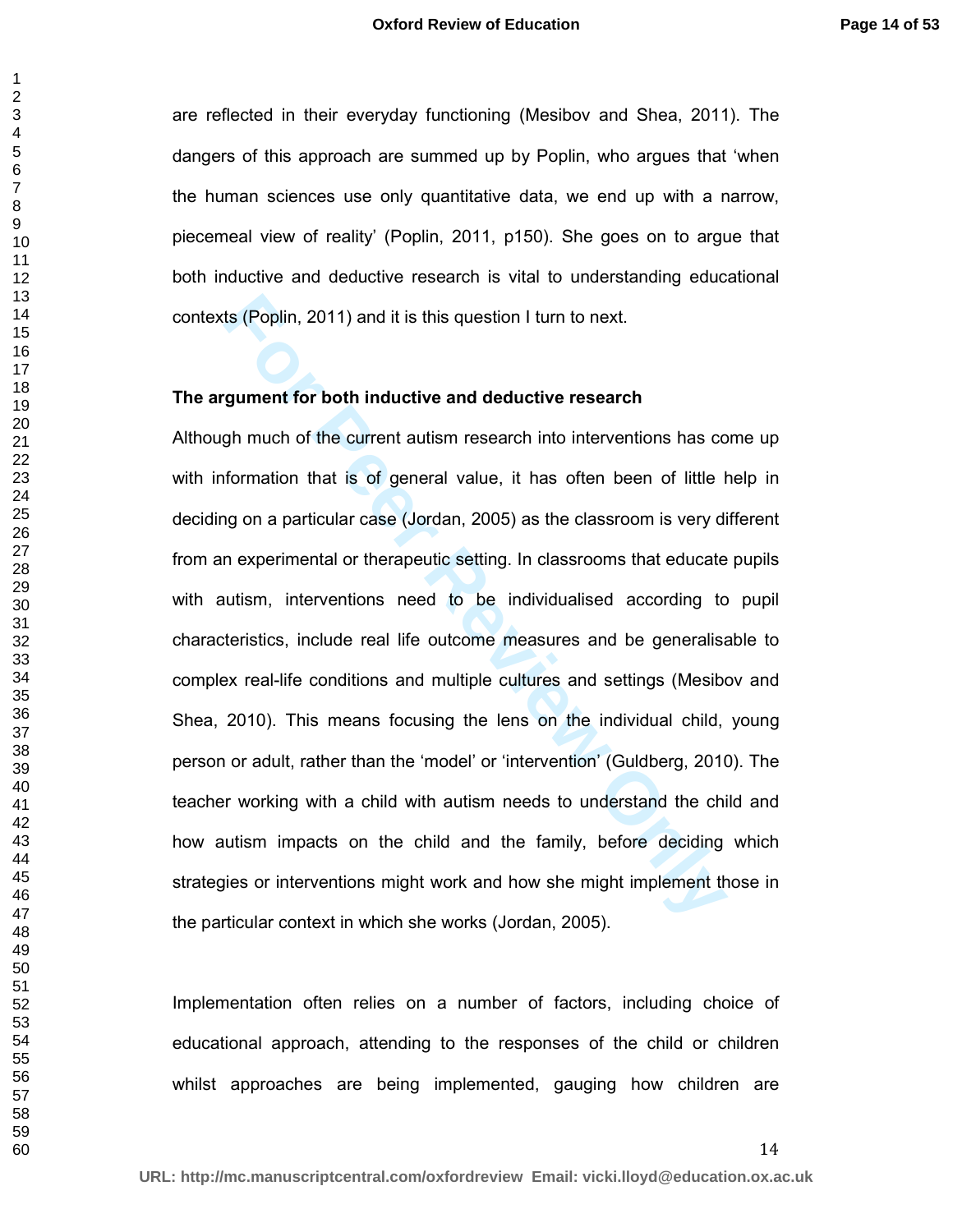are reflected in their everyday functioning (Mesibov and Shea, 2011). The dangers of this approach are summed up by Poplin, who argues that 'when the human sciences use only quantitative data, we end up with a narrow, piecemeal view of reality' (Poplin, 2011, p150). She goes on to argue that both inductive and deductive research is vital to understanding educational contexts (Poplin, 2011) and it is this question I turn to next.

**The argument for both inductive and deductive research**

Although much of the current autism research into interventions has come up with information that is of general value, it has often been of little help in deciding on a particular case (Jordan, 2005) as the classroom is very different from an experimental or therapeutic setting. In classrooms that educate pupils with autism, interventions need to be individualised according to pupil characteristics, include real life outcome measures and be generalisable to complex real-life conditions and multiple cultures and settings (Mesibov and Shea, 2010). This means focusing the lens on the individual child, young person or adult, rather than the 'model' or 'intervention' (Guldberg, 2010). The teacher working with a child with autism needs to understand the child and how autism impacts on the child and the family, before deciding which strategies or interventions might work and how she might implement those in the particular context in which she works (Jordan, 2005).

Implementation often relies on a number of factors, including choice of educational approach, attending to the responses of the child or children whilst approaches are being implemented, gauging how children are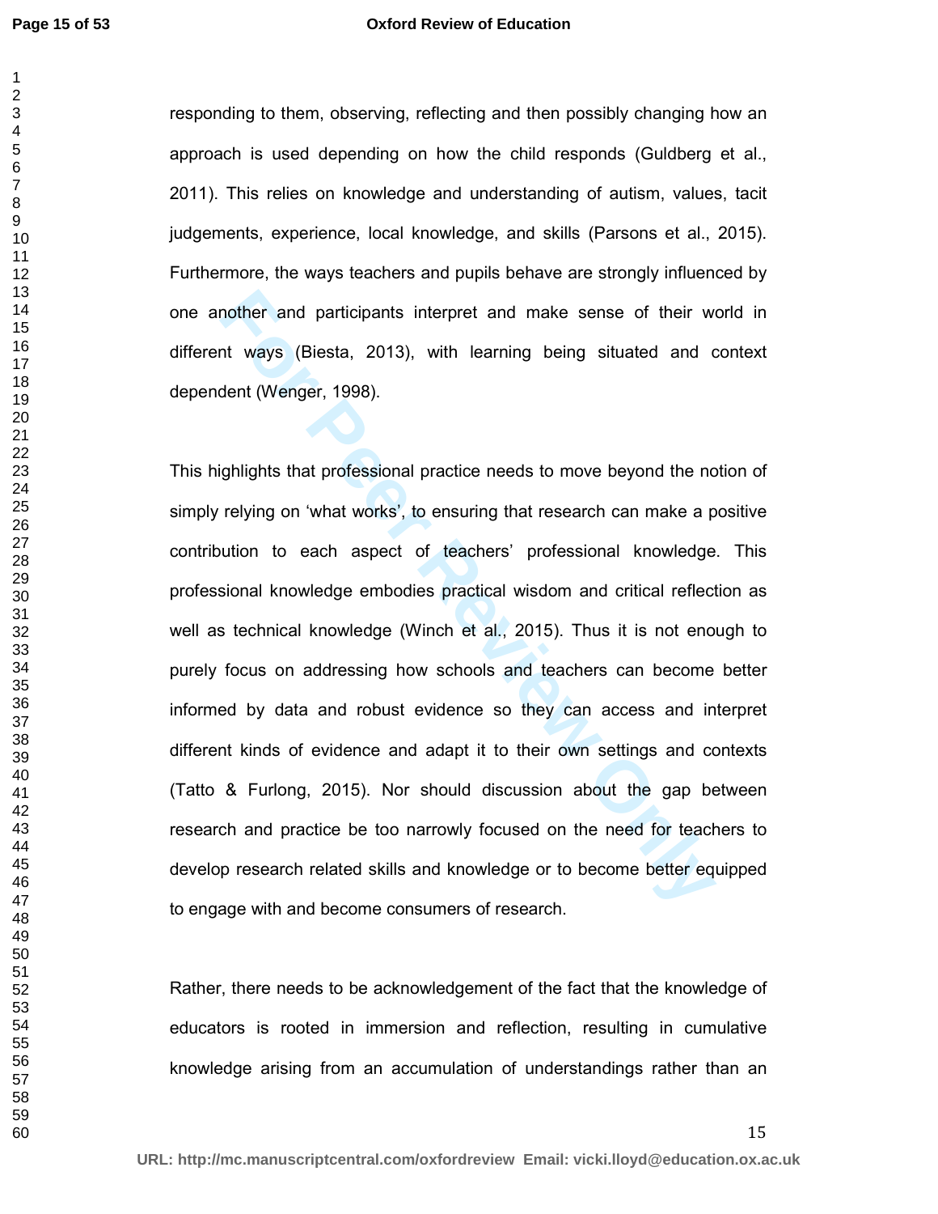responding to them, observing, reflecting and then possibly changing how an approach is used depending on how the child responds (Guldberg et al., 2011). This relies on knowledge and understanding of autism, values, tacit judgements, experience, local knowledge, and skills (Parsons et al., 2015). Furthermore, the ways teachers and pupils behave are strongly influenced by one another and participants interpret and make sense of their world in different ways (Biesta, 2013), with learning being situated and context dependent (Wenger, 1998).

This highlights that professional practice needs to move beyond the notion of simply relying on 'what works', to ensuring that research can make a positive contribution to each aspect of teachers' professional knowledge. This professional knowledge embodies practical wisdom and critical reflection as well as technical knowledge (Winch et al., 2015). Thus it is not enough to purely focus on addressing how schools and teachers can become better informed by data and robust evidence so they can access and interpret different kinds of evidence and adapt it to their own settings and contexts (Tatto & Furlong, 2015). Nor should discussion about the gap between research and practice be too narrowly focused on the need for teachers to develop research related skills and knowledge or to become better equipped to engage with and become consumers of research.

Rather, there needs to be acknowledgement of the fact that the knowledge of educators is rooted in immersion and reflection, resulting in cumulative knowledge arising from an accumulation of understandings rather than an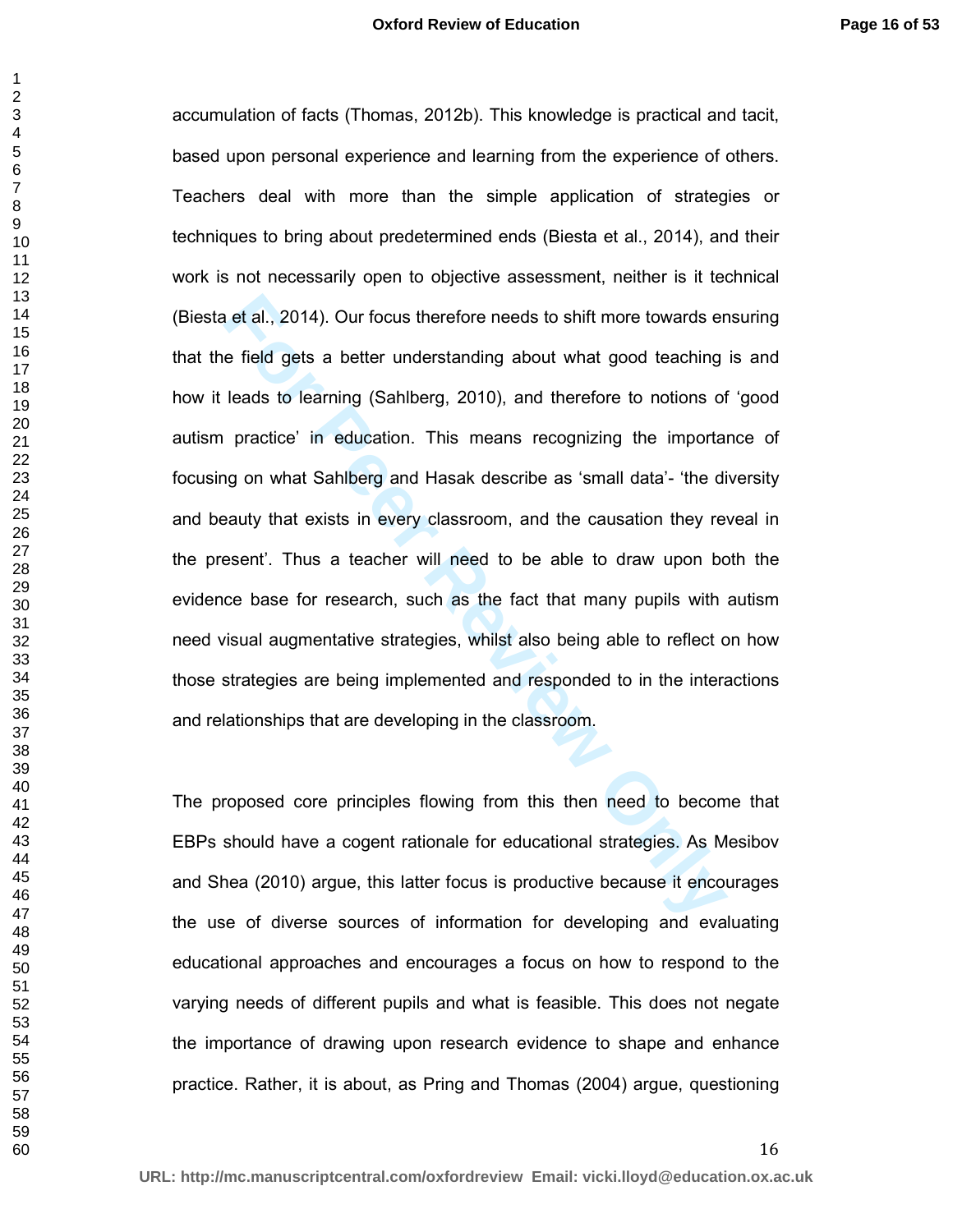accumulation of facts (Thomas, 2012b). This knowledge is practical and tacit, based upon personal experience and learning from the experience of others. Teachers deal with more than the simple application of strategies or techniques to bring about predetermined ends (Biesta et al., 2014), and their work is not necessarily open to objective assessment, neither is it technical (Biesta et al., 2014). Our focus therefore needs to shift more towards ensuring that the field gets a better understanding about what good teaching is and how it leads to learning (Sahlberg, 2010), and therefore to notions of 'good autism practice' in education. This means recognizing the importance of focusing on what Sahlberg and Hasak describe as 'small data'- 'the diversity and beauty that exists in every classroom, and the causation they reveal in the present'. Thus a teacher will need to be able to draw upon both the evidence base for research, such as the fact that many pupils with autism need visual augmentative strategies, whilst also being able to reflect on how those strategies are being implemented and responded to in the interactions and relationships that are developing in the classroom.

The proposed core principles flowing from this then need to become that EBPs should have a cogent rationale for educational strategies. As Mesibov and Shea (2010) argue, this latter focus is productive because it encourages the use of diverse sources of information for developing and evaluating educational approaches and encourages a focus on how to respond to the varying needs of different pupils and what is feasible. This does not negate the importance of drawing upon research evidence to shape and enhance practice. Rather, it is about, as Pring and Thomas (2004) argue, questioning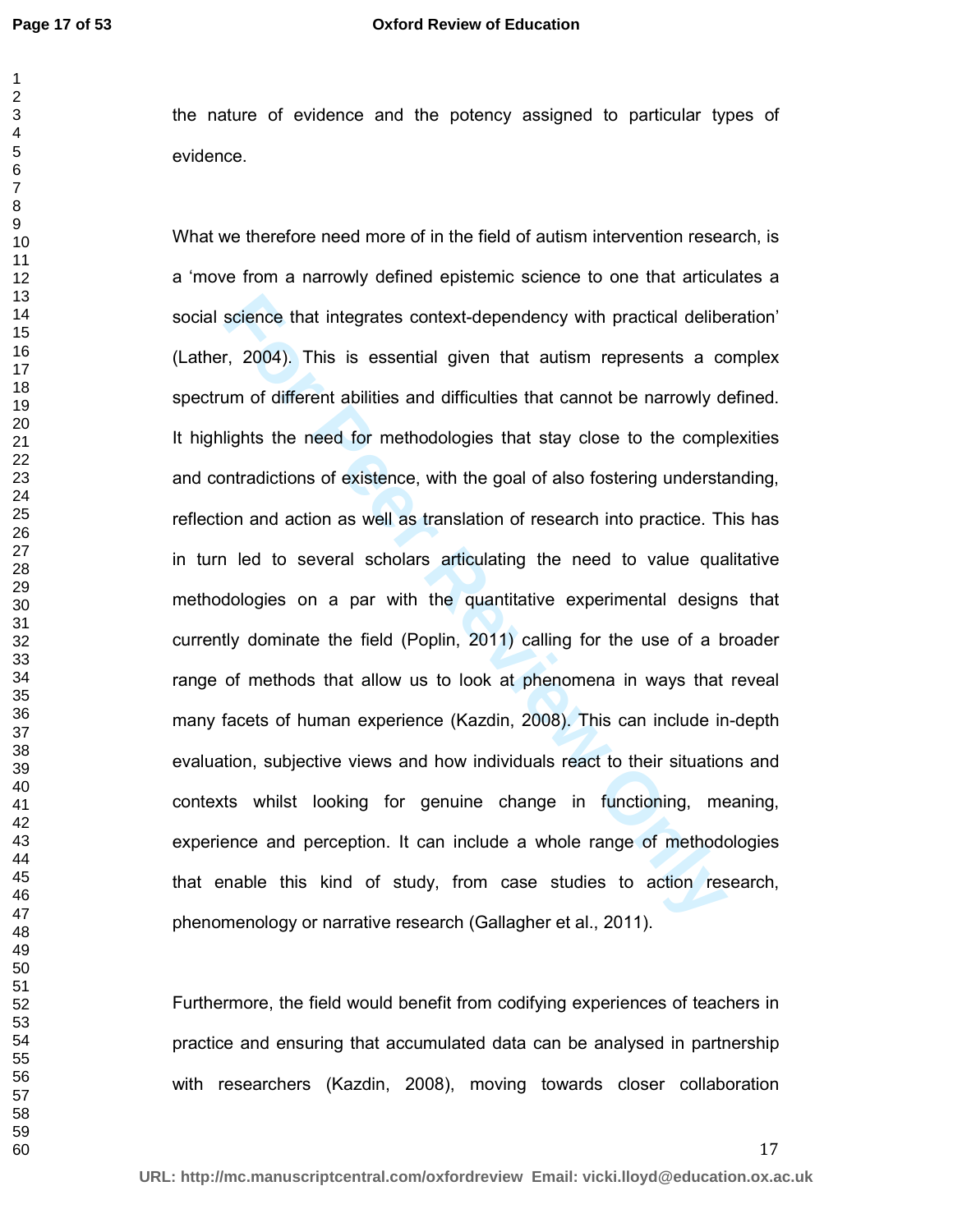the nature of evidence and the potency assigned to particular types of evidence.

What we therefore need more of in the field of autism intervention research, is a 'move from a narrowly defined epistemic science to one that articulates a social science that integrates context-dependency with practical deliberation' (Lather, 2004). This is essential given that autism represents a complex spectrum of different abilities and difficulties that cannot be narrowly defined. It highlights the need for methodologies that stay close to the complexities and contradictions of existence, with the goal of also fostering understanding, reflection and action as well as translation of research into practice. This has in turn led to several scholars articulating the need to value qualitative methodologies on a par with the quantitative experimental designs that currently dominate the field (Poplin, 2011) calling for the use of a broader range of methods that allow us to look at phenomena in ways that reveal many facets of human experience (Kazdin, 2008). This can include in-depth evaluation, subjective views and how individuals react to their situations and contexts whilst looking for genuine change in functioning, meaning, experience and perception. It can include a whole range of methodologies that enable this kind of study, from case studies to action research, phenomenology or narrative research (Gallagher et al., 2011).

Furthermore, the field would benefit from codifying experiences of teachers in practice and ensuring that accumulated data can be analysed in partnership with researchers (Kazdin, 2008), moving towards closer collaboration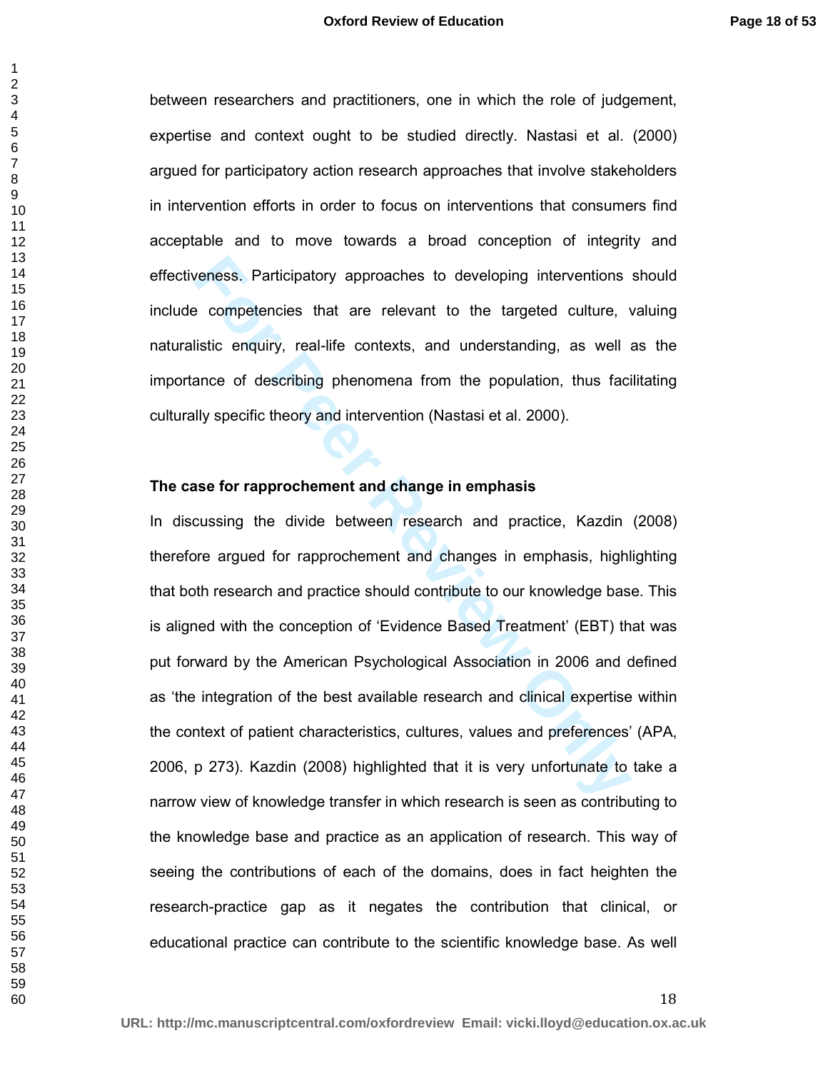between researchers and practitioners, one in which the role of judgement, expertise and context ought to be studied directly. Nastasi et al. (2000) argued for participatory action research approaches that involve stakeholders in intervention efforts in order to focus on interventions that consumers find acceptable and to move towards a broad conception of integrity and effectiveness. Participatory approaches to developing interventions should include competencies that are relevant to the targeted culture, valuing naturalistic enquiry, real-life contexts, and understanding, as well as the importance of describing phenomena from the population, thus facilitating culturally specific theory and intervention (Nastasi et al. 2000).

**The case for rapprochement and change in emphasis**

In discussing the divide between research and practice, Kazdin (2008) therefore argued for rapprochement and changes in emphasis, highlighting that both research and practice should contribute to our knowledge base. This is aligned with the conception of 'Evidence Based Treatment' (EBT) that was put forward by the American Psychological Association in 2006 and defined as 'the integration of the best available research and clinical expertise within the context of patient characteristics, cultures, values and preferences' (APA, 2006, p 273). Kazdin (2008) highlighted that it is very unfortunate to take a narrow view of knowledge transfer in which research is seen as contributing to the knowledge base and practice as an application of research. This way of seeing the contributions of each of the domains, does in fact heighten the research-practice gap as it negates the contribution that clinical, or educational practice can contribute to the scientific knowledge base. As well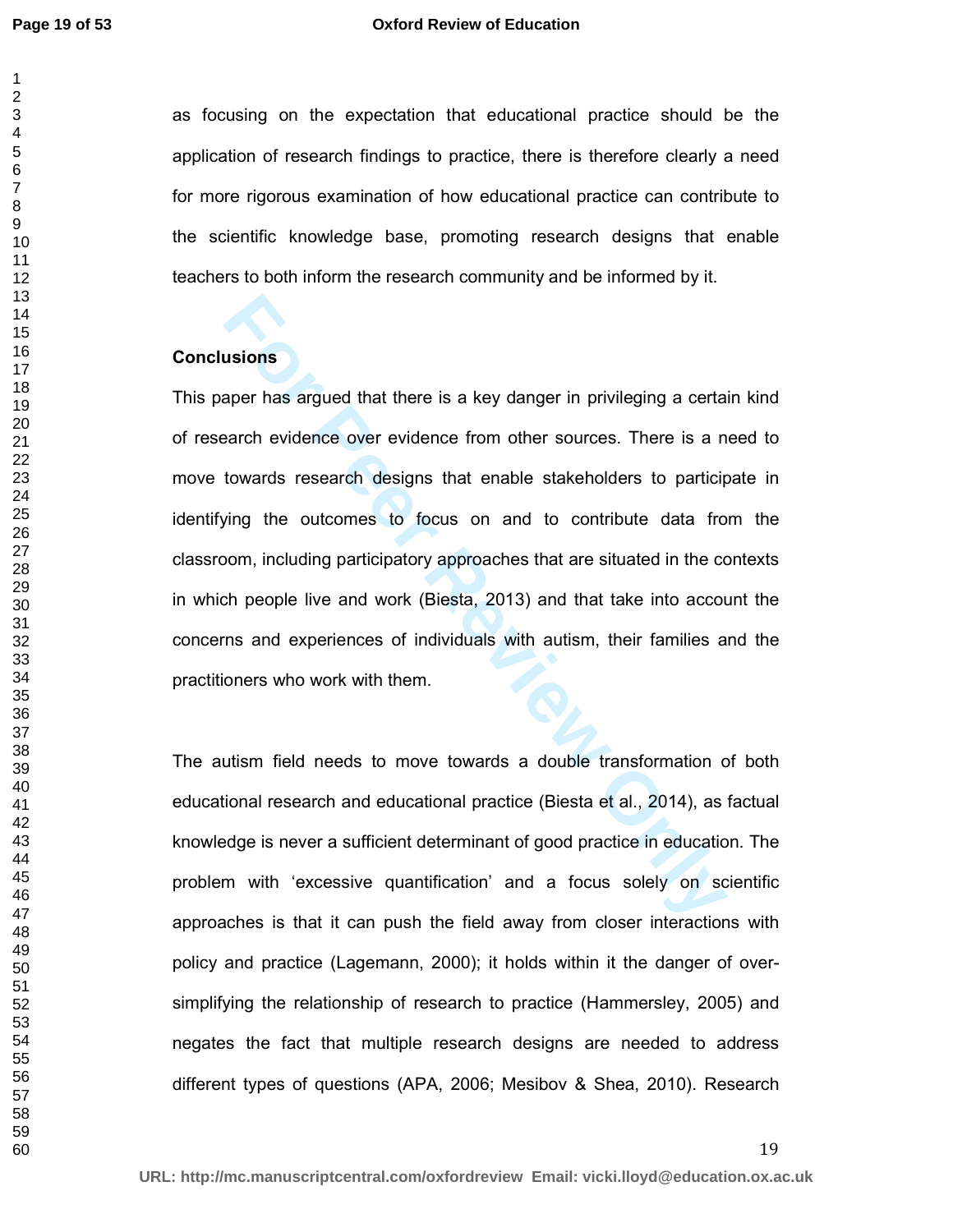as focusing on the expectation that educational practice should be the application of research findings to practice, there is therefore clearly a need for more rigorous examination of how educational practice can contribute to the scientific knowledge base, promoting research designs that enable teachers to both inform the research community and be informed by it.

## Conclusions

This paper has argued that there is a key danger in privileging a certain kind of research evidence over evidence from other sources. There is a need to move towards research designs that enable stakeholders to participate in identifying the outcomes to focus on and to contribute data from the classroom, including participatory approaches that are situated in the contexts in which people live and work (Biesta, 2013) and that take into account the concerns and experiences of individuals with autism, their families and the practitioners who work with them.

The autism field needs to move towards a double transformation of both educational research and educational practice (Biesta et al., 2014), as factual knowledge is never a sufficient determinant of good practice in education. The problem with 'excessive quantification' and a focus solely on scientific approaches is that it can push the field away from closer interactions with policy and practice (Lagemann, 2000); it holds within it the danger of over-simplifying the relationship of research to practice (Hammersley, 2005) and negates the fact that multiple research designs are needed to address different types of questions (APA, 2006; Mesibov & Shea, 2010). Research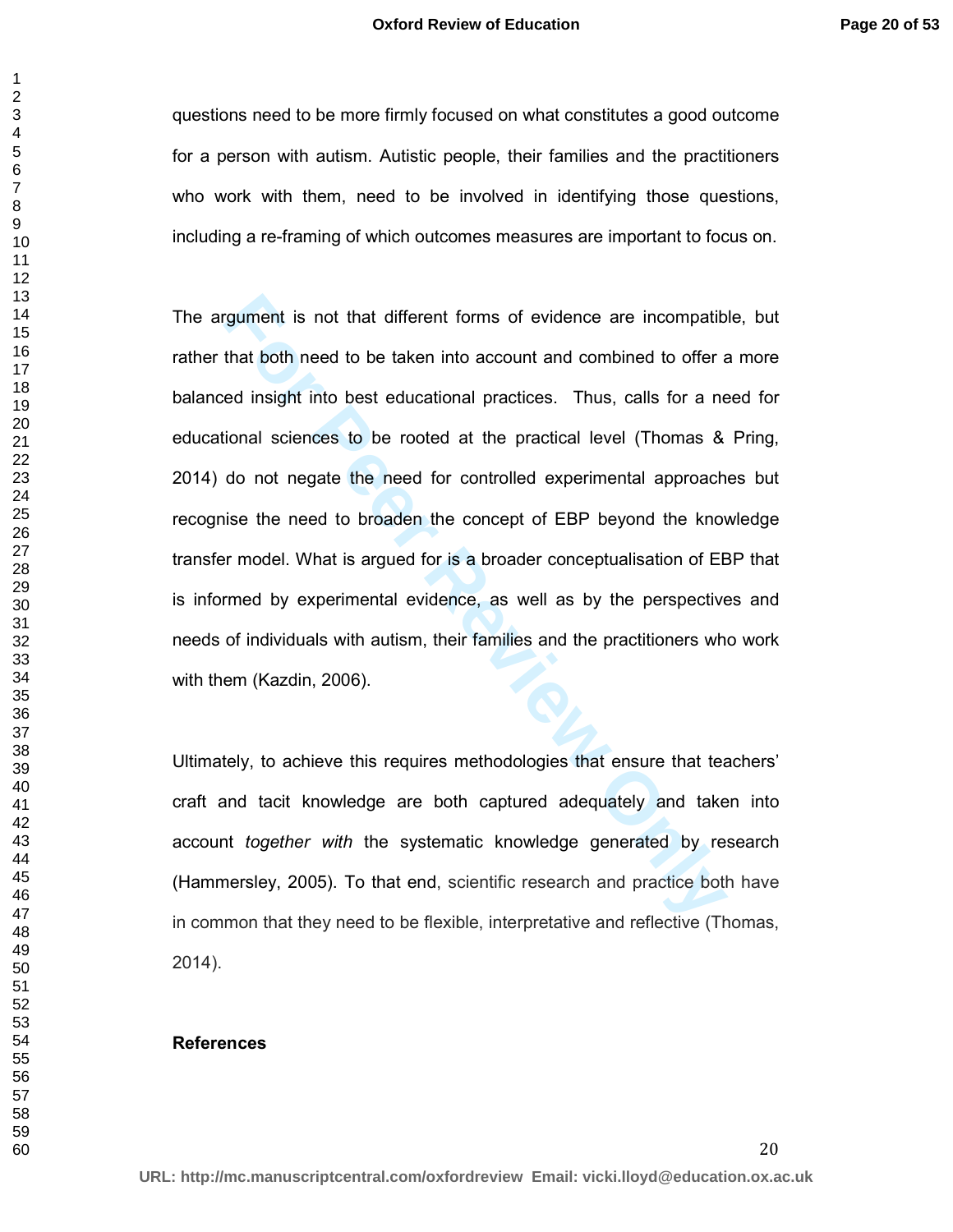questions need to be more firmly focused on what constitutes a good outcome for a person with autism. Autistic people, their families and the practitioners who work with them, need to be involved in identifying those questions, including a re-framing of which outcomes measures are important to focus on.

The argument is not that different forms of evidence are incompatible, but rather that both need to be taken into account and combined to offer a more balanced insight into best educational practices. Thus, calls for a need for educational sciences to be rooted at the practical level (Thomas & Pring, 2014) do not negate the need for controlled experimental approaches but recognise the need to broaden the concept of EBP beyond the knowledge transfer model. What is argued for is a broader conceptualisation of EBP that is informed by experimental evidence, as well as by the perspectives and needs of individuals with autism, their families and the practitioners who work with them (Kazdin, 2006).

Ultimately, to achieve this requires methodologies that ensure that teachers' craft and tacit knowledge are both captured adequately and taken into account *together with* the systematic knowledge generated by research (Hammersley, 2005). To that end, scientific research and practice both have in common that they need to be flexible, interpretative and reflective (Thomas, 2014).

**References**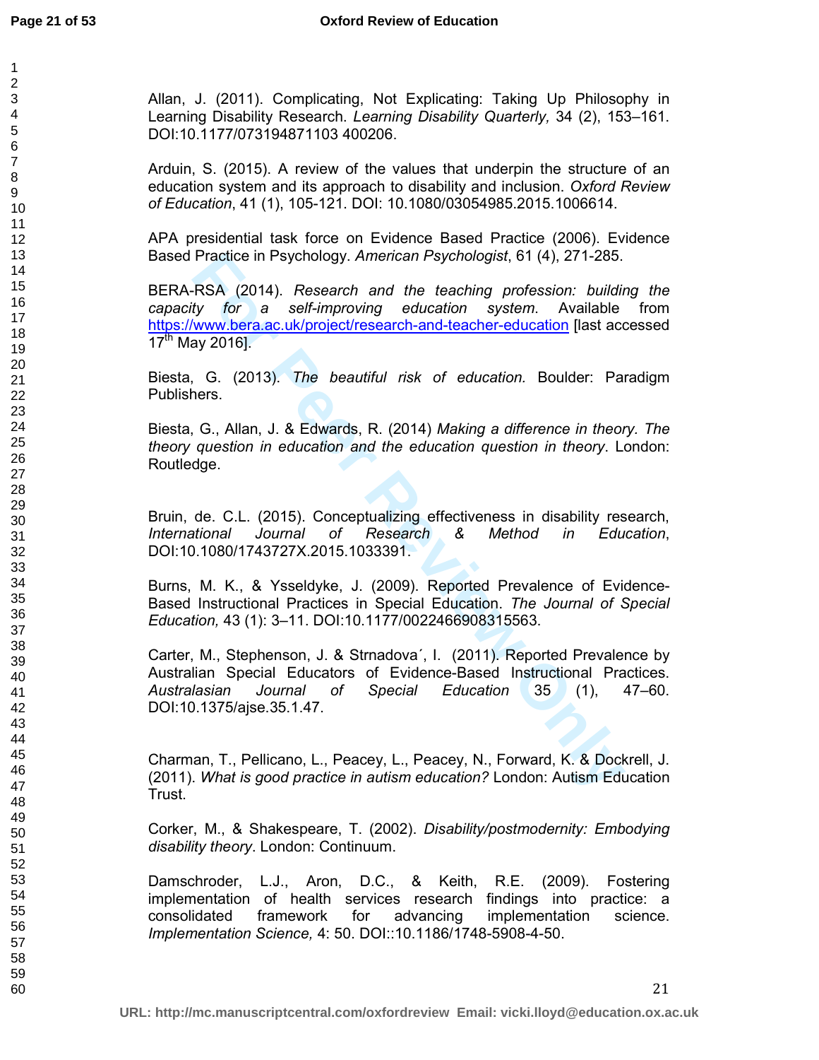Allan, J. (2011). Complicating, Not Explicating: Taking Up Philosophy in Learning Disability Research. *Learning Disability Quarterly,* 34 (2), 153–161. DOI:10.1177/073194871103 400206.

Arduin, S. (2015). A review of the values that underpin the structure of an education system and its approach to disability and inclusion. *Oxford Review of Education*, 41 (1), 105-121. DOI: 10.1080/03054985.2015.1006614.

APA presidential task force on Evidence Based Practice (2006). Evidence Based Practice in Psychology. *American Psychologist*, 61 (4), 271-285.

BERA-RSA (2014). *Research and the teaching profession: building the capacity for a self-improving education system.* Available from https://www.bera.ac.uk/project/research-and-teacher-education [last accessed 17th May 2016].

Biesta, G. (2013). *The beautiful risk of education.* Boulder: Paradigm Publishers.

Biesta, G., Allan, J. & Edwards, R. (2014) *Making a difference in theory. The theory question in education and the education question in theory*. London: Routledge.

Bruin, de. C.L. (2015). Conceptualizing effectiveness in disability research, *International Journal of Research & Method in Education*, DOI:10.1080/1743727X.2015.1033391.

Burns, M. K., & Ysseldyke, J. (2009). Reported Prevalence of Evidence-Based Instructional Practices in Special Education. *The Journal of Special Education,* 43 (1): 3–11. DOI:10.1177/0022466908315563.

Carter, M., Stephenson, J. & Strnadova´, I. (2011). Reported Prevalence by Australian Special Educators of Evidence-Based Instructional Practices. *Australasian Journal of Special Education* 35 (1), 47–60. DOI:10.1375/ajse.35.1.47.

Charman, T., Pellicano, L., Peacey, L., Peacey, N., Forward, K. & Dockrell, J. (2011). *What is good practice in autism education?* London: Autism Education Trust.

Corker, M., & Shakespeare, T. (2002). *Disability/postmodernity: Embodying disability theory*. London: Continuum.

Damschroder, L.J., Aron, D.C., & Keith, R.E. (2009). Fostering implementation of health services research findings into practice: a consolidated framework for advancing implementation science. *Implementation Science,* 4: 50. DOI::10.1186/1748-5908-4-50.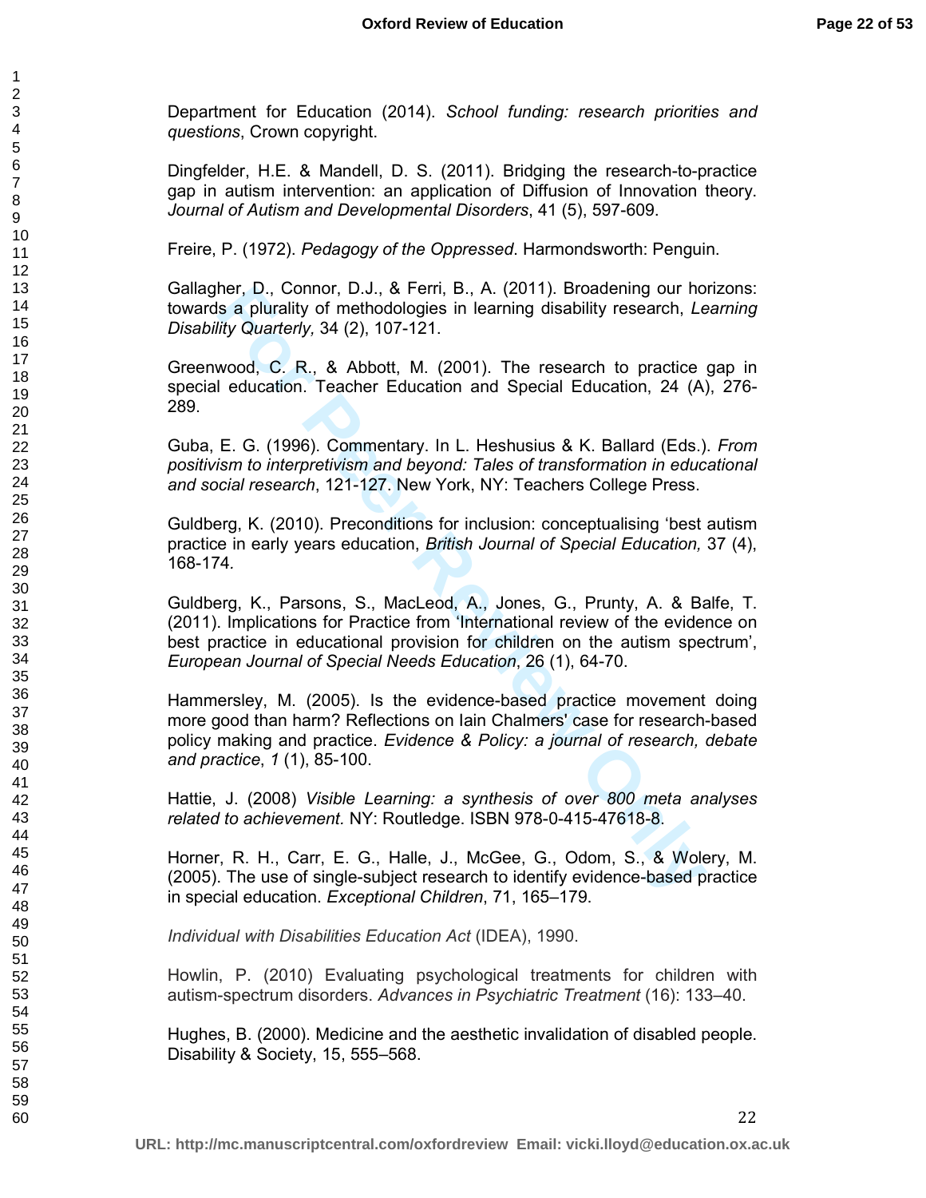Department for Education (2014). *School funding: research priorities and questions*, Crown copyright.

Dingfelder, H.E. & Mandell, D. S. (2011). Bridging the research-to-practice gap in autism intervention: an application of Diffusion of Innovation theory. *Journal of Autism and Developmental Disorders*, 41 (5), 597-609.

Freire, P. (1972). *Pedagogy of the Oppressed*. Harmondsworth: Penguin.

Gallagher, D., Connor, D.J., & Ferri, B., A. (2011). Broadening our horizons: towards a plurality of methodologies in learning disability research, *Learning Disability Quarterly,* 34 (2), 107-121.

Greenwood, C. R., & Abbott, M. (2001). The research to practice gap in special education. Teacher Education and Special Education, 24 (A), 276-289.

Guba, E. G. (1996). Commentary. In L. Heshusius & K. Ballard (Eds.). *From positivism to interpretivism and beyond: Tales of transformation in educational and social research*, 121-127. New York, NY: Teachers College Press.

Guldberg, K. (2010). Preconditions for inclusion: conceptualising 'best autism practice in early years education, *British Journal of Special Education,* 37 (4), 168-174.

Guldberg, K., Parsons, S., MacLeod, A., Jones, G., Prunty, A. & Balfe, T. (2011). Implications for Practice from 'International review of the evidence on best practice in educational provision for children on the autism spectrum', *European Journal of Special Needs Education*, 26 (1), 64-70.

Hammersley, M. (2005). Is the evidence-based practice movement doing more good than harm? Reflections on Iain Chalmers' case for research-based policy making and practice. *Evidence & Policy: a journal of research, debate and practice*, *1* (1), 85-100.

Hattie, J. (2008) *Visible Learning: a synthesis of over 800 meta analyses related to achievement.* NY: Routledge. ISBN 978-0-415-47618-8.

Horner, R. H., Carr, E. G., Halle, J., McGee, G., Odom, S., & Wolery, M. (2005). The use of single-subject research to identify evidence-based practice in special education. *Exceptional Children*, 71, 165–179.

*Individual with Disabilities Education Act* (IDEA), 1990.

Howlin, P. (2010) Evaluating psychological treatments for children with autism-spectrum disorders. *Advances in Psychiatric Treatment* (16): 133–40.

Hughes, B. (2000). Medicine and the aesthetic invalidation of disabled people. Disability & Society, 15, 555–568.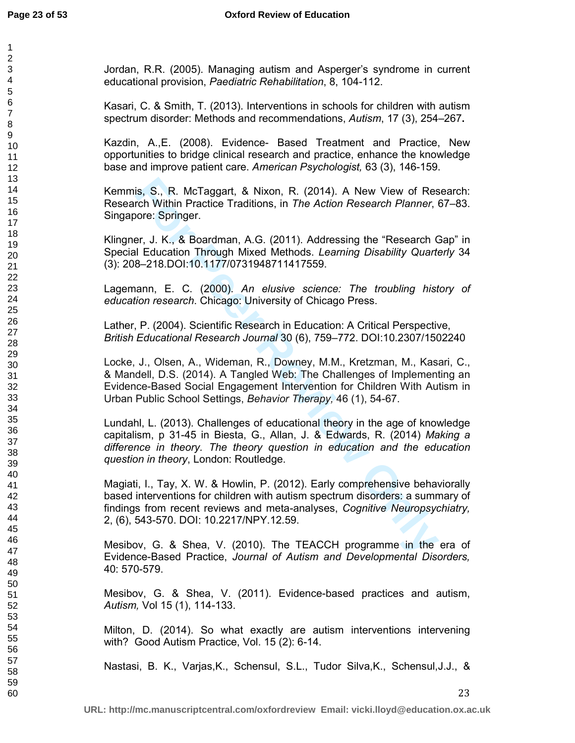Jordan, R.R. (2005). Managing autism and Asperger's syndrome in current educational provision, *Paediatric Rehabilitation*, 8, 104-112.

Kasari, C. & Smith, T. (2013). Interventions in schools for children with autism spectrum disorder: Methods and recommendations, *Autism*, 17 (3), 254–267**.**

Kazdin, A.,E. (2008). Evidence- Based Treatment and Practice, New opportunities to bridge clinical research and practice, enhance the knowledge base and improve patient care. *American Psychologist,* 63 (3), 146-159.

Kemmis, S., R. McTaggart, & Nixon, R. (2014). A New View of Research: Research Within Practice Traditions, in *The Action Research Planner*, 67–83. Singapore: Springer.

Klingner, J. K., & Boardman, A.G. (2011). Addressing the "Research Gap" in Special Education Through Mixed Methods. *Learning Disability Quarterly* 34 (3): 208–218.DOI:10.1177/0731948711417559.

Lagemann, E. C. (2000). *An elusive science: The troubling history of education research.* Chicago: University of Chicago Press.

Lather, P. (2004). Scientific Research in Education: A Critical Perspective, *British Educational Research Journal* 30 (6), 759–772. DOI:10.2307/1502240

Locke, J., Olsen, A., Wideman, R., Downey, M.M., Kretzman, M., Kasari, C., & Mandell, D.S. (2014). A Tangled Web: The Challenges of Implementing an Evidence-Based Social Engagement Intervention for Children With Autism in Urban Public School Settings, *Behavior Therapy,* 46 (1), 54-67.

Lundahl, L. (2013). Challenges of educational theory in the age of knowledge capitalism, p 31-45 in Biesta, G., Allan, J. & Edwards, R. (2014) *Making a difference in theory. The theory question in education and the education question in theory*, London: Routledge.

Magiati, I., Tay, X. W. & Howlin, P. (2012). Early comprehensive behaviorally based interventions for children with autism spectrum disorders: a summary of findings from recent reviews and meta-analyses, *Cognitive Neuropsychiatry,* 2, (6), 543-570. DOI: 10.2217/NPY.12.59.

Mesibov, G. & Shea, V. (2010). The TEACCH programme in the era of Evidence-Based Practice, *Journal of Autism and Developmental Disorders,* 40: 570-579.

Mesibov, G. & Shea, V. (2011). Evidence-based practices and autism, *Autism,* Vol 15 (1), 114-133.

Milton, D. (2014). So what exactly are autism interventions intervening with? Good Autism Practice, Vol. 15 (2): 6-14.

Nastasi, B. K., Varjas,K., Schensul, S.L., Tudor Silva,K., Schensul,J.J., &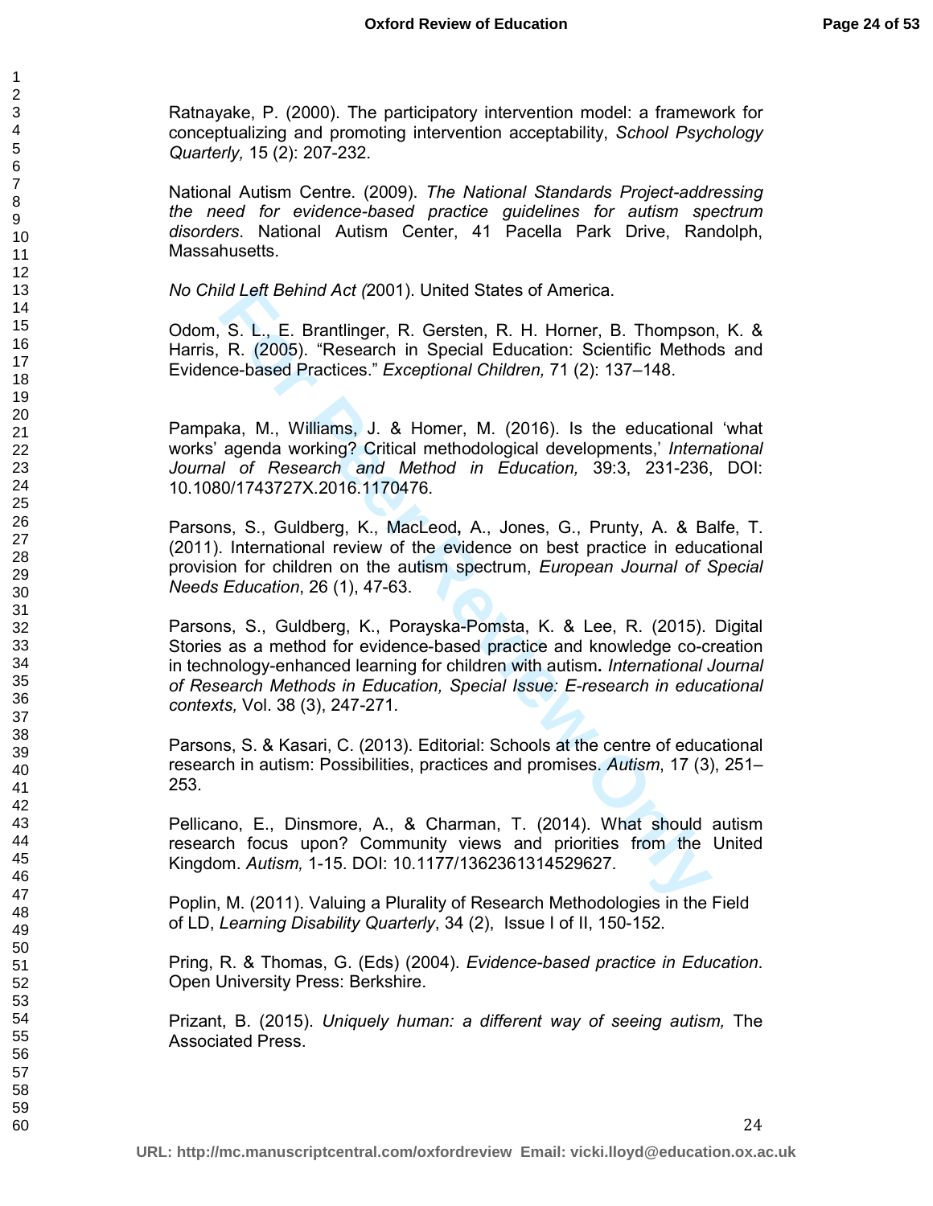Ratnayake, P. (2000). The participatory intervention model: a framework for conceptualizing and promoting intervention acceptability, *School Psychology Quarterly,* 15 (2): 207-232.

National Autism Centre. (2009). *The National Standards Project-addressing the need for evidence-based practice guidelines for autism spectrum disorders*. National Autism Center, 41 Pacella Park Drive, Randolph, Massahusetts.

*No Child Left Behind Act (*2001). United States of America.

Odom, S. L., E. Brantlinger, R. Gersten, R. H. Horner, B. Thompson, K. & Harris, R. (2005). "Research in Special Education: Scientific Methods and Evidence-based Practices." *Exceptional Children,* 71 (2): 137–148.

Pampaka, M., Williams, J. & Homer, M. (2016). Is the educational 'what works' agenda working? Critical methodological developments,' *International Journal of Research and Method in Education,* 39:3, 231-236, DOI: 10.1080/1743727X.2016.1170476.

Parsons, S., Guldberg, K., MacLeod**,** A., Jones, G., Prunty, A. & Balfe, T. (2011). International review of the evidence on best practice in educational provision for children on the autism spectrum, *European Journal of Special Needs Education*, 26 (1), 47-63.

Parsons, S., Guldberg, K., Porayska-Pomsta, K. & Lee, R. (2015). Digital Stories as a method for evidence-based practice and knowledge co-creation in technology-enhanced learning for children with autism**.** *International Journal of Research Methods in Education, Special Issue: E-research in educational contexts,* Vol. 38 (3), 247-271*.*

Parsons, S. & Kasari, C. (2013). Editorial: Schools at the centre of educational research in autism: Possibilities, practices and promises. *Autism*, 17 (3), 251–253.

Pellicano, E., Dinsmore, A., & Charman, T. (2014). What should autism research focus upon? Community views and priorities from the United Kingdom. *Autism,* 1-15. DOI: 10.1177/1362361314529627.

Poplin, M. (2011). Valuing a Plurality of Research Methodologies in the Field of LD, *Learning Disability Quarterly*, 34 (2), Issue I of II, 150-152.

Pring, R. & Thomas, G. (Eds) (2004). *Evidence-based practice in Education*. Open University Press: Berkshire.

Prizant, B. (2015). *Uniquely human: a different way of seeing autism,* The Associated Press.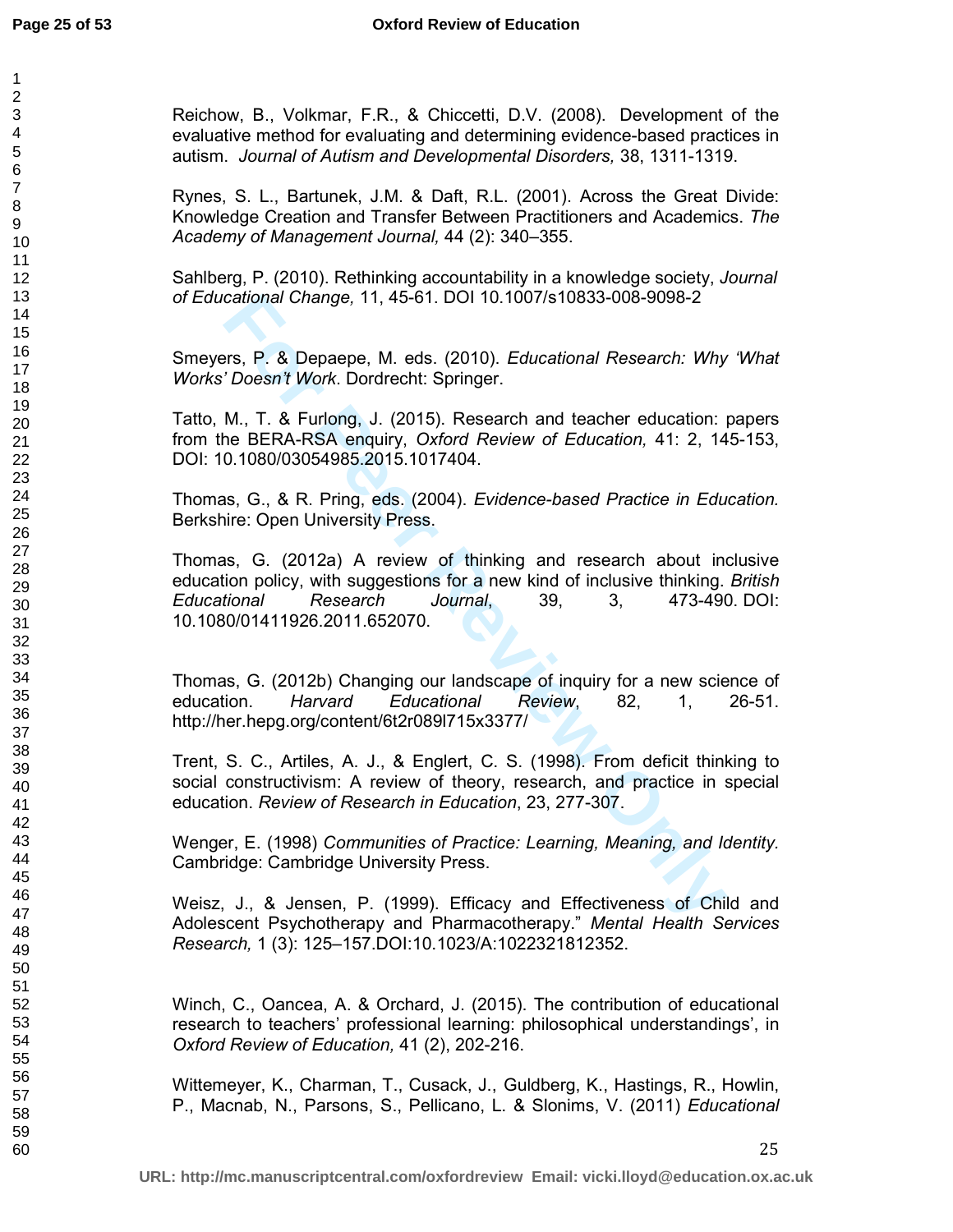Reichow, B., Volkmar, F.R., & Chiccetti, D.V. (2008). Development of the evaluative method for evaluating and determining evidence-based practices in autism. *Journal of Autism and Developmental Disorders,* 38, 1311-1319.

Rynes, S. L., Bartunek, J.M. & Daft, R.L. (2001). Across the Great Divide: Knowledge Creation and Transfer Between Practitioners and Academics. *The Academy of Management Journal,* 44 (2): 340–355.

Sahlberg, P. (2010). Rethinking accountability in a knowledge society, *Journal of Educational Change,* 11, 45-61. DOI 10.1007/s10833-008-9098-2

Smeyers, P. & Depaepe, M. eds. (2010). *Educational Research: Why 'What Works' Doesn't Work*. Dordrecht: Springer.

Tatto, M., T. & Furlong, J. (2015). Research and teacher education: papers from the BERA-RSA enquiry, *Oxford Review of Education,* 41: 2, 145-153, DOI: 10.1080/03054985.2015.1017404.

Thomas, G., & R. Pring, eds. (2004). *Evidence-based Practice in Education.* Berkshire: Open University Press.

Thomas, G. (2012a) A review of thinking and research about inclusive education policy, with suggestions for a new kind of inclusive thinking. *British Educational Research Journal*, 39, 3, 473-490. DOI: 10.1080/01411926.2011.652070.

Thomas, G. (2012b) Changing our landscape of inquiry for a new science of education. *Harvard Educational Review*, 82, 1, 26-51. http://her.hepg.org/content/6t2r089l715x3377/

Trent, S. C., Artiles, A. J., & Englert, C. S. (1998). From deficit thinking to social constructivism: A review of theory, research, and practice in special education. *Review of Research in Education*, 23, 277-307.

Wenger, E. (1998) *Communities of Practice: Learning, Meaning, and Identity.* Cambridge: Cambridge University Press.

Weisz, J., & Jensen, P. (1999). Efficacy and Effectiveness of Child and Adolescent Psychotherapy and Pharmacotherapy." *Mental Health Services Research,* 1 (3): 125–157.DOI:10.1023/A:1022321812352.

Winch, C., Oancea, A. & Orchard, J. (2015). The contribution of educational research to teachers' professional learning: philosophical understandings', in *Oxford Review of Education,* 41 (2), 202-216.

Wittemeyer, K., Charman, T., Cusack, J., Guldberg, K., Hastings, R., Howlin, P., Macnab, N., Parsons, S., Pellicano, L. & Slonims, V. (2011) *Educational*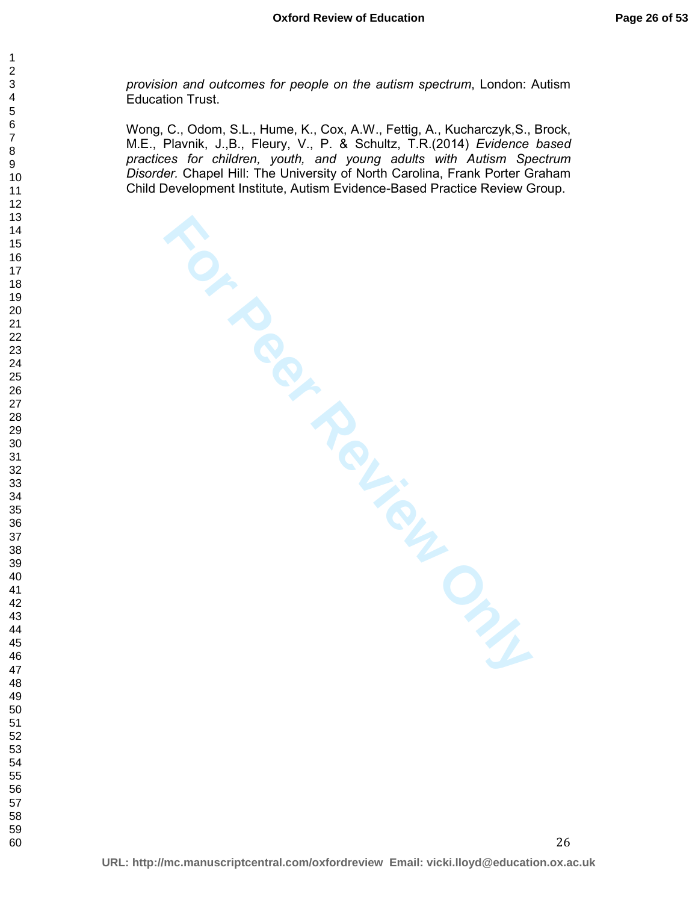*provision and outcomes for people on the autism spectrum*, London: Autism Education Trust.

Wong, C., Odom, S.L., Hume, K., Cox, A.W., Fettig, A., Kucharczyk,S., Brock, M.E., Plavnik, J.,B., Fleury, V., P. & Schultz, T.R.(2014) *Evidence based practices for children, youth, and young adults with Autism Spectrum Disorder*. Chapel Hill: The University of North Carolina, Frank Porter Graham Child Development Institute, Autism Evidence-Based Practice Review Group.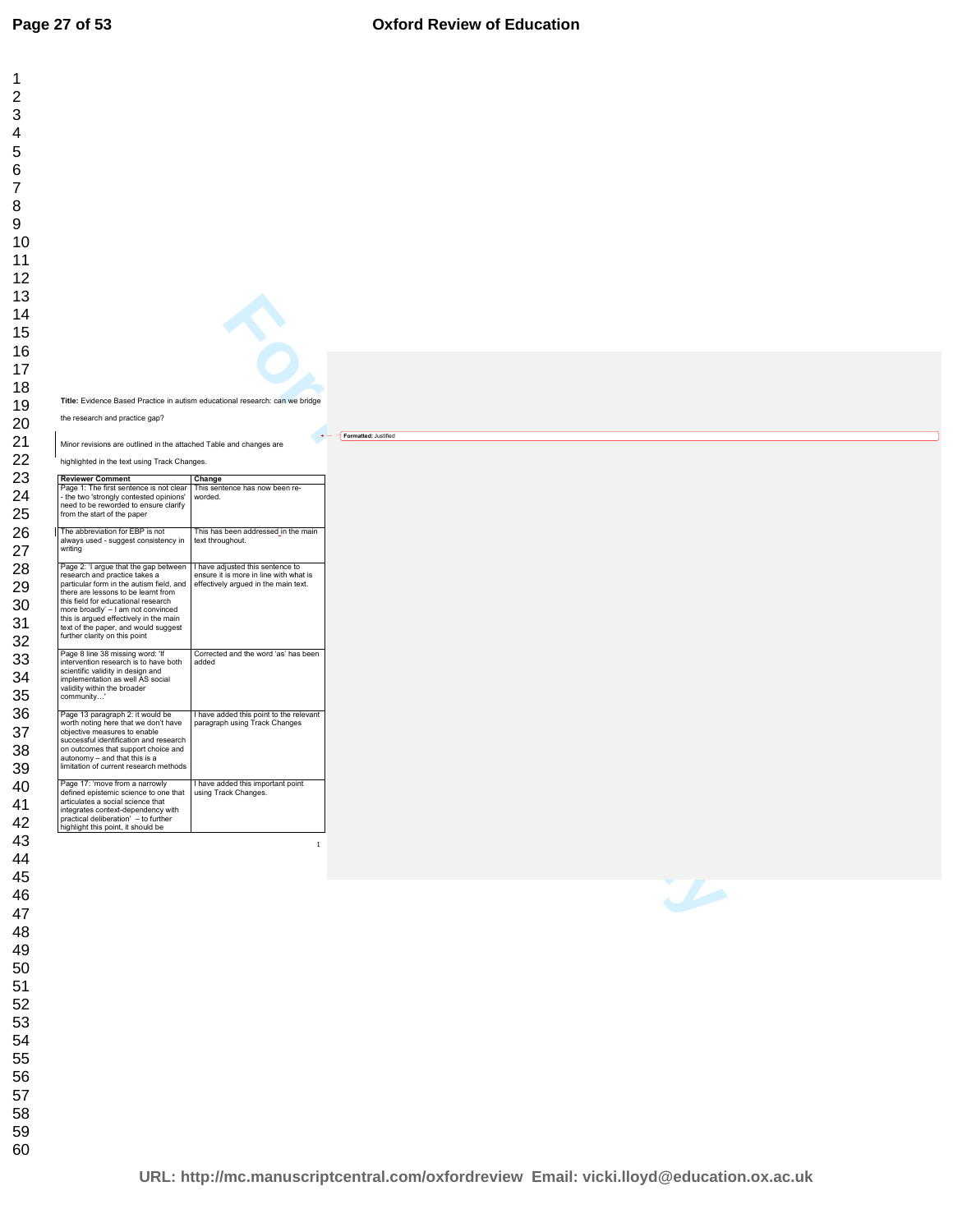**Title:** Evidence Based Practice in autism educational research: can we bridge the research and practice gap?

Minor revisions are outlined in the attached Table and changes are highlighted in the text using Track Changes.

Formatted: Justified

| Reviewer Comment | Change |
|---|---|
| Page 1: The first sentence is not clear - the two 'strongly contested opinions' need to be reworded to ensure clarify from the start of the paper | This sentence has now been re-worded. |
| The abbreviation for EBP is not always used - suggest consistency in writing | This has been addressed in the main text throughout. |
| Page 2: 'I argue that the gap between research and practice takes a particular form in the autism field, and there are lessons to be learnt from this field for educational research more broadly' – I am not convinced this is argued effectively in the main text of the paper, and would suggest further clarity on this point | I have adjusted this sentence to ensure it is more in line with what is effectively argued in the main text. |
| Page 8 line 38 missing word: 'If intervention research is to have both scientific validity in design and implementation as well AS social validity within the broader community…' | Corrected and the word 'as' has been added |
| Page 13 paragraph 2: it would be worth noting here that we don't have objective measures to enable successful identification and research on outcomes that support choice and autonomy – and that this is a limitation of current research methods | I have added this point to the relevant paragraph using Track Changes |
| Page 17: 'move from a narrowly defined epistemic science to one that articulates a social science that integrates context-dependency with practical deliberation' – to further highlight this point, it should be | I have added this important point using Track Changes. |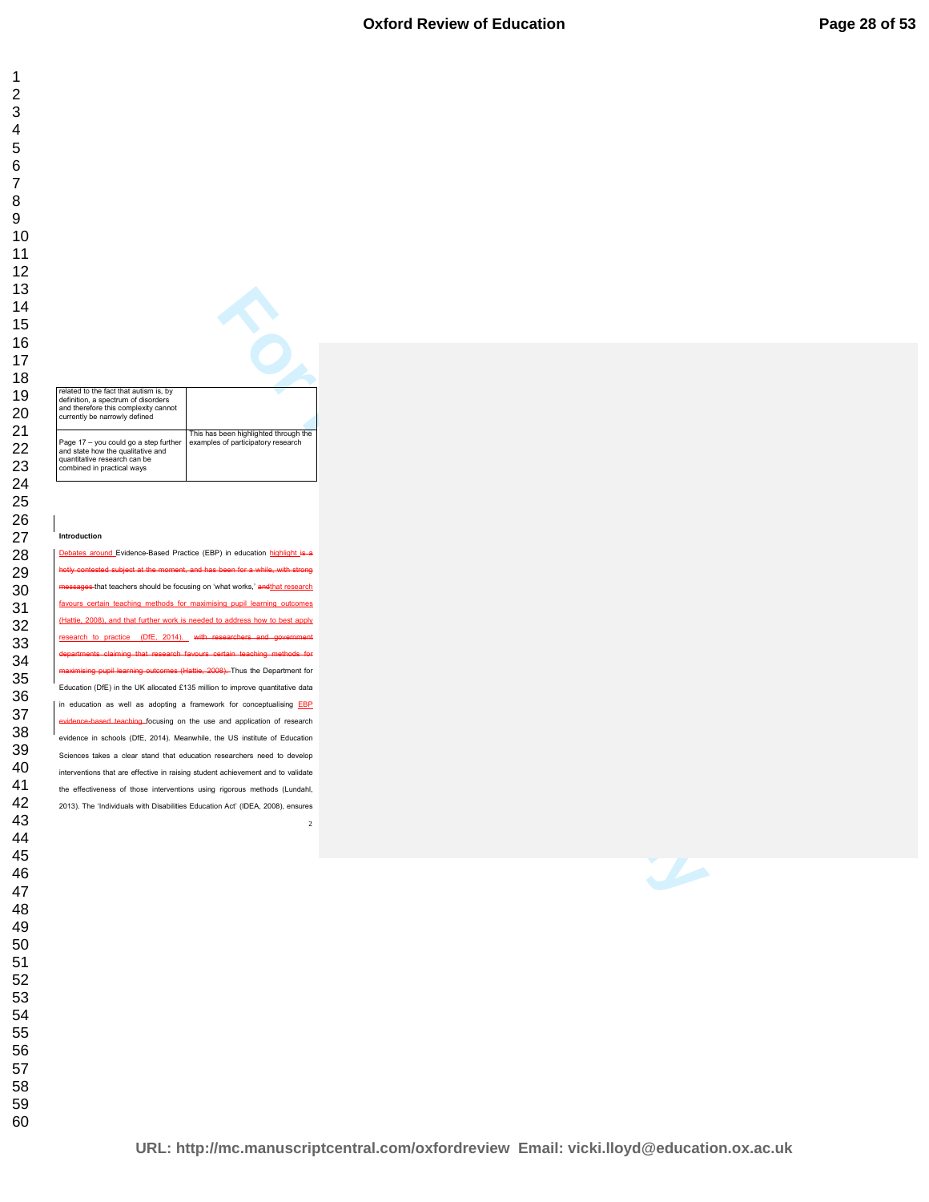| related to the fact that autism is, by definition, a spectrum of disorders and therefore this complexity cannot currently be narrowly defined | |
|---|---|
| Page 17 – you could go a step further and state how the qualitative and quantitative research can be combined in practical ways | This has been highlighted through the examples of participatory research |

**Introduction**

Debates around Evidence-Based Practice (EBP) in education highlight ~~is a hotly contested subject at the moment, and has been for a while, with strong messages~~ that teachers should be focusing on 'what works,' ~~and~~that research favours certain teaching methods for maximising pupil learning outcomes (Hattie, 2008), and that further work is needed to address how to best apply research to practice (DfE, 2014). ~~with researchers and government departments claiming that research favours certain teaching methods for maximising pupil learning outcomes (Hattie, 2008).~~ Thus the Department for Education (DfE) in the UK allocated £135 million to improve quantitative data in education as well as adopting a framework for conceptualising EBP ~~evidence-based teaching~~ focusing on the use and application of research evidence in schools (DfE, 2014). Meanwhile, the US institute of Education Sciences takes a clear stand that education researchers need to develop interventions that are effective in raising student achievement and to validate the effectiveness of those interventions using rigorous methods (Lundahl, 2013). The 'Individuals with Disabilities Education Act' (IDEA, 2008), ensures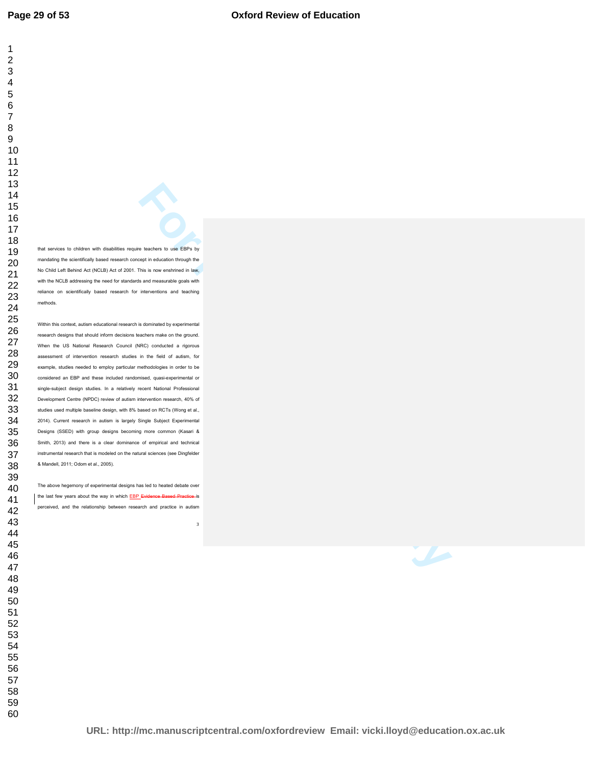that services to children with disabilities require teachers to use EBPs by mandating the scientifically based research concept in education through the No Child Left Behind Act (NCLB) Act of 2001. This is now enshrined in law, with the NCLB addressing the need for standards and measurable goals with reliance on scientifically based research for interventions and teaching methods.

Within this context, autism educational research is dominated by experimental research designs that should inform decisions teachers make on the ground. When the US National Research Council (NRC) conducted a rigorous assessment of intervention research studies in the field of autism, for example, studies needed to employ particular methodologies in order to be considered an EBP and these included randomised, quasi-experimental or single-subject design studies. In a relatively recent National Professional Development Centre (NPDC) review of autism intervention research, 40% of studies used multiple baseline design, with 8% based on RCTs (Wong et al., 2014). Current research in autism is largely Single Subject Experimental Designs (SSED) with group designs becoming more common (Kasari & Smith, 2013) and there is a clear dominance of empirical and technical instrumental research that is modeled on the natural sciences (see Dingfelder & Mandell, 2011; Odom et al., 2005).

The above hegemony of experimental designs has led to heated debate over the last few years about the way in which EBP ~~Evidence Based Practice~~ is perceived, and the relationship between research and practice in autism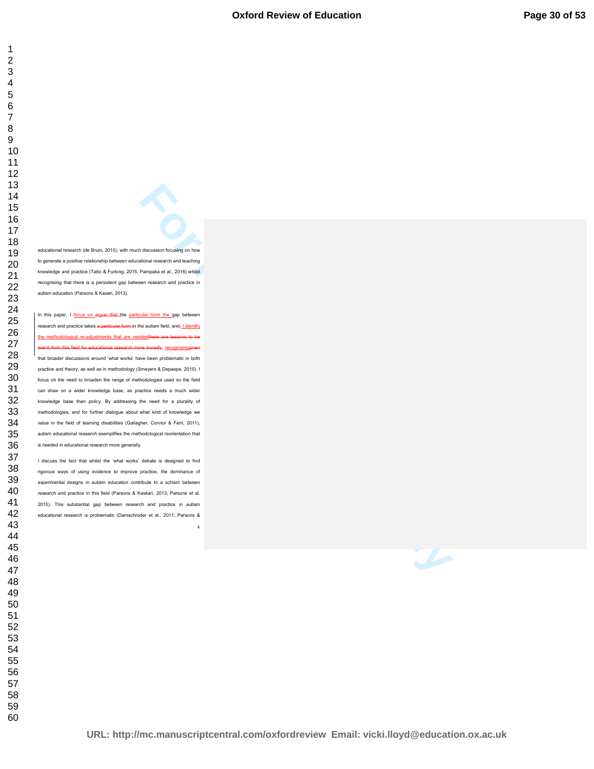educational research (de Bruin, 2015), with much discussion focusing on how to generate a positive relationship between educational research and teaching knowledge and practice (Tatto & Furlong, 2015; Pampaka et al., 2016) whilst recognising that there is a persistent gap between research and practice in autism education (Parsons & Kasari, 2013).

In this paper, I focus on ~~argue that~~ the particular form the gap between research and practice takes ~~a particular form~~ in the autism field, and I identify the methodological re-adjustments that are needed~~there are lessons to be learnt from this field for educational research more broadly~~, recognising~~given~~ that broader discussions around 'what works' have been problematic in both practice and theory, as well as in methodology (Smeyers & Depaepe, 2010). I focus on the need to broaden the range of methodologies used so the field can draw on a wider knowledge base, as practice needs a much wider knowledge base than policy. By addressing the need for a plurality of methodologies, and for further dialogue about what kind of knowledge we value in the field of learning disabilities (Gallagher, Connor & Ferri, 2011), autism educational research exemplifies the methodological reorientation that is needed in educational research more generally.

I discuss the fact that whilst the 'what works' debate is designed to find rigorous ways of using evidence to improve practice, the dominance of experimental designs in autism education contribute to a schism between research and practice in this field (Parsons & Kaskari, 2013; Parsons et al. 2015). This substantial gap between research and practice in autism educational research is problematic (Damschroder et al., 2011; Parsons &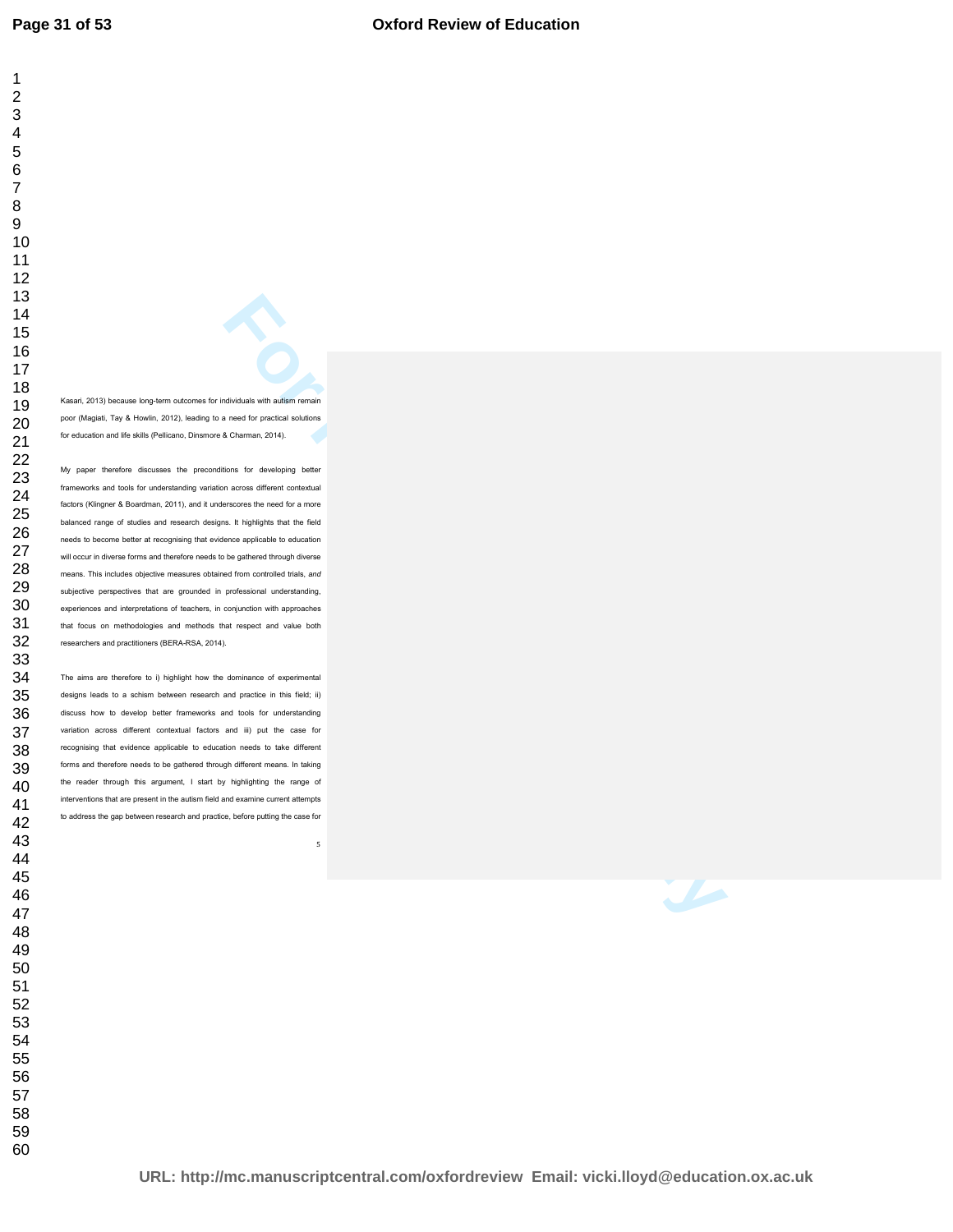Kasari, 2013) because long-term outcomes for individuals with autism remain poor (Magiati, Tay & Howlin, 2012), leading to a need for practical solutions for education and life skills (Pellicano, Dinsmore & Charman, 2014).

My paper therefore discusses the preconditions for developing better frameworks and tools for understanding variation across different contextual factors (Klingner & Boardman, 2011), and it underscores the need for a more balanced range of studies and research designs. It highlights that the field needs to become better at recognising that evidence applicable to education will occur in diverse forms and therefore needs to be gathered through diverse means. This includes objective measures obtained from controlled trials, *and* subjective perspectives that are grounded in professional understanding, experiences and interpretations of teachers, in conjunction with approaches that focus on methodologies and methods that respect and value both researchers and practitioners (BERA-RSA, 2014).

The aims are therefore to i) highlight how the dominance of experimental designs leads to a schism between research and practice in this field; ii) discuss how to develop better frameworks and tools for understanding variation across different contextual factors and iii) put the case for recognising that evidence applicable to education needs to take different forms and therefore needs to be gathered through different means. In taking the reader through this argument, I start by highlighting the range of interventions that are present in the autism field and examine current attempts to address the gap between research and practice, before putting the case for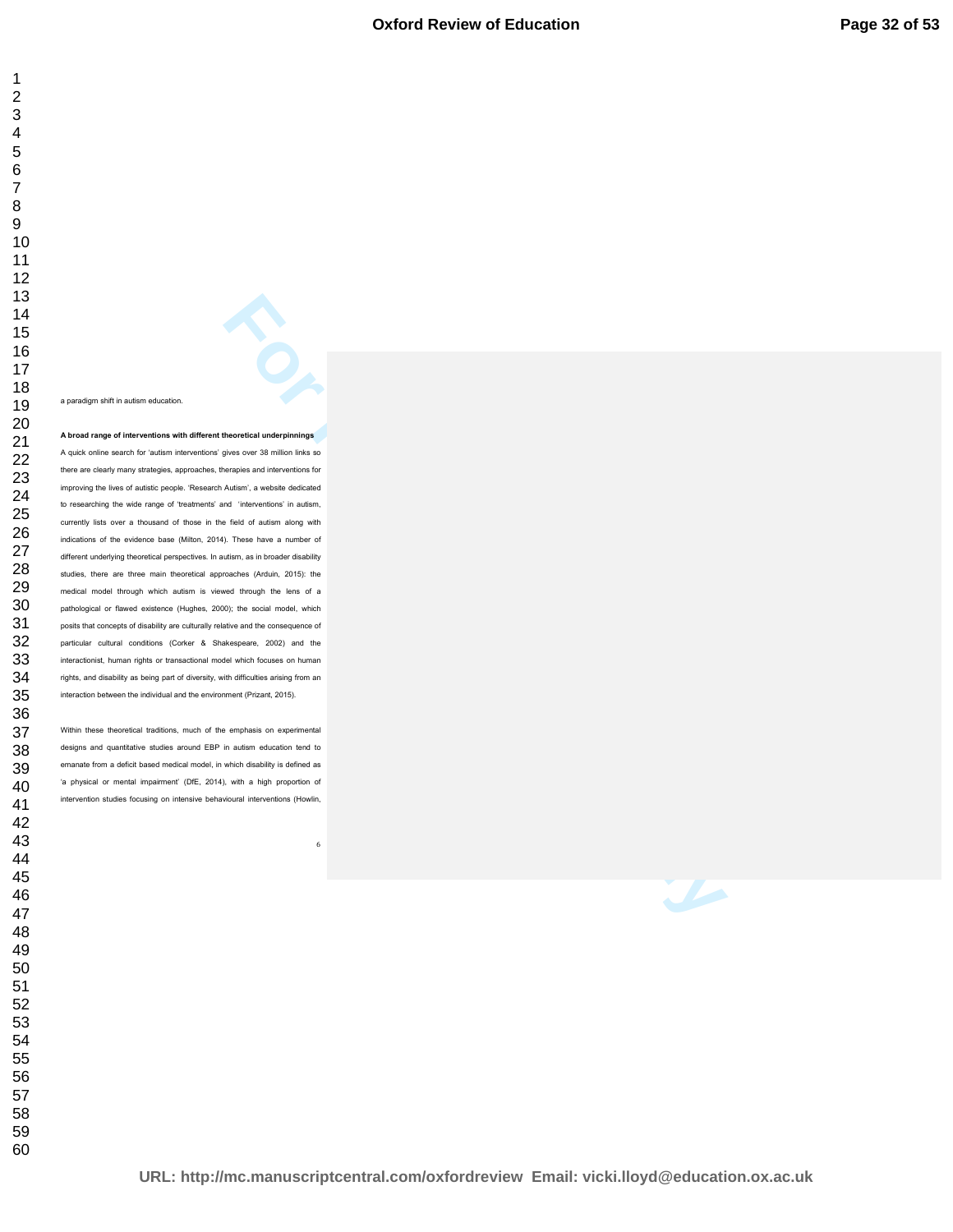a paradigm shift in autism education.

**A broad range of interventions with different theoretical underpinnings**

A quick online search for 'autism interventions' gives over 38 million links so there are clearly many strategies, approaches, therapies and interventions for improving the lives of autistic people. 'Research Autism', a website dedicated to researching the wide range of 'treatments' and 'interventions' in autism, currently lists over a thousand of those in the field of autism along with indications of the evidence base (Milton, 2014). These have a number of different underlying theoretical perspectives. In autism, as in broader disability studies, there are three main theoretical approaches (Arduin, 2015): the medical model through which autism is viewed through the lens of a pathological or flawed existence (Hughes, 2000); the social model, which posits that concepts of disability are culturally relative and the consequence of particular cultural conditions (Corker & Shakespeare, 2002) and the interactionist, human rights or transactional model which focuses on human rights, and disability as being part of diversity, with difficulties arising from an interaction between the individual and the environment (Prizant, 2015).

Within these theoretical traditions, much of the emphasis on experimental designs and quantitative studies around EBP in autism education tend to emanate from a deficit based medical model, in which disability is defined as 'a physical or mental impairment' (DfE, 2014), with a high proportion of intervention studies focusing on intensive behavioural interventions (Howlin,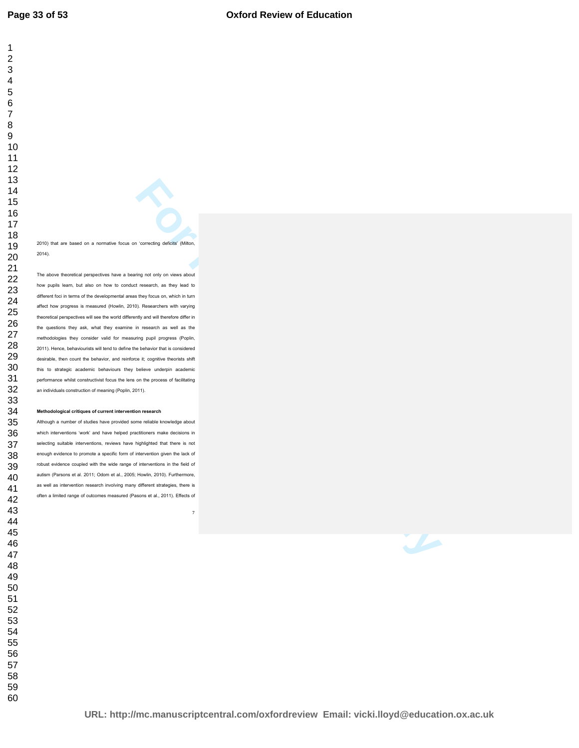2010) that are based on a normative focus on 'correcting deficits' (Milton, 2014).

The above theoretical perspectives have a bearing not only on views about how pupils learn, but also on how to conduct research, as they lead to different foci in terms of the developmental areas they focus on, which in turn affect how progress is measured (Howlin, 2010). Researchers with varying theoretical perspectives will see the world differently and will therefore differ in the questions they ask, what they examine in research as well as the methodologies they consider valid for measuring pupil progress (Poplin, 2011). Hence, behaviourists will tend to define the behavior that is considered desirable, then count the behavior, and reinforce it; cognitive theorists shift this to strategic academic behaviours they believe underpin academic performance whilst constructivist focus the lens on the process of facilitating an individuals construction of meaning (Poplin, 2011).

**Methodological critiques of current intervention research**

Although a number of studies have provided some reliable knowledge about which interventions 'work' and have helped practitioners make decisions in selecting suitable interventions, reviews have highlighted that there is not enough evidence to promote a specific form of intervention given the lack of robust evidence coupled with the wide range of interventions in the field of autism (Parsons et al. 2011; Odom et al., 2005; Howlin, 2010). Furthermore, as well as intervention research involving many different strategies, there is often a limited range of outcomes measured (Pasons et al., 2011). Effects of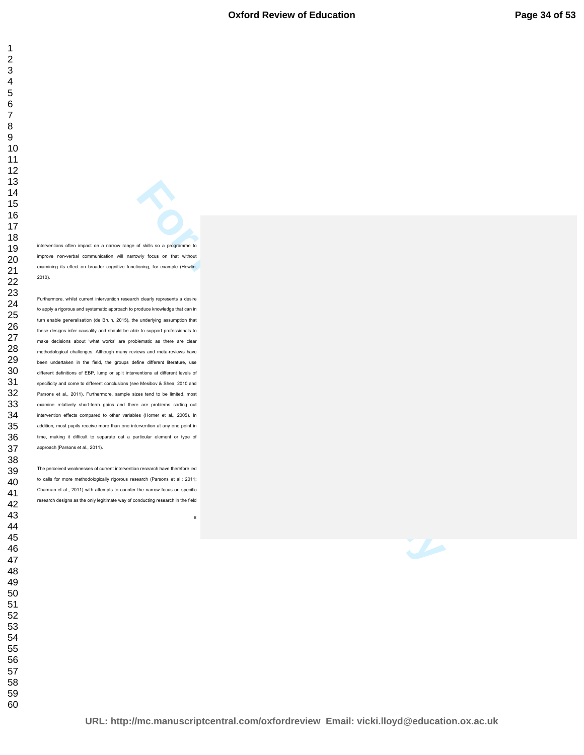interventions often impact on a narrow range of skills so a programme to improve non-verbal communication will narrowly focus on that without examining its effect on broader cognitive functioning, for example (Howlin, 2010).

Furthermore, whilst current intervention research clearly represents a desire to apply a rigorous and systematic approach to produce knowledge that can in turn enable generalisation (de Bruin, 2015), the underlying assumption that these designs infer causality and should be able to support professionals to make decisions about 'what works' are problematic as there are clear methodological challenges. Although many reviews and meta-reviews have been undertaken in the field, the groups define different literature, use different definitions of EBP, lump or split interventions at different levels of specificity and come to different conclusions (see Mesibov & Shea, 2010 and Parsons et al., 2011). Furthermore, sample sizes tend to be limited, most examine relatively short-term gains and there are problems sorting out intervention effects compared to other variables (Horner et al., 2005). In addition, most pupils receive more than one intervention at any one point in time, making it difficult to separate out a particular element or type of approach (Parsons et al., 2011).

The perceived weaknesses of current intervention research have therefore led to calls for more methodologically rigorous research (Parsons et al.; 2011; Charman et al., 2011) with attempts to counter the narrow focus on specific research designs as the only legitimate way of conducting research in the field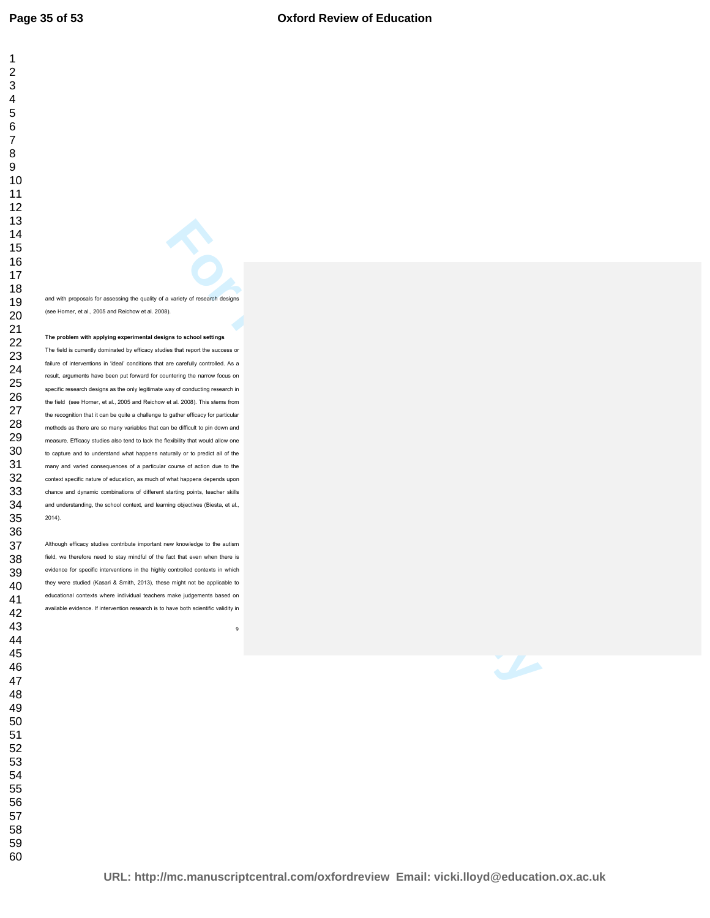and with proposals for assessing the quality of a variety of research designs (see Horner, et al., 2005 and Reichow et al. 2008).

**The problem with applying experimental designs to school settings**

The field is currently dominated by efficacy studies that report the success or failure of interventions in 'ideal' conditions that are carefully controlled. As a result, arguments have been put forward for countering the narrow focus on specific research designs as the only legitimate way of conducting research in the field (see Horner, et al., 2005 and Reichow et al. 2008). This stems from the recognition that it can be quite a challenge to gather efficacy for particular methods as there are so many variables that can be difficult to pin down and measure. Efficacy studies also tend to lack the flexibility that would allow one to capture and to understand what happens naturally or to predict all of the many and varied consequences of a particular course of action due to the context specific nature of education, as much of what happens depends upon chance and dynamic combinations of different starting points, teacher skills and understanding, the school context, and learning objectives (Biesta, et al., 2014).

Although efficacy studies contribute important new knowledge to the autism field, we therefore need to stay mindful of the fact that even when there is evidence for specific interventions in the highly controlled contexts in which they were studied (Kasari & Smith, 2013), these might not be applicable to educational contexts where individual teachers make judgements based on available evidence. If intervention research is to have both scientific validity in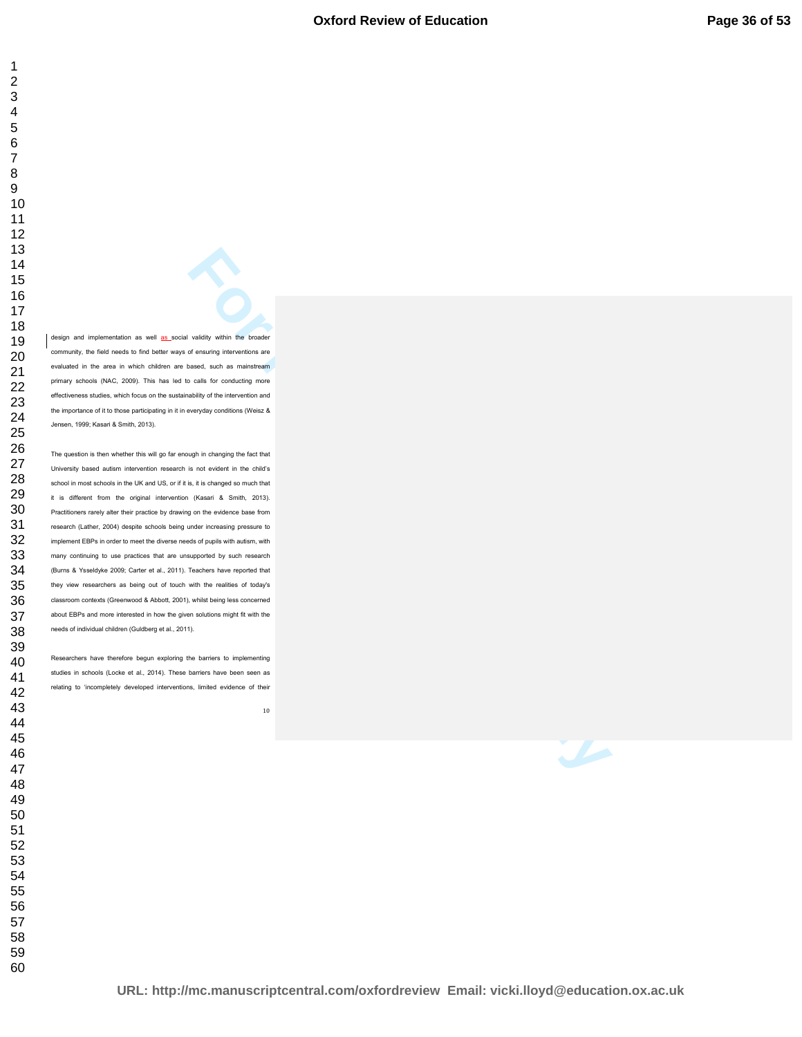design and implementation as well as social validity within the broader community, the field needs to find better ways of ensuring interventions are evaluated in the area in which children are based, such as mainstream primary schools (NAC, 2009). This has led to calls for conducting more effectiveness studies, which focus on the sustainability of the intervention and the importance of it to those participating in it in everyday conditions (Weisz & Jensen, 1999; Kasari & Smith, 2013).

The question is then whether this will go far enough in changing the fact that University based autism intervention research is not evident in the child's school in most schools in the UK and US, or if it is, it is changed so much that it is different from the original intervention (Kasari & Smith, 2013). Practitioners rarely alter their practice by drawing on the evidence base from research (Lather, 2004) despite schools being under increasing pressure to implement EBPs in order to meet the diverse needs of pupils with autism, with many continuing to use practices that are unsupported by such research (Burns & Ysseldyke 2009; Carter et al., 2011). Teachers have reported that they view researchers as being out of touch with the realities of today's classroom contexts (Greenwood & Abbott, 2001), whilst being less concerned about EBPs and more interested in how the given solutions might fit with the needs of individual children (Guldberg et al., 2011).

Researchers have therefore begun exploring the barriers to implementing studies in schools (Locke et al., 2014). These barriers have been seen as relating to 'incompletely developed interventions, limited evidence of their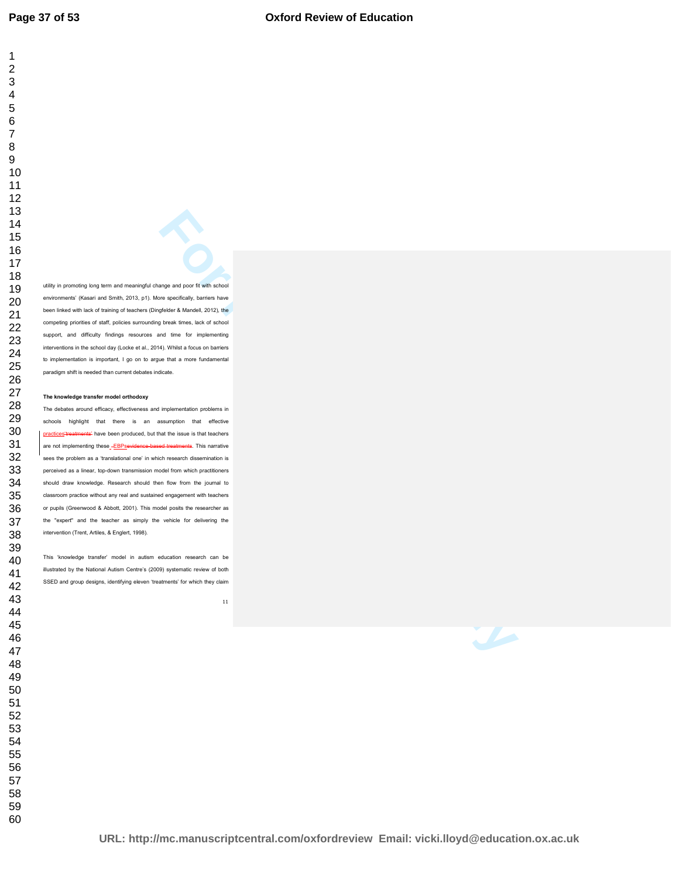utility in promoting long term and meaningful change and poor fit with school environments' (Kasari and Smith, 2013, p1). More specifically, barriers have been linked with lack of training of teachers (Dingfelder & Mandell, 2012), the competing priorities of staff, policies surrounding break times, lack of school support, and difficulty findings resources and time for implementing interventions in the school day (Locke et al., 2014). Whilst a focus on barriers to implementation is important, I go on to argue that a more fundamental paradigm shift is needed than current debates indicate.

**The knowledge transfer model orthodoxy**

The debates around efficacy, effectiveness and implementation problems in schools highlight that there is an assumption that effective practices ~~treatments'~~ have been produced, but that the issue is that teachers are not implementing these EBPs ~~evidence-based treatments~~. This narrative sees the problem as a 'translational one' in which research dissemination is perceived as a linear, top-down transmission model from which practitioners should draw knowledge. Research should then flow from the journal to classroom practice without any real and sustained engagement with teachers or pupils (Greenwood & Abbott, 2001). This model posits the researcher as the "expert" and the teacher as simply the vehicle for delivering the intervention (Trent, Artiles, & Englert, 1998).

This 'knowledge transfer' model in autism education research can be illustrated by the National Autism Centre's (2009) systematic review of both SSED and group designs, identifying eleven 'treatments' for which they claim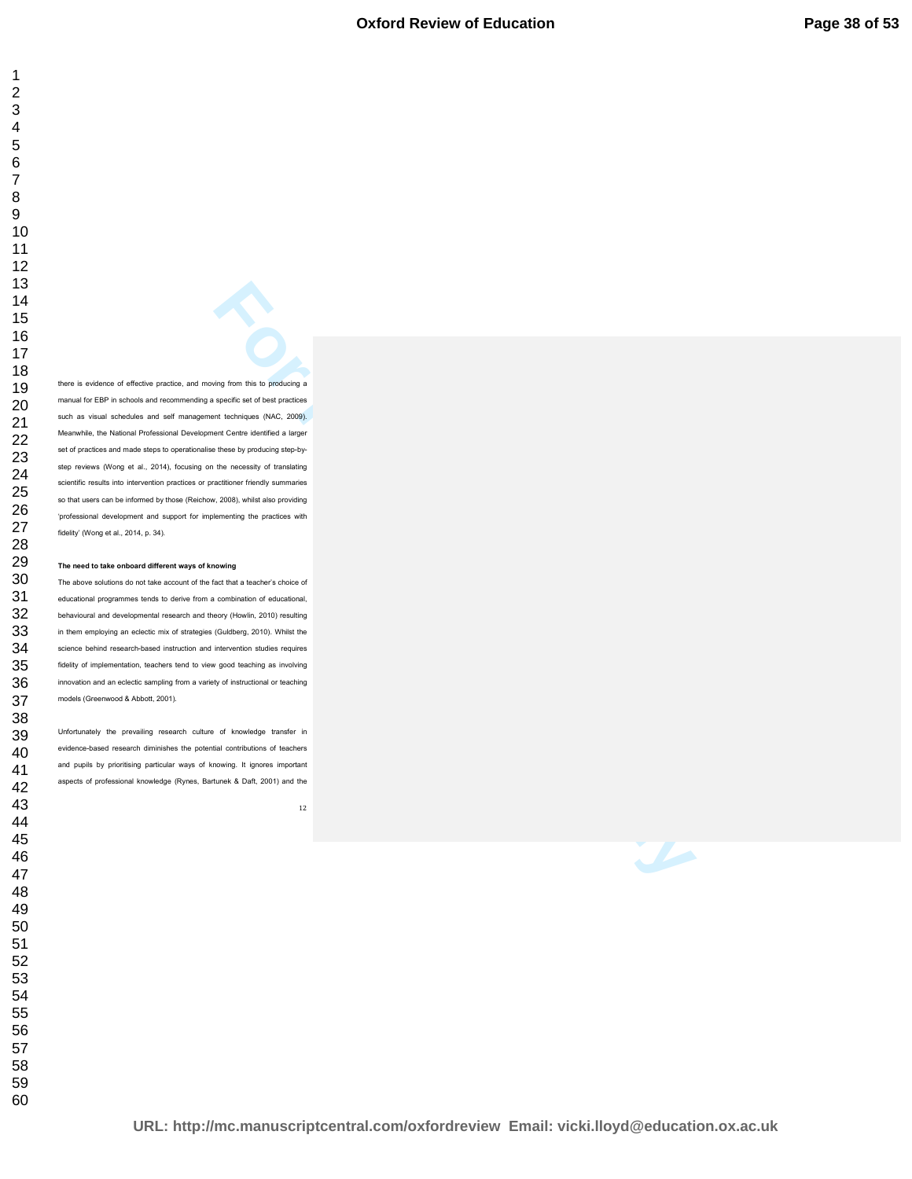there is evidence of effective practice, and moving from this to producing a manual for EBP in schools and recommending a specific set of best practices such as visual schedules and self management techniques (NAC, 2009). Meanwhile, the National Professional Development Centre identified a larger set of practices and made steps to operationalise these by producing step-by-step reviews (Wong et al., 2014), focusing on the necessity of translating scientific results into intervention practices or practitioner friendly summaries so that users can be informed by those (Reichow, 2008), whilst also providing 'professional development and support for implementing the practices with fidelity' (Wong et al., 2014, p. 34).

**The need to take onboard different ways of knowing**

The above solutions do not take account of the fact that a teacher's choice of educational programmes tends to derive from a combination of educational, behavioural and developmental research and theory (Howlin, 2010) resulting in them employing an eclectic mix of strategies (Guldberg, 2010). Whilst the science behind research-based instruction and intervention studies requires fidelity of implementation, teachers tend to view good teaching as involving innovation and an eclectic sampling from a variety of instructional or teaching models (Greenwood & Abbott, 2001).

Unfortunately the prevailing research culture of knowledge transfer in evidence-based research diminishes the potential contributions of teachers and pupils by prioritising particular ways of knowing. It ignores important aspects of professional knowledge (Rynes, Bartunek & Daft, 2001) and the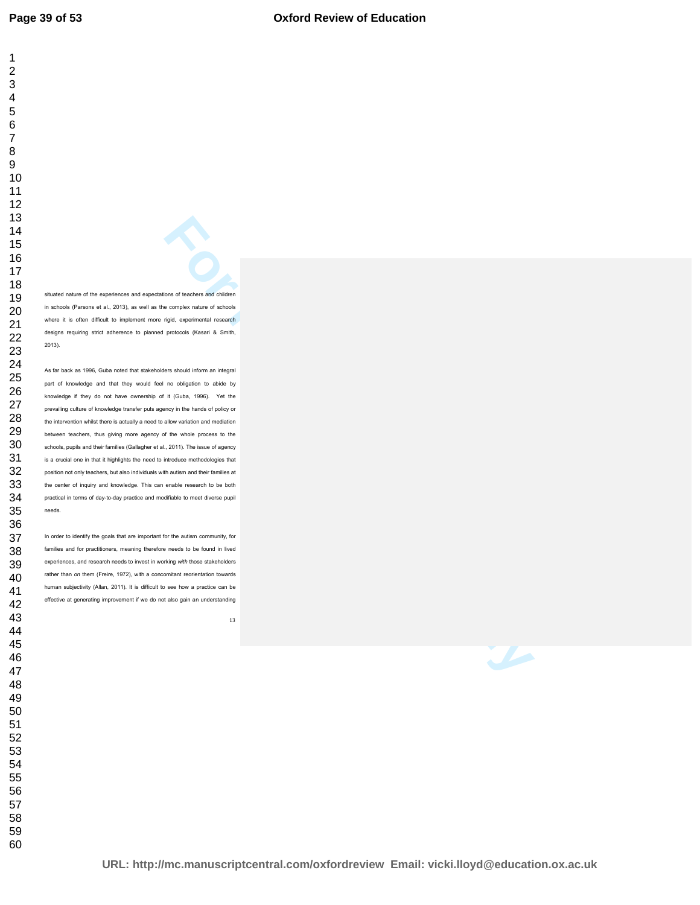situated nature of the experiences and expectations of teachers and children in schools (Parsons et al., 2013), as well as the complex nature of schools where it is often difficult to implement more rigid, experimental research designs requiring strict adherence to planned protocols (Kasari & Smith, 2013).

As far back as 1996, Guba noted that stakeholders should inform an integral part of knowledge and that they would feel no obligation to abide by knowledge if they do not have ownership of it (Guba, 1996). Yet the prevailing culture of knowledge transfer puts agency in the hands of policy or the intervention whilst there is actually a need to allow variation and mediation between teachers, thus giving more agency of the whole process to the schools, pupils and their families (Gallagher et al., 2011). The issue of agency is a crucial one in that it highlights the need to introduce methodologies that position not only teachers, but also individuals with autism and their families at the center of inquiry and knowledge. This can enable research to be both practical in terms of day-to-day practice and modifiable to meet diverse pupil needs.

In order to identify the goals that are important for the autism community, for families and for practitioners, meaning therefore needs to be found in lived experiences, and research needs to invest in working *with* those stakeholders rather than *on* them (Freire, 1972), with a concomitant reorientation towards human subjectivity (Allan, 2011). It is difficult to see how a practice can be effective at generating improvement if we do not also gain an understanding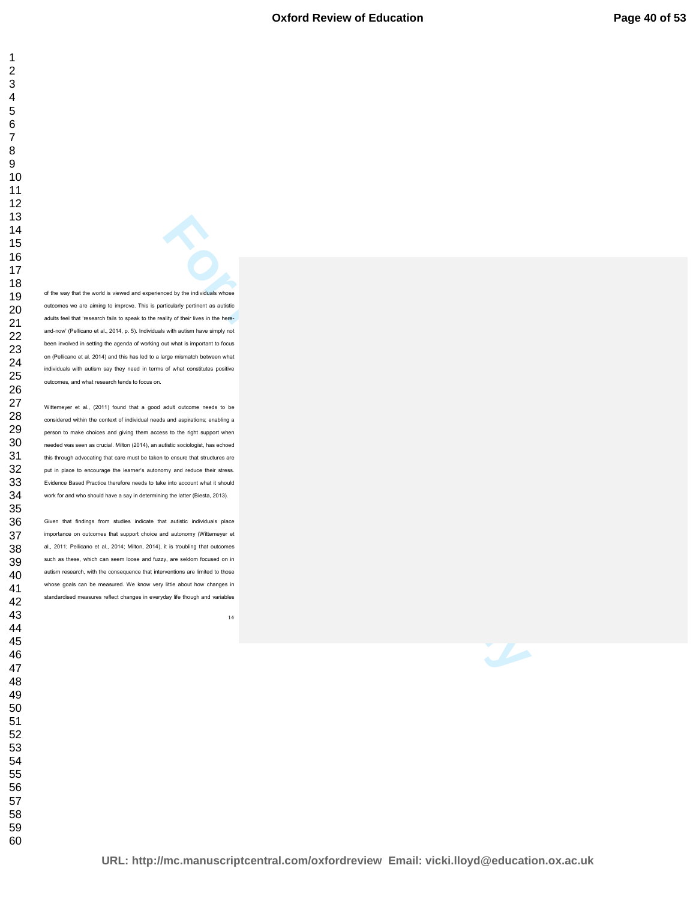of the way that the world is viewed and experienced by the individuals whose outcomes we are aiming to improve. This is particularly pertinent as autistic adults feel that 'research fails to speak to the reality of their lives in the here-and-now' (Pellicano et al., 2014, p. 5). Individuals with autism have simply not been involved in setting the agenda of working out what is important to focus on (Pellicano et al. 2014) and this has led to a large mismatch between what individuals with autism say they need in terms of what constitutes positive outcomes, and what research tends to focus on.

Wittemeyer et al., (2011) found that a good adult outcome needs to be considered within the context of individual needs and aspirations; enabling a person to make choices and giving them access to the right support when needed was seen as crucial. Milton (2014), an autistic sociologist, has echoed this through advocating that care must be taken to ensure that structures are put in place to encourage the learner's autonomy and reduce their stress. Evidence Based Practice therefore needs to take into account what it should work for and who should have a say in determining the latter (Biesta, 2013).

Given that findings from studies indicate that autistic individuals place importance on outcomes that support choice and autonomy (Wittemeyer et al., 2011; Pellicano et al., 2014; Milton, 2014), it is troubling that outcomes such as these, which can seem loose and fuzzy, are seldom focused on in autism research, with the consequence that interventions are limited to those whose goals can be measured. We know very little about how changes in standardised measures reflect changes in everyday life though and variables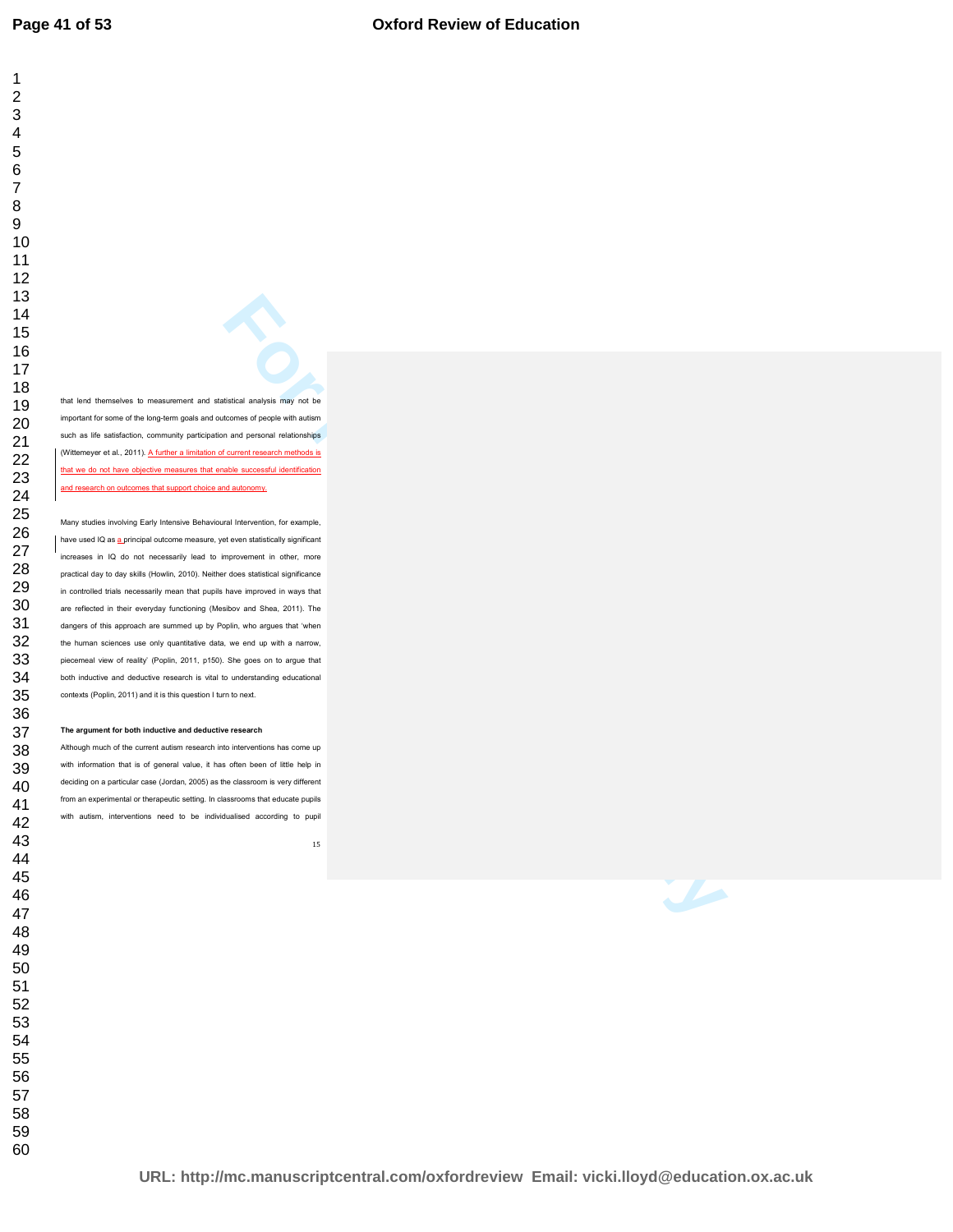that lend themselves to measurement and statistical analysis may not be important for some of the long-term goals and outcomes of people with autism such as life satisfaction, community participation and personal relationships (Wittemeyer et al., 2011). A further a limitation of current research methods is that we do not have objective measures that enable successful identification and research on outcomes that support choice and autonomy.

Many studies involving Early Intensive Behavioural Intervention, for example, have used IQ as a principal outcome measure, yet even statistically significant increases in IQ do not necessarily lead to improvement in other, more practical day to day skills (Howlin, 2010). Neither does statistical significance in controlled trials necessarily mean that pupils have improved in ways that are reflected in their everyday functioning (Mesibov and Shea, 2011). The dangers of this approach are summed up by Poplin, who argues that 'when the human sciences use only quantitative data, we end up with a narrow, piecemeal view of reality' (Poplin, 2011, p150). She goes on to argue that both inductive and deductive research is vital to understanding educational contexts (Poplin, 2011) and it is this question I turn to next.

**The argument for both inductive and deductive research**

Although much of the current autism research into interventions has come up with information that is of general value, it has often been of little help in deciding on a particular case (Jordan, 2005) as the classroom is very different from an experimental or therapeutic setting. In classrooms that educate pupils with autism, interventions need to be individualised according to pupil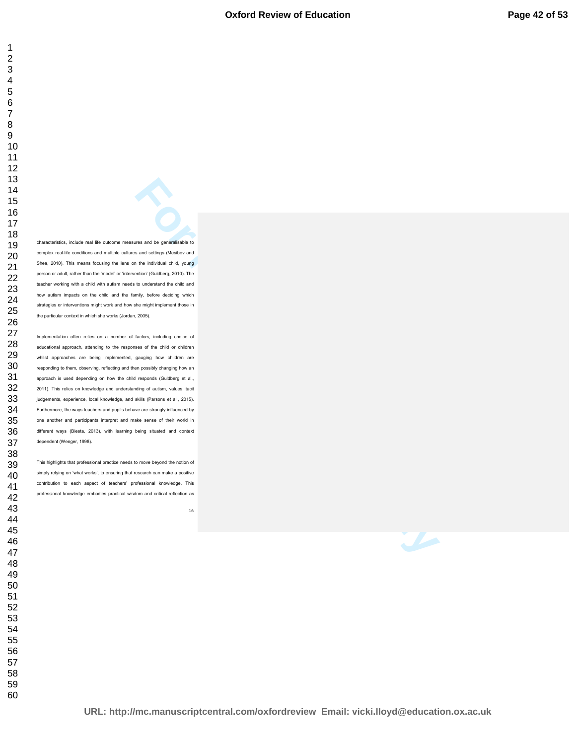characteristics, include real life outcome measures and be generalisable to complex real-life conditions and multiple cultures and settings (Mesibov and Shea, 2010). This means focusing the lens on the individual child, young person or adult, rather than the 'model' or 'intervention' (Guldberg, 2010). The teacher working with a child with autism needs to understand the child and how autism impacts on the child and the family, before deciding which strategies or interventions might work and how she might implement those in the particular context in which she works (Jordan, 2005).

Implementation often relies on a number of factors, including choice of educational approach, attending to the responses of the child or children whilst approaches are being implemented, gauging how children are responding to them, observing, reflecting and then possibly changing how an approach is used depending on how the child responds (Guldberg et al., 2011). This relies on knowledge and understanding of autism, values, tacit judgements, experience, local knowledge, and skills (Parsons et al., 2015). Furthermore, the ways teachers and pupils behave are strongly influenced by one another and participants interpret and make sense of their world in different ways (Biesta, 2013), with learning being situated and context dependent (Wenger, 1998).

This highlights that professional practice needs to move beyond the notion of simply relying on 'what works', to ensuring that research can make a positive contribution to each aspect of teachers' professional knowledge. This professional knowledge embodies practical wisdom and critical reflection as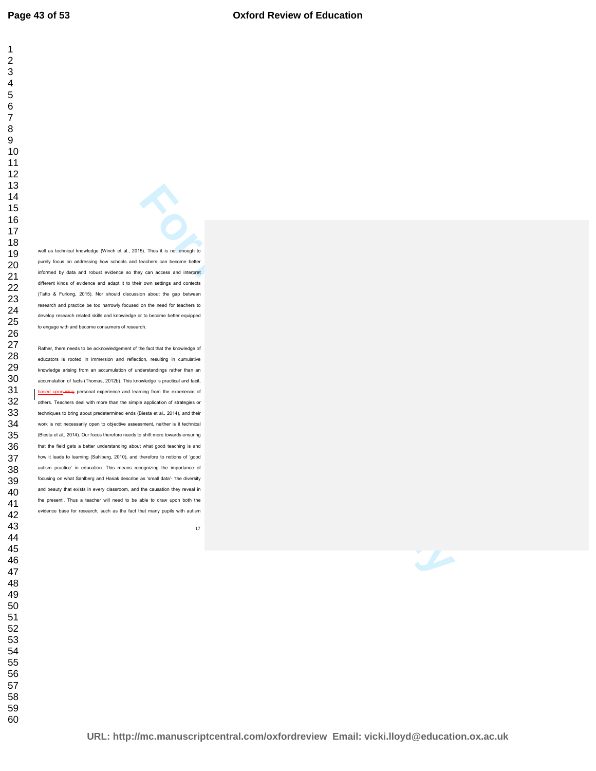well as technical knowledge (Winch et al., 2015). Thus it is not enough to purely focus on addressing how schools and teachers can become better informed by data and robust evidence so they can access and interpret different kinds of evidence and adapt it to their own settings and contexts (Tatto & Furlong, 2015). Nor should discussion about the gap between research and practice be too narrowly focused on the need for teachers to develop research related skills and knowledge or to become better equipped to engage with and become consumers of research.

Rather, there needs to be acknowledgement of the fact that the knowledge of educators is rooted in immersion and reflection, resulting in cumulative knowledge arising from an accumulation of understandings rather than an accumulation of facts (Thomas, 2012b). This knowledge is practical and tacit, based uponusing personal experience and learning from the experience of others. Teachers deal with more than the simple application of strategies or techniques to bring about predetermined ends (Biesta et al., 2014), and their work is not necessarily open to objective assessment, neither is it technical (Biesta et al., 2014). Our focus therefore needs to shift more towards ensuring that the field gets a better understanding about what good teaching is and how it leads to learning (Sahlberg, 2010), and therefore to notions of 'good autism practice' in education. This means recognizing the importance of focusing on what Sahlberg and Hasak describe as 'small data'- 'the diversity and beauty that exists in every classroom, and the causation they reveal in the present'. Thus a teacher will need to be able to draw upon both the evidence base for research, such as the fact that many pupils with autism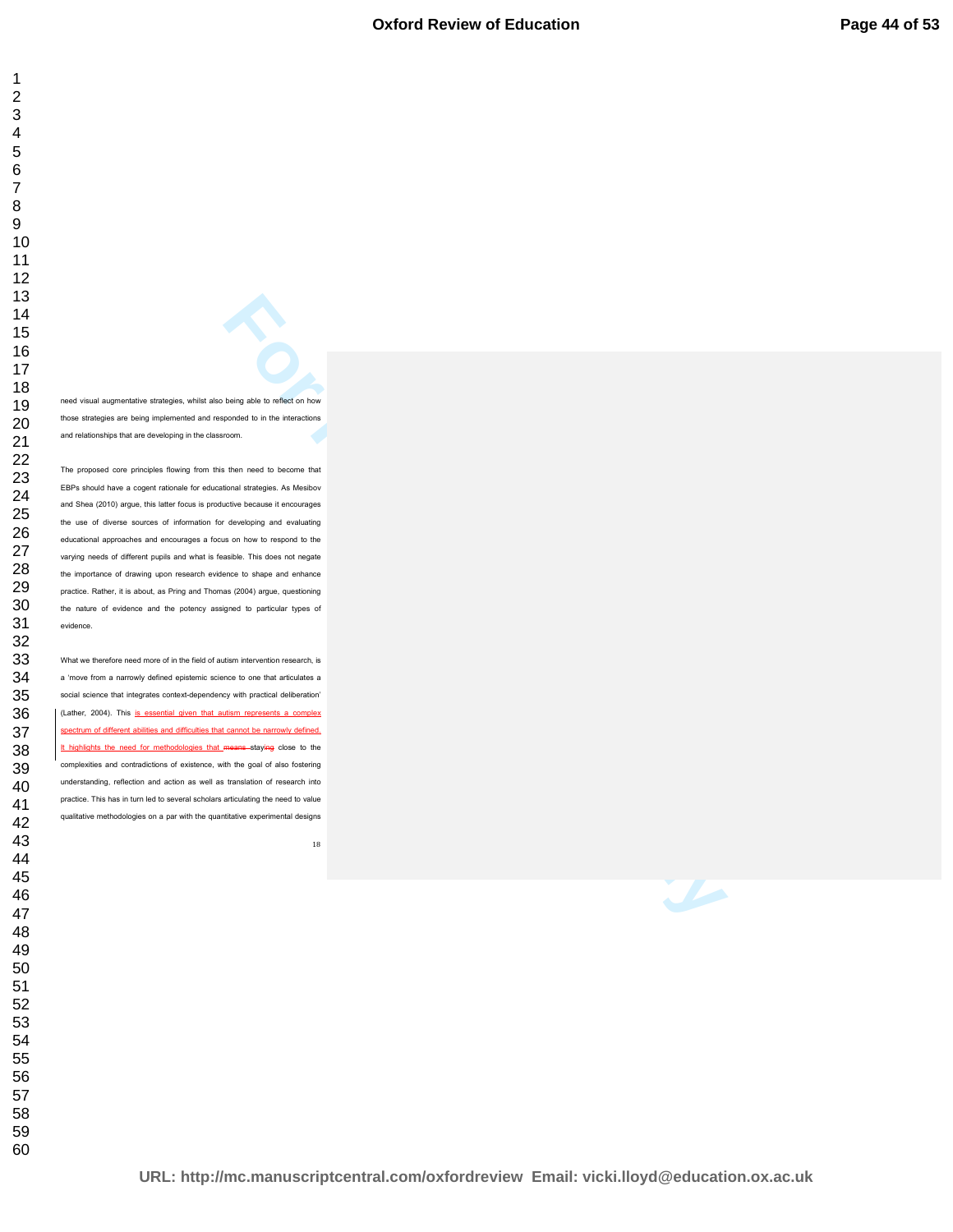need visual augmentative strategies, whilst also being able to reflect on how those strategies are being implemented and responded to in the interactions and relationships that are developing in the classroom.

The proposed core principles flowing from this then need to become that EBPs should have a cogent rationale for educational strategies. As Mesibov and Shea (2010) argue, this latter focus is productive because it encourages the use of diverse sources of information for developing and evaluating educational approaches and encourages a focus on how to respond to the varying needs of different pupils and what is feasible. This does not negate the importance of drawing upon research evidence to shape and enhance practice. Rather, it is about, as Pring and Thomas (2004) argue, questioning the nature of evidence and the potency assigned to particular types of evidence.

What we therefore need more of in the field of autism intervention research, is a 'move from a narrowly defined epistemic science to one that articulates a social science that integrates context-dependency with practical deliberation' (Lather, 2004). This is essential given that autism represents a complex spectrum of different abilities and difficulties that cannot be narrowly defined. It highlights the need for methodologies that ~~means~~ staying close to the complexities and contradictions of existence, with the goal of also fostering understanding, reflection and action as well as translation of research into practice. This has in turn led to several scholars articulating the need to value qualitative methodologies on a par with the quantitative experimental designs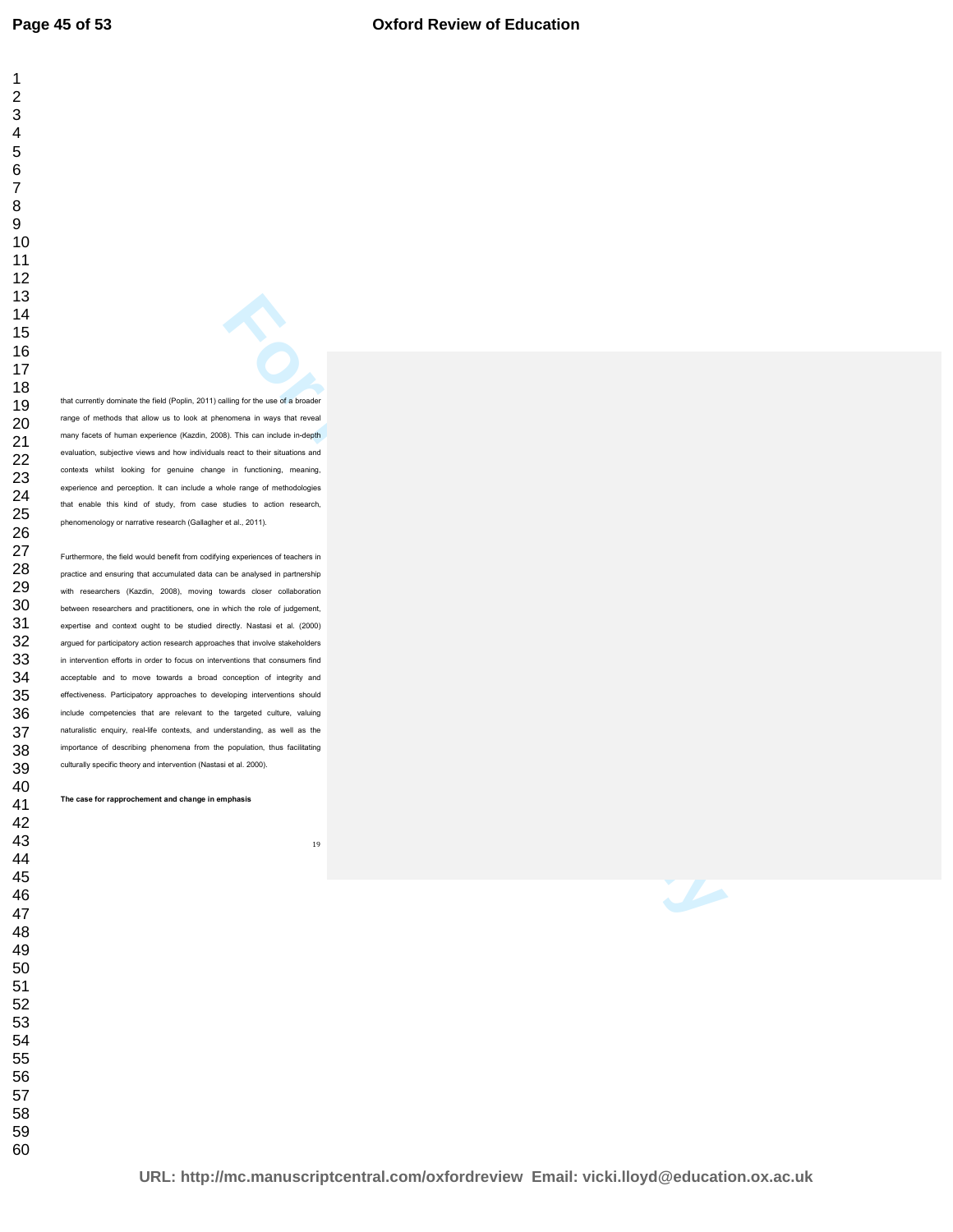that currently dominate the field (Poplin, 2011) calling for the use of a broader range of methods that allow us to look at phenomena in ways that reveal many facets of human experience (Kazdin, 2008). This can include in-depth evaluation, subjective views and how individuals react to their situations and contexts whilst looking for genuine change in functioning, meaning, experience and perception. It can include a whole range of methodologies that enable this kind of study, from case studies to action research, phenomenology or narrative research (Gallagher et al., 2011).

Furthermore, the field would benefit from codifying experiences of teachers in practice and ensuring that accumulated data can be analysed in partnership with researchers (Kazdin, 2008), moving towards closer collaboration between researchers and practitioners, one in which the role of judgement, expertise and context ought to be studied directly. Nastasi et al. (2000) argued for participatory action research approaches that involve stakeholders in intervention efforts in order to focus on interventions that consumers find acceptable and to move towards a broad conception of integrity and effectiveness. Participatory approaches to developing interventions should include competencies that are relevant to the targeted culture, valuing naturalistic enquiry, real-life contexts, and understanding, as well as the importance of describing phenomena from the population, thus facilitating culturally specific theory and intervention (Nastasi et al. 2000).

**The case for rapprochement and change in emphasis**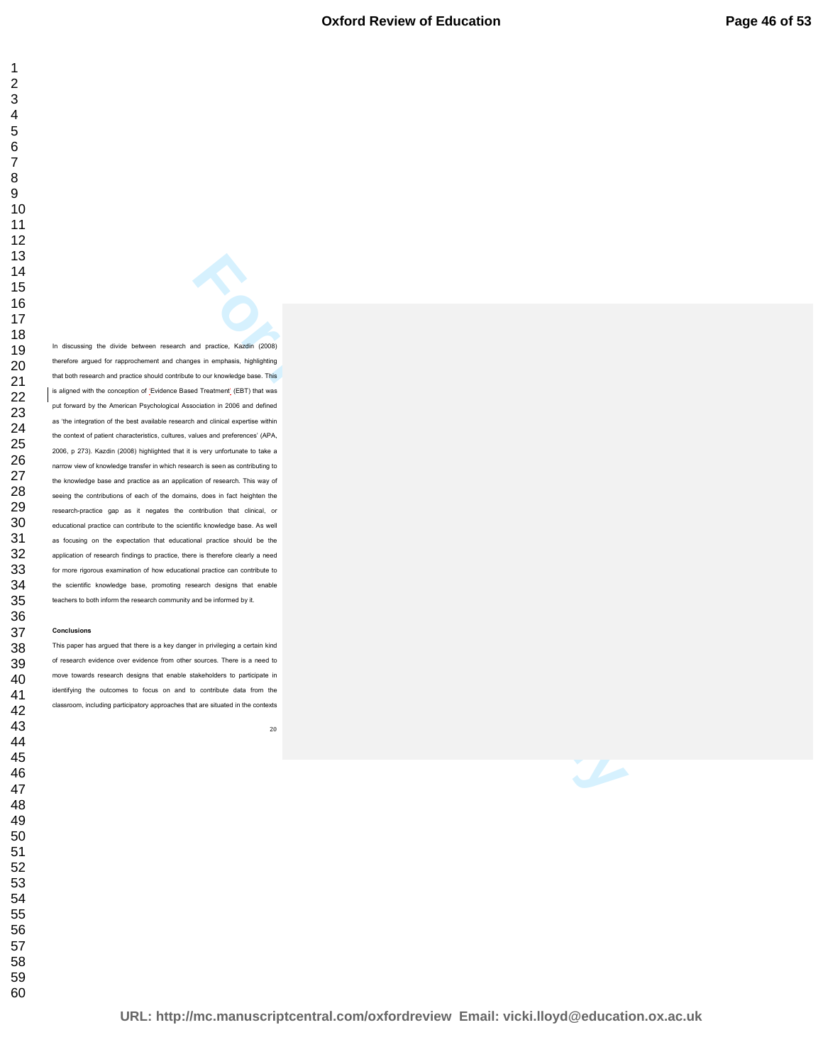In discussing the divide between research and practice, Kazdin (2008) therefore argued for rapprochement and changes in emphasis, highlighting that both research and practice should contribute to our knowledge base. This is aligned with the conception of 'Evidence Based Treatment' (EBT) that was put forward by the American Psychological Association in 2006 and defined as 'the integration of the best available research and clinical expertise within the context of patient characteristics, cultures, values and preferences' (APA, 2006, p 273). Kazdin (2008) highlighted that it is very unfortunate to take a narrow view of knowledge transfer in which research is seen as contributing to the knowledge base and practice as an application of research. This way of seeing the contributions of each of the domains, does in fact heighten the research-practice gap as it negates the contribution that clinical, or educational practice can contribute to the scientific knowledge base. As well as focusing on the expectation that educational practice should be the application of research findings to practice, there is therefore clearly a need for more rigorous examination of how educational practice can contribute to the scientific knowledge base, promoting research designs that enable teachers to both inform the research community and be informed by it.

**Conclusions**

This paper has argued that there is a key danger in privileging a certain kind of research evidence over evidence from other sources. There is a need to move towards research designs that enable stakeholders to participate in identifying the outcomes to focus on and to contribute data from the classroom, including participatory approaches that are situated in the contexts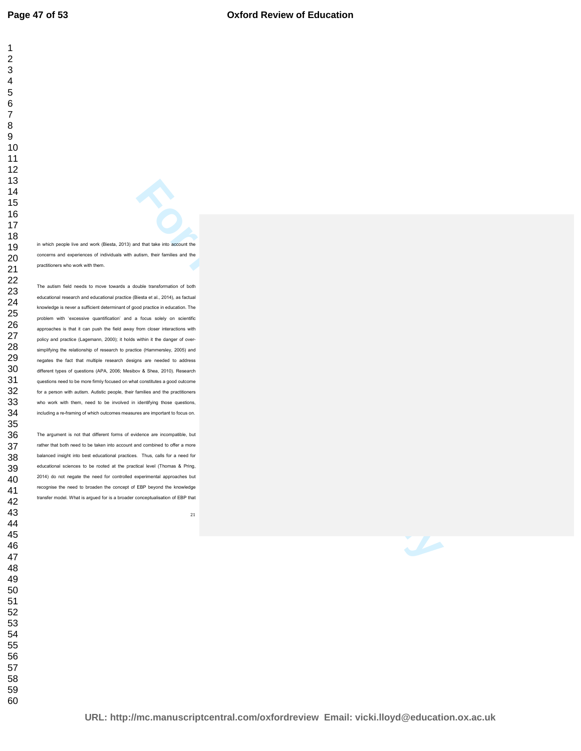in which people live and work (Biesta, 2013) and that take into account the concerns and experiences of individuals with autism, their families and the practitioners who work with them.

The autism field needs to move towards a double transformation of both educational research and educational practice (Biesta et al., 2014), as factual knowledge is never a sufficient determinant of good practice in education. The problem with 'excessive quantification' and a focus solely on scientific approaches is that it can push the field away from closer interactions with policy and practice (Lagemann, 2000); it holds within it the danger of over-simplifying the relationship of research to practice (Hammersley, 2005) and negates the fact that multiple research designs are needed to address different types of questions (APA, 2006; Mesibov & Shea, 2010). Research questions need to be more firmly focused on what constitutes a good outcome for a person with autism. Autistic people, their families and the practitioners who work with them, need to be involved in identifying those questions, including a re-framing of which outcomes measures are important to focus on.

The argument is not that different forms of evidence are incompatible, but rather that both need to be taken into account and combined to offer a more balanced insight into best educational practices. Thus, calls for a need for educational sciences to be rooted at the practical level (Thomas & Pring, 2014) do not negate the need for controlled experimental approaches but recognise the need to broaden the concept of EBP beyond the knowledge transfer model. What is argued for is a broader conceptualisation of EBP that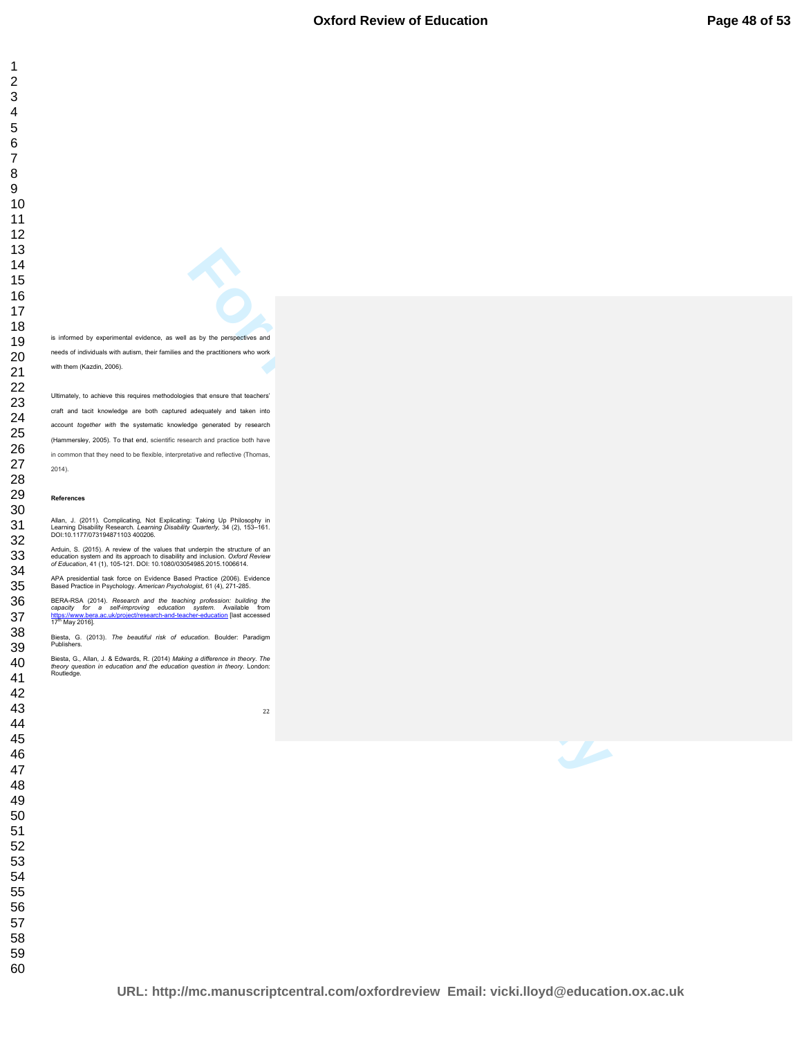is informed by experimental evidence, as well as by the perspectives and needs of individuals with autism, their families and the practitioners who work with them (Kazdin, 2006).

Ultimately, to achieve this requires methodologies that ensure that teachers' craft and tacit knowledge are both captured adequately and taken into account *together with* the systematic knowledge generated by research (Hammersley, 2005). To that end, scientific research and practice both have in common that they need to be flexible, interpretative and reflective (Thomas, 2014).

**References**

Allan, J. (2011). Complicating, Not Explicating: Taking Up Philosophy in Learning Disability Research. *Learning Disability Quarterly*, 34 (2), 153–161. DOI:10.1177/073194871103 400206.

Arduin, S. (2015). A review of the values that underpin the structure of an education system and its approach to disability and inclusion. *Oxford Review of Education*, 41 (1), 105-121. DOI: 10.1080/03054985.2015.1006614.

APA presidential task force on Evidence Based Practice (2006). Evidence Based Practice in Psychology. *American Psychologist*, 61 (4), 271-285.

BERA-RSA (2014). *Research and the teaching profession: building the capacity for a self-improving education system.* Available from https://www.bera.ac.uk/project/research-and-teacher-education [last accessed 17th May 2016].

Biesta, G. (2013). *The beautiful risk of education.* Boulder: Paradigm Publishers.

Biesta, G., Allan, J. & Edwards, R. (2014) *Making a difference in theory. The theory question in education and the education question in theory.* London: Routledge.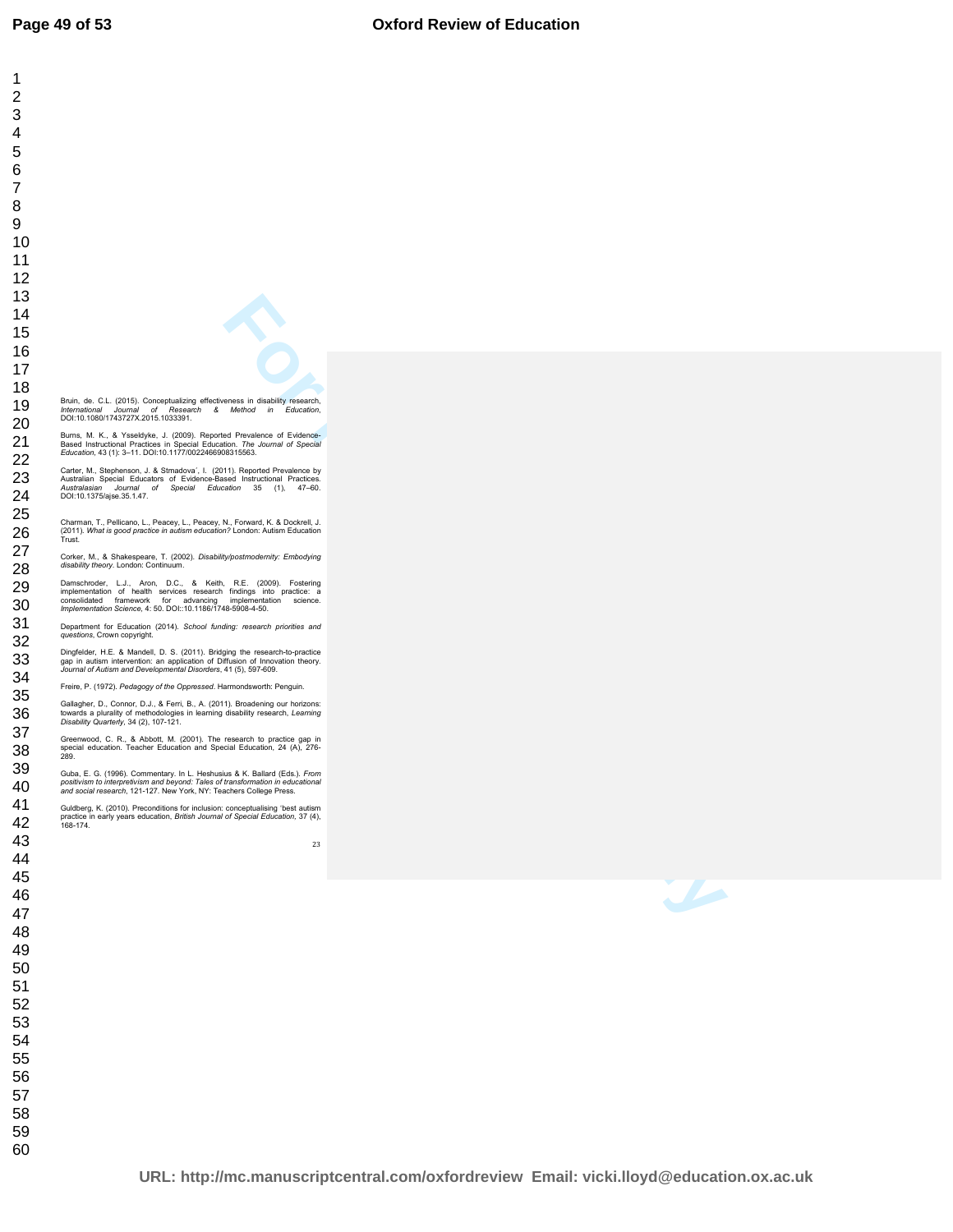Bruin, de. C.L. (2015). Conceptualizing effectiveness in disability research, *International Journal of Research & Method in Education*, DOI:10.1080/1743727X.2015.1033391.

Burns, M. K., & Ysseldyke, J. (2009). Reported Prevalence of Evidence-Based Instructional Practices in Special Education. *The Journal of Special Education*, 43 (1): 3–11. DOI:10.1177/0022466908315563.

Carter, M., Stephenson, J. & Strnadova', I. (2011). Reported Prevalence by Australian Special Educators of Evidence-Based Instructional Practices. *Australasian Journal of Special Education* 35 (1), 47–60. DOI:10.1375/ajse.35.1.47.

Charman, T., Pellicano, L., Peacey, L., Peacey, N., Forward, K. & Dockrell, J. (2011). *What is good practice in autism education?* London: Autism Education Trust.

Corker, M., & Shakespeare, T. (2002). *Disability/postmodernity: Embodying disability theory*. London: Continuum.

Damschroder, L.J., Aron, D.C., & Keith, R.E. (2009). Fostering implementation of health services research findings into practice: a consolidated framework for advancing implementation science. *Implementation Science*, 4: 50. DOI::10.1186/1748-5908-4-50.

Department for Education (2014). *School funding: research priorities and questions*, Crown copyright.

Dingfelder, H.E. & Mandell, D. S. (2011). Bridging the research-to-practice gap in autism intervention: an application of Diffusion of Innovation theory. *Journal of Autism and Developmental Disorders*, 41 (5), 597-609.

Freire, P. (1972). *Pedagogy of the Oppressed*. Harmondsworth: Penguin.

Gallagher, D., Connor, D.J., & Ferri, B., A. (2011). Broadening our horizons: towards a plurality of methodologies in learning disability research, *Learning Disability Quarterly*, 34 (2), 107-121.

Greenwood, C. R., & Abbott, M. (2001). The research to practice gap in special education. Teacher Education and Special Education, 24 (A), 276-289.

Guba, E. G. (1996). Commentary. In L. Heshusius & K. Ballard (Eds.). *From positivism to interpretivism and beyond: Tales of transformation in educational and social research*, 121-127. New York, NY: Teachers College Press.

Guldberg, K. (2010). Preconditions for inclusion: conceptualising 'best autism practice in early years education, *British Journal of Special Education*, 37 (4), 168-174.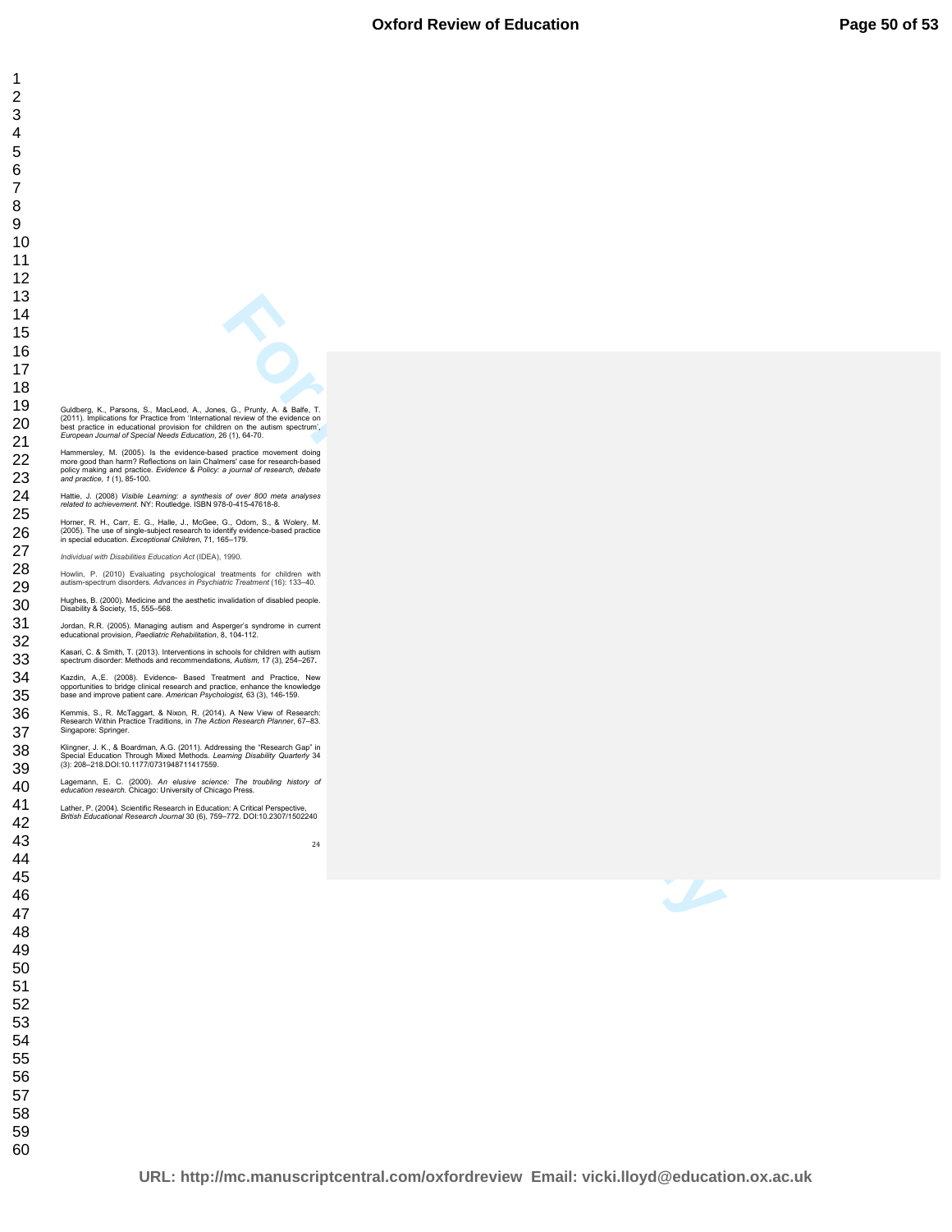Guldberg, K., Parsons, S., MacLeod, A., Jones, G., Prunty, A. & Balfe, T. (2011). Implications for Practice from 'International review of the evidence on best practice in educational provision for children on the autism spectrum', *European Journal of Special Needs Education*, 26 (1), 64-70.

Hammersley, M. (2005). Is the evidence-based practice movement doing more good than harm? Reflections on Iain Chalmers' case for research-based policy making and practice. *Evidence & Policy: a journal of research, debate and practice, 1* (1), 85-100.

Hattie, J. (2008) *Visible Learning: a synthesis of over 800 meta analyses related to achievement*. NY: Routledge. ISBN 978-0-415-47618-8.

Horner, R. H., Carr, E. G., Halle, J., McGee, G., Odom, S., & Wolery, M. (2005). The use of single-subject research to identify evidence-based practice in special education. *Exceptional Children*, 71, 165–179.

*Individual with Disabilities Education Act* (IDEA), 1990.

Howlin, P. (2010) Evaluating psychological treatments for children with autism-spectrum disorders. *Advances in Psychiatric Treatment* (16): 133–40.

Hughes, B. (2000). Medicine and the aesthetic invalidation of disabled people. Disability & Society, 15, 555–568.

Jordan, R.R. (2005). Managing autism and Asperger's syndrome in current educational provision, *Paediatric Rehabilitation*, 8, 104-112.

Kasari, C. & Smith, T. (2013). Interventions in schools for children with autism spectrum disorder: Methods and recommendations, *Autism*, 17 (3), 254–267.

Kazdin, A.,E. (2008). Evidence- Based Treatment and Practice, New opportunities to bridge clinical research and practice, enhance the knowledge base and improve patient care. *American Psychologist*, 63 (3), 146-159.

Kemmis, S., R. McTaggart, & Nixon, R. (2014). A New View of Research: Research Within Practice Traditions, in *The Action Research Planner*, 67–83. Singapore: Springer.

Klingner, J. K., & Boardman, A.G. (2011). Addressing the "Research Gap" in Special Education Through Mixed Methods. *Learning Disability Quarterly* 34 (3): 208–218.DOI:10.1177/0731948711417559.

Lagemann, E. C. (2000). *An elusive science: The troubling history of education research*. Chicago: University of Chicago Press.

Lather, P. (2004). Scientific Research in Education: A Critical Perspective, *British Educational Research Journal* 30 (6), 759–772. DOI:10.2307/1502240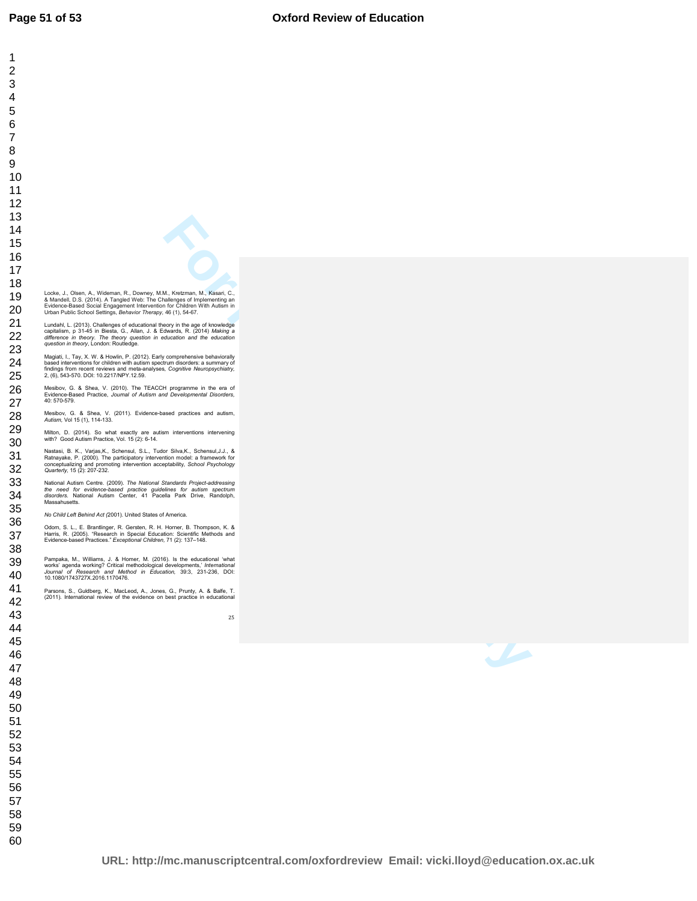Locke, J., Olsen, A., Wideman, R., Downey, M.M., Kretzman, M., Kasari, C., & Mandell, D.S. (2014). A Tangled Web: The Challenges of Implementing an Evidence-Based Social Engagement Intervention for Children With Autism in Urban Public School Settings, *Behavior Therapy*, 46 (1), 54-67.

Lundahl, L. (2013). Challenges of educational theory in the age of knowledge capitalism, p 31-45 in Biesta, G., Allan, J. & Edwards, R. (2014) *Making a difference in theory. The theory question in education and the education question in theory*, London: Routledge.

Magiati, I., Tay, X. W. & Howlin, P. (2012). Early comprehensive behaviorally based interventions for children with autism spectrum disorders: a summary of findings from recent reviews and meta-analyses, *Cognitive Neuropsychiatry*, 2, (6), 543-570. DOI: 10.2217/NPY.12.59.

Mesibov, G. & Shea, V. (2010). The TEACCH programme in the era of Evidence-Based Practice, *Journal of Autism and Developmental Disorders*, 40: 570-579.

Mesibov, G. & Shea, V. (2011). Evidence-based practices and autism, *Autism*, Vol 15 (1), 114-133.

Milton, D. (2014). So what exactly are autism interventions intervening with? Good Autism Practice, Vol. 15 (2): 6-14.

Nastasi, B. K., Varjas,K., Schensul, S.L., Tudor Silva,K., Schensul,J.J., & Ratnayake, P. (2000). The participatory intervention model: a framework for conceptualizing and promoting intervention acceptability, *School Psychology Quarterly*, 15 (2): 207-232.

National Autism Centre. (2009). *The National Standards Project-addressing the need for evidence-based practice guidelines for autism spectrum disorders*. National Autism Center, 41 Pacella Park Drive, Randolph, Massahusetts.

*No Child Left Behind Act* (2001). United States of America.

Odom, S. L., E. Brantlinger, R. Gersten, R. H. Horner, B. Thompson, K. & Harris, R. (2005). "Research in Special Education: Scientific Methods and Evidence-based Practices." *Exceptional Children*, 71 (2): 137–148.

Pampaka, M., Williams, J. & Homer, M. (2016). Is the educational 'what works' agenda working? Critical methodological developments,' *International Journal of Research and Method in Education*, 39:3, 231-236, DOI: 10.1080/1743727X.2016.1170476.

Parsons, S., Guldberg, K., MacLeod, A., Jones, G., Prunty, A. & Balfe, T. (2011). International review of the evidence on best practice in educational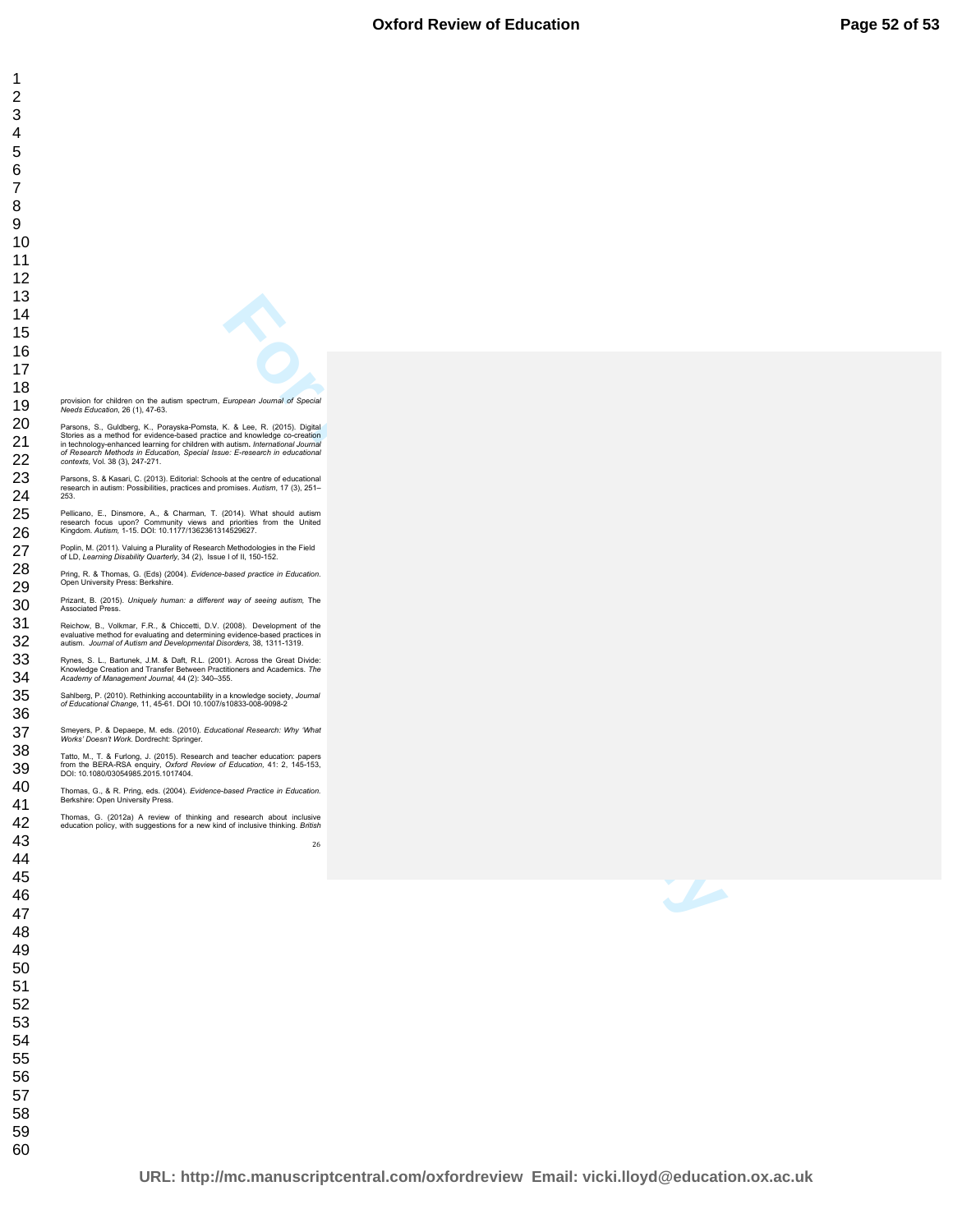provision for children on the autism spectrum, *European Journal of Special Needs Education*, 26 (1), 47-63.

Parsons, S., Guldberg, K., Porayska-Pomsta, K. & Lee, R. (2015). Digital Stories as a method for evidence-based practice and knowledge co-creation in technology-enhanced learning for children with autism. *International Journal of Research Methods in Education, Special Issue: E-research in educational contexts*, Vol. 38 (3), 247-271.

Parsons, S. & Kasari, C. (2013). Editorial: Schools at the centre of educational research in autism: Possibilities, practices and promises. *Autism*, 17 (3), 251–253.

Pellicano, E., Dinsmore, A., & Charman, T. (2014). What should autism research focus upon? Community views and priorities from the United Kingdom. *Autism*, 1-15. DOI: 10.1177/1362361314529627.

Poplin, M. (2011). Valuing a Plurality of Research Methodologies in the Field of LD, *Learning Disability Quarterly*, 34 (2), Issue I of II, 150-152.

Pring, R. & Thomas, G. (Eds) (2004). *Evidence-based practice in Education*. Open University Press: Berkshire.

Prizant, B. (2015). *Uniquely human: a different way of seeing autism*, The Associated Press.

Reichow, B., Volkmar, F.R., & Chiccetti, D.V. (2008). Development of the evaluative method for evaluating and determining evidence-based practices in autism. *Journal of Autism and Developmental Disorders*, 38, 1311-1319.

Rynes, S. L., Bartunek, J.M. & Daft, R.L. (2001). Across the Great Divide: Knowledge Creation and Transfer Between Practitioners and Academics. *The Academy of Management Journal*, 44 (2): 340–355.

Sahlberg, P. (2010). Rethinking accountability in a knowledge society, *Journal of Educational Change*, 11, 45-61. DOI 10.1007/s10833-008-9098-2

Smeyers, P. & Depaepe, M. eds. (2010). *Educational Research: Why 'What Works' Doesn't Work*. Dordrecht: Springer.

Tatto, M., T. & Furlong, J. (2015). Research and teacher education: papers from the BERA-RSA enquiry, *Oxford Review of Education*, 41: 2, 145-153, DOI: 10.1080/03054985.2015.1017404.

Thomas, G., & R. Pring, eds. (2004). *Evidence-based Practice in Education*. Berkshire: Open University Press.

Thomas, G. (2012a) A review of thinking and research about inclusive education policy, with suggestions for a new kind of inclusive thinking. *British*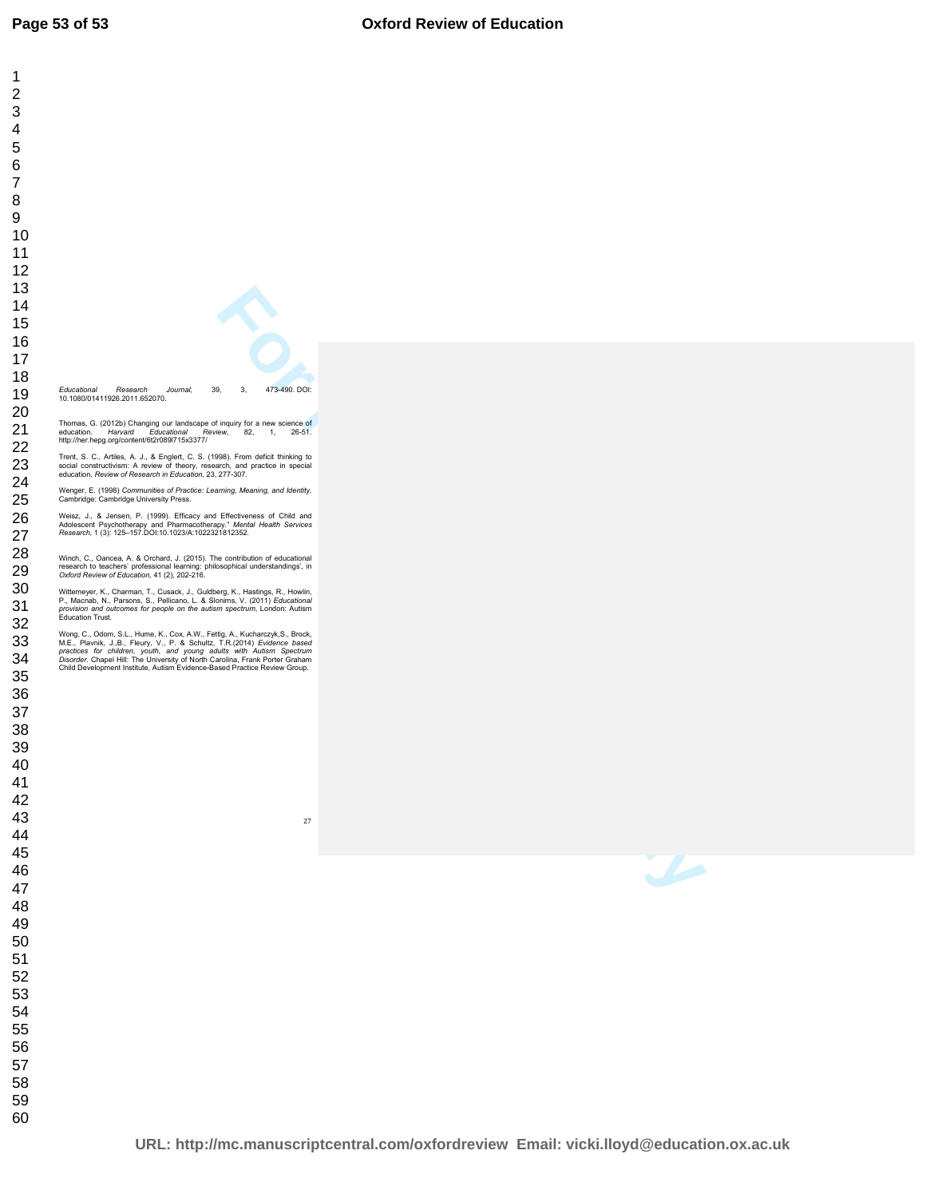*Educational Research Journal*, 39, 3, 473-490. DOI: 10.1080/01411926.2011.652070.

Thomas, G. (2012b) Changing our landscape of inquiry for a new science of education. *Harvard Educational Review*, 82, 1, 26-51. http://her.hepg.org/content/6t2r089l715x3377/

Trent, S. C., Artiles, A. J., & Englert, C. S. (1998). From deficit thinking to social constructivism: A review of theory, research, and practice in special education. *Review of Research in Education*, 23, 277-307.

Wenger, E. (1998) *Communities of Practice: Learning, Meaning, and Identity*. Cambridge: Cambridge University Press.

Weisz, J., & Jensen, P. (1999). Efficacy and Effectiveness of Child and Adolescent Psychotherapy and Pharmacotherapy." *Mental Health Services Research*, 1 (3): 125–157.DOI:10.1023/A:1022321812352.

Winch, C., Oancea, A. & Orchard, J. (2015). The contribution of educational research to teachers' professional learning: philosophical understandings', in *Oxford Review of Education*, 41 (2), 202-216.

Wittemeyer, K., Charman, T., Cusack, J., Guldberg, K., Hastings, R., Howlin, P., Macnab, N., Parsons, S., Pellicano, L. & Slonims, V. (2011) *Educational provision and outcomes for people on the autism spectrum*, London: Autism Education Trust.

Wong, C., Odom, S.L., Hume, K., Cox, A.W., Fettig, A., Kucharczyk,S., Brock, M.E., Plavnik, J.,B., Fleury, V., P. & Schultz, T.R.(2014) *Evidence based practices for children, youth, and young adults with Autism Spectrum Disorder*. Chapel Hill: The University of North Carolina, Frank Porter Graham Child Development Institute, Autism Evidence-Based Practice Review Group.